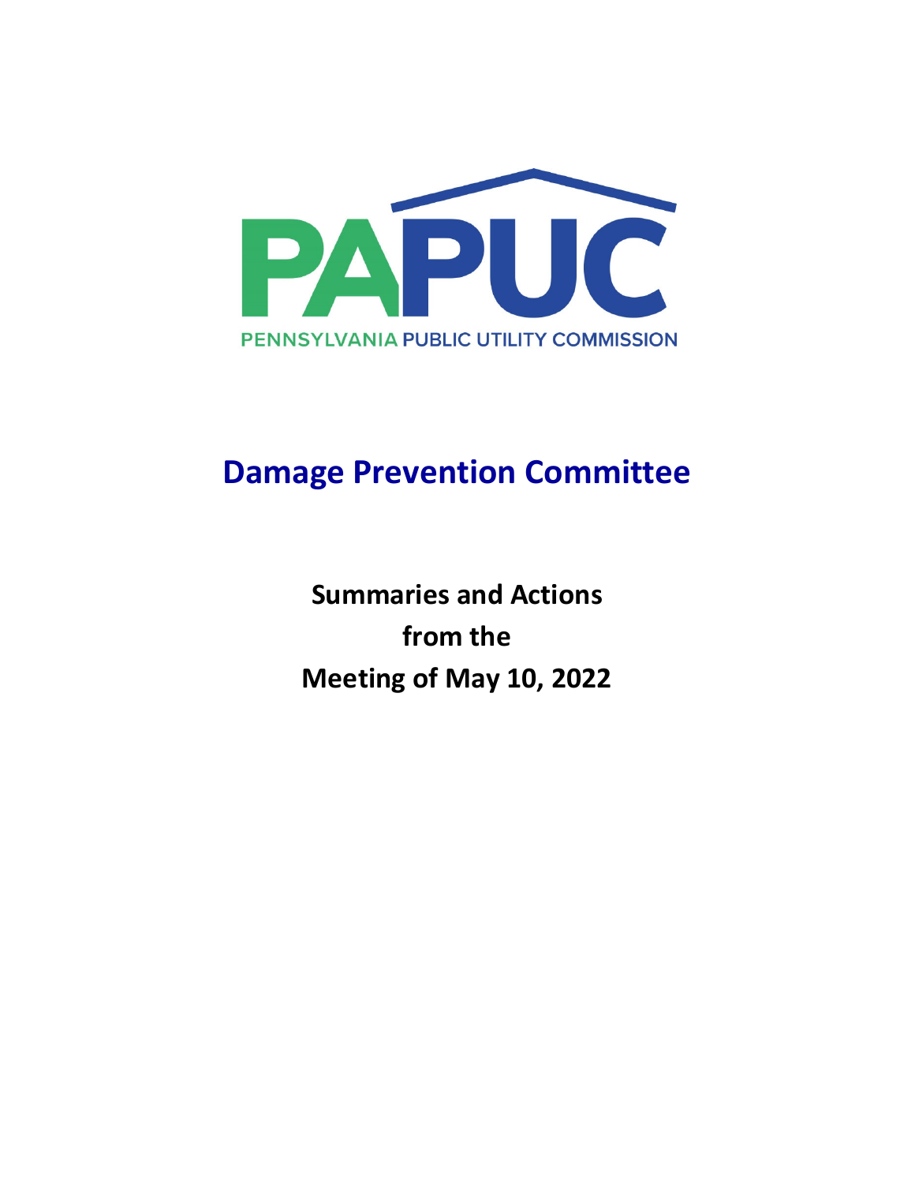PAPUC

PENNSYLVANIA PUBLIC UTILITY COMMISSION

# Damage Prevention Committee

**Summaries and Actions**
**from the**
**Meeting of May 10, 2022**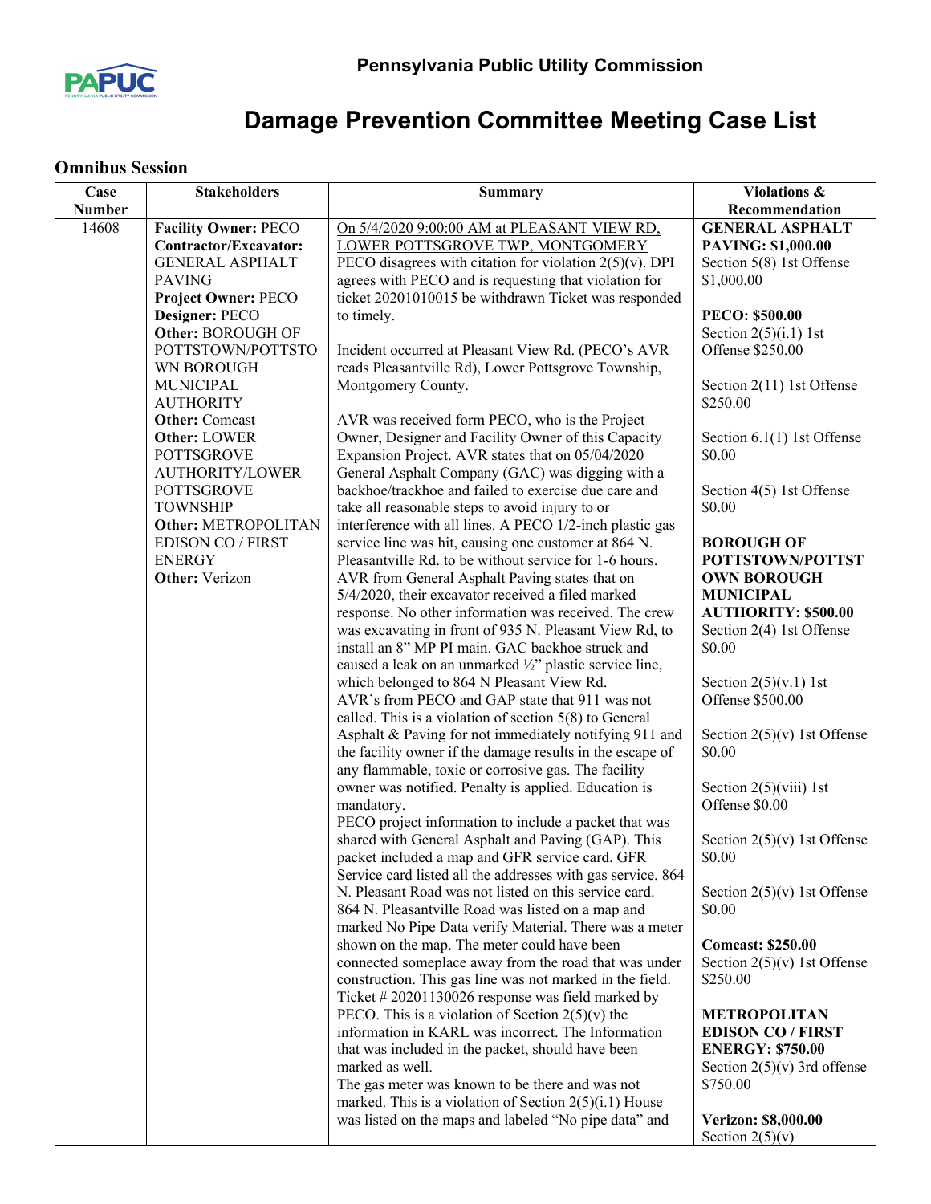# Pennsylvania Public Utility Commission

# Damage Prevention Committee Meeting Case List

## Omnibus Session

| Case Number | Stakeholders | Summary | Violations & Recommendation |
|---|---|---|---|
| 14608 | **Facility Owner:** PECO<br>**Contractor/Excavator:** GENERAL ASPHALT PAVING<br>**Project Owner:** PECO<br>**Designer:** PECO<br>**Other:** BOROUGH OF POTTSTOWN/POTTSTOWN BOROUGH MUNICIPAL AUTHORITY<br>**Other:** Comcast<br>**Other:** LOWER POTTSGROVE AUTHORITY/LOWER POTTSGROVE TOWNSHIP<br>**Other:** METROPOLITAN EDISON CO / FIRST ENERGY<br>**Other:** Verizon | On 5/4/2020 9:00:00 AM at PLEASANT VIEW RD, LOWER POTTSGROVE TWP, MONTGOMERY<br>PECO disagrees with citation for violation 2(5)(v). DPI agrees with PECO and is requesting that violation for ticket 20201010015 be withdrawn Ticket was responded to timely.<br><br>Incident occurred at Pleasant View Rd. (PECO's AVR reads Pleasantville Rd), Lower Pottsgrove Township, Montgomery County.<br><br>AVR was received form PECO, who is the Project Owner, Designer and Facility Owner of this Capacity Expansion Project. AVR states that on 05/04/2020 General Asphalt Company (GAC) was digging with a backhoe/trackhoe and failed to exercise due care and take all reasonable steps to avoid injury to or interference with all lines. A PECO 1/2-inch plastic gas service line was hit, causing one customer at 864 N. Pleasantville Rd. to be without service for 1-6 hours. AVR from General Asphalt Paving states that on 5/4/2020, their excavator received a filed marked response. No other information was received. The crew was excavating in front of 935 N. Pleasant View Rd, to install an 8" MP PI main. GAC backhoe struck and caused a leak on an unmarked ½" plastic service line, which belonged to 864 N Pleasant View Rd.<br>AVR's from PECO and GAP state that 911 was not called. This is a violation of section 5(8) to General Asphalt & Paving for not immediately notifying 911 and the facility owner if the damage results in the escape of any flammable, toxic or corrosive gas. The facility owner was notified. Penalty is applied. Education is mandatory.<br>PECO project information to include a packet that was shared with General Asphalt and Paving (GAP). This packet included a map and GFR service card. GFR Service card listed all the addresses with gas service. 864 N. Pleasant Road was not listed on this service card. 864 N. Pleasantville Road was listed on a map and marked No Pipe Data verify Material. There was a meter shown on the map. The meter could have been connected someplace away from the road that was under construction. This gas line was not marked in the field. Ticket # 20201130026 response was field marked by PECO. This is a violation of Section 2(5)(v) the information in KARL was incorrect. The Information that was included in the packet, should have been marked as well.<br>The gas meter was known to be there and was not marked. This is a violation of Section 2(5)(i.1) House was listed on the maps and labeled "No pipe data" and | **GENERAL ASPHALT PAVING: $1,000.00**<br>Section 5(8) 1st Offense $1,000.00<br><br>**PECO: $500.00**<br>Section 2(5)(i.1) 1st Offense $250.00<br><br>Section 2(11) 1st Offense $250.00<br><br>Section 6.1(1) 1st Offense $0.00<br><br>Section 4(5) 1st Offense $0.00<br><br>**BOROUGH OF POTTSTOWN/POTTSTOWN BOROUGH MUNICIPAL AUTHORITY: $500.00**<br>Section 2(4) 1st Offense $0.00<br><br>Section 2(5)(v.1) 1st Offense $500.00<br><br>Section 2(5)(v) 1st Offense $0.00<br><br>Section 2(5)(viii) 1st Offense $0.00<br><br>Section 2(5)(v) 1st Offense $0.00<br><br>Section 2(5)(v) 1st Offense $0.00<br><br>**Comcast: $250.00**<br>Section 2(5)(v) 1st Offense $250.00<br><br>**METROPOLITAN EDISON CO / FIRST ENERGY: $750.00**<br>Section 2(5)(v) 3rd offense $750.00<br><br>**Verizon: $8,000.00**<br>Section 2(5)(v) |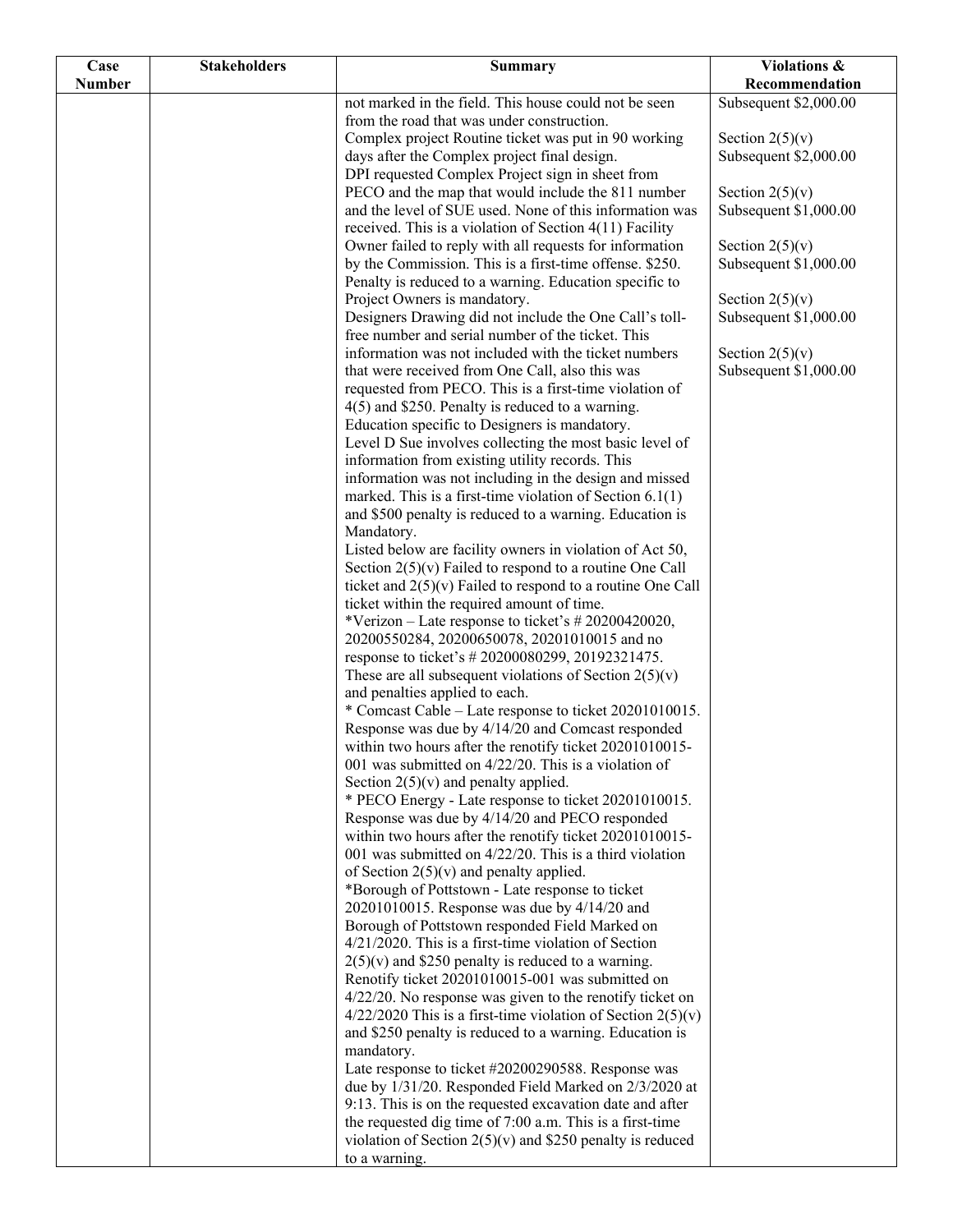| Case Number | Stakeholders | Summary | Violations & Recommendation |
|---|---|---|---|
| | | not marked in the field. This house could not be seen from the road that was under construction.<br>Complex project Routine ticket was put in 90 working days after the Complex project final design.<br>DPI requested Complex Project sign in sheet from PECO and the map that would include the 811 number and the level of SUE used. None of this information was received. This is a violation of Section 4(11) Facility Owner failed to reply with all requests for information by the Commission. This is a first-time offense. $250. Penalty is reduced to a warning. Education specific to Project Owners is mandatory.<br>Designers Drawing did not include the One Call's toll-free number and serial number of the ticket. This information was not included with the ticket numbers that were received from One Call, also this was requested from PECO. This is a first-time violation of 4(5) and $250. Penalty is reduced to a warning. Education specific to Designers is mandatory.<br>Level D Sue involves collecting the most basic level of information from existing utility records. This information was not including in the design and missed marked. This is a first-time violation of Section 6.1(1) and $500 penalty is reduced to a warning. Education is Mandatory.<br>Listed below are facility owners in violation of Act 50, Section 2(5)(v) Failed to respond to a routine One Call ticket and 2(5)(v) Failed to respond to a routine One Call ticket within the required amount of time.<br>*Verizon – Late response to ticket's # 20200420020, 20200550284, 20200650078, 20201010015 and no response to ticket's # 20200080299, 20192321475. These are all subsequent violations of Section 2(5)(v) and penalties applied to each.<br>* Comcast Cable – Late response to ticket 20201010015. Response was due by 4/14/20 and Comcast responded within two hours after the renotify ticket 20201010015-001 was submitted on 4/22/20. This is a violation of Section 2(5)(v) and penalty applied.<br>* PECO Energy - Late response to ticket 20201010015. Response was due by 4/14/20 and PECO responded within two hours after the renotify ticket 20201010015-001 was submitted on 4/22/20. This is a third violation of Section 2(5)(v) and penalty applied.<br>*Borough of Pottstown - Late response to ticket 20201010015. Response was due by 4/14/20 and Borough of Pottstown responded Field Marked on 4/21/2020. This is a first-time violation of Section 2(5)(v) and $250 penalty is reduced to a warning. Renotify ticket 20201010015-001 was submitted on 4/22/20. No response was given to the renotify ticket on 4/22/2020 This is a first-time violation of Section 2(5)(v) and $250 penalty is reduced to a warning. Education is mandatory.<br>Late response to ticket #20200290588. Response was due by 1/31/20. Responded Field Marked on 2/3/2020 at 9:13. This is on the requested excavation date and after the requested dig time of 7:00 a.m. This is a first-time violation of Section 2(5)(v) and $250 penalty is reduced to a warning. | Subsequent $2,000.00<br><br>Section 2(5)(v)<br>Subsequent $2,000.00<br><br>Section 2(5)(v)<br>Subsequent $1,000.00<br><br>Section 2(5)(v)<br>Subsequent $1,000.00<br><br>Section 2(5)(v)<br>Subsequent $1,000.00<br><br>Section 2(5)(v)<br>Subsequent $1,000.00 |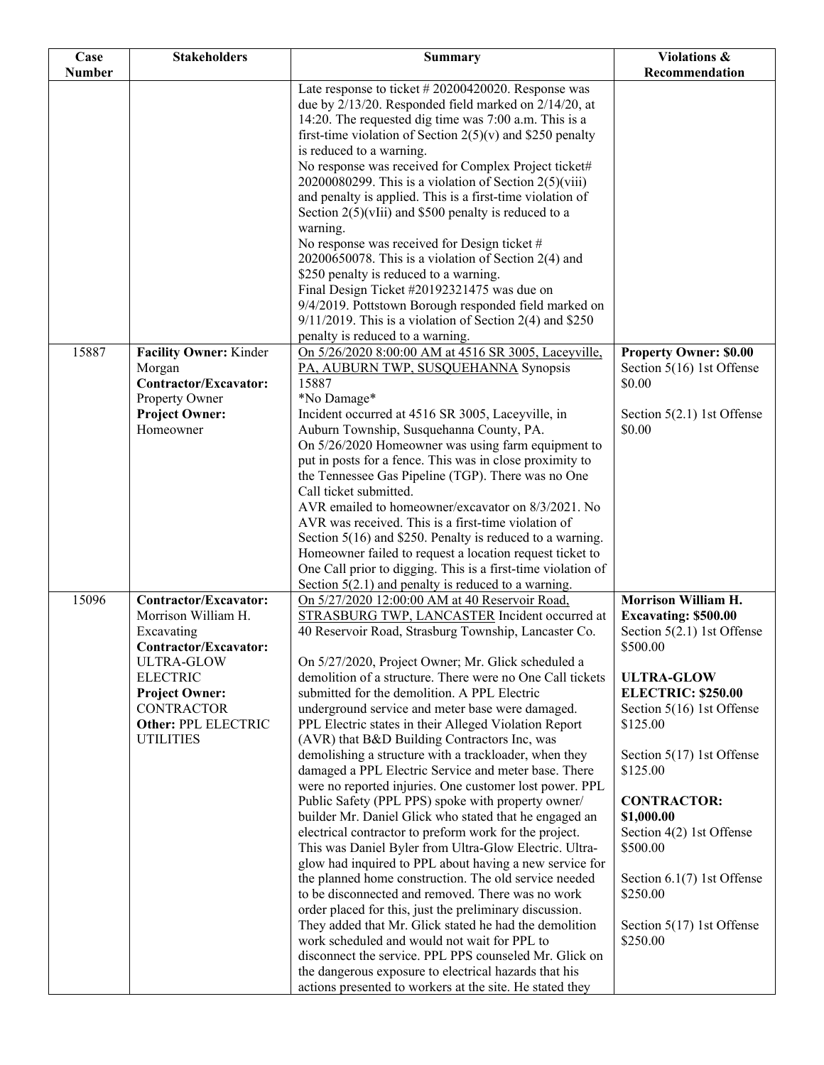| Case Number | Stakeholders | Summary | Violations & Recommendation |
|---|---|---|---|
| | | Late response to ticket # 20200420020. Response was due by 2/13/20. Responded field marked on 2/14/20, at 14:20. The requested dig time was 7:00 a.m. This is a first-time violation of Section 2(5)(v) and $250 penalty is reduced to a warning.<br>No response was received for Complex Project ticket# 20200080299. This is a violation of Section 2(5)(viii) and penalty is applied. This is a first-time violation of Section 2(5)(vIii) and $500 penalty is reduced to a warning.<br>No response was received for Design ticket # 20200650078. This is a violation of Section 2(4) and $250 penalty is reduced to a warning.<br>Final Design Ticket #20192321475 was due on 9/4/2019. Pottstown Borough responded field marked on 9/11/2019. This is a violation of Section 2(4) and $250 penalty is reduced to a warning. | |
| 15887 | **Facility Owner:** Kinder Morgan<br>**Contractor/Excavator:** Property Owner<br>**Project Owner:** Homeowner | On 5/26/2020 8:00:00 AM at 4516 SR 3005, Laceyville, PA, AUBURN TWP, SUSQUEHANNA Synopsis 15887<br>*No Damage*<br>Incident occurred at 4516 SR 3005, Laceyville, in Auburn Township, Susquehanna County, PA.<br>On 5/26/2020 Homeowner was using farm equipment to put in posts for a fence. This was in close proximity to the Tennessee Gas Pipeline (TGP). There was no One Call ticket submitted.<br>AVR emailed to homeowner/excavator on 8/3/2021. No AVR was received. This is a first-time violation of Section 5(16) and $250. Penalty is reduced to a warning.<br>Homeowner failed to request a location request ticket to One Call prior to digging. This is a first-time violation of Section 5(2.1) and penalty is reduced to a warning. | **Property Owner: $0.00**<br>Section 5(16) 1st Offense $0.00<br><br>Section 5(2.1) 1st Offense $0.00 |
| 15096 | **Contractor/Excavator:** Morrison William H. Excavating<br>**Contractor/Excavator:** ULTRA-GLOW ELECTRIC<br>**Project Owner:** CONTRACTOR<br>**Other:** PPL ELECTRIC UTILITIES | On 5/27/2020 12:00:00 AM at 40 Reservoir Road, STRASBURG TWP, LANCASTER Incident occurred at 40 Reservoir Road, Strasburg Township, Lancaster Co.<br><br>On 5/27/2020, Project Owner; Mr. Glick scheduled a demolition of a structure. There were no One Call tickets submitted for the demolition. A PPL Electric underground service and meter base were damaged. PPL Electric states in their Alleged Violation Report (AVR) that B&D Building Contractors Inc, was demolishing a structure with a trackloader, when they damaged a PPL Electric Service and meter base. There were no reported injuries. One customer lost power. PPL Public Safety (PPL PPS) spoke with property owner/builder Mr. Daniel Glick who stated that he engaged an electrical contractor to preform work for the project. This was Daniel Byler from Ultra-Glow Electric. Ultra-glow had inquired to PPL about having a new service for the planned home construction. The old service needed to be disconnected and removed. There was no work order placed for this, just the preliminary discussion. They added that Mr. Glick stated he had the demolition work scheduled and would not wait for PPL to disconnect the service. PPL PPS counseled Mr. Glick on the dangerous exposure to electrical hazards that his actions presented to workers at the site. He stated they | **Morrison William H. Excavating: $500.00**<br>Section 5(2.1) 1st Offense $500.00<br><br>**ULTRA-GLOW ELECTRIC: $250.00**<br>Section 5(16) 1st Offense $125.00<br><br>Section 5(17) 1st Offense $125.00<br><br>**CONTRACTOR: $1,000.00**<br>Section 4(2) 1st Offense $500.00<br><br>Section 6.1(7) 1st Offense $250.00<br><br>Section 5(17) 1st Offense $250.00 |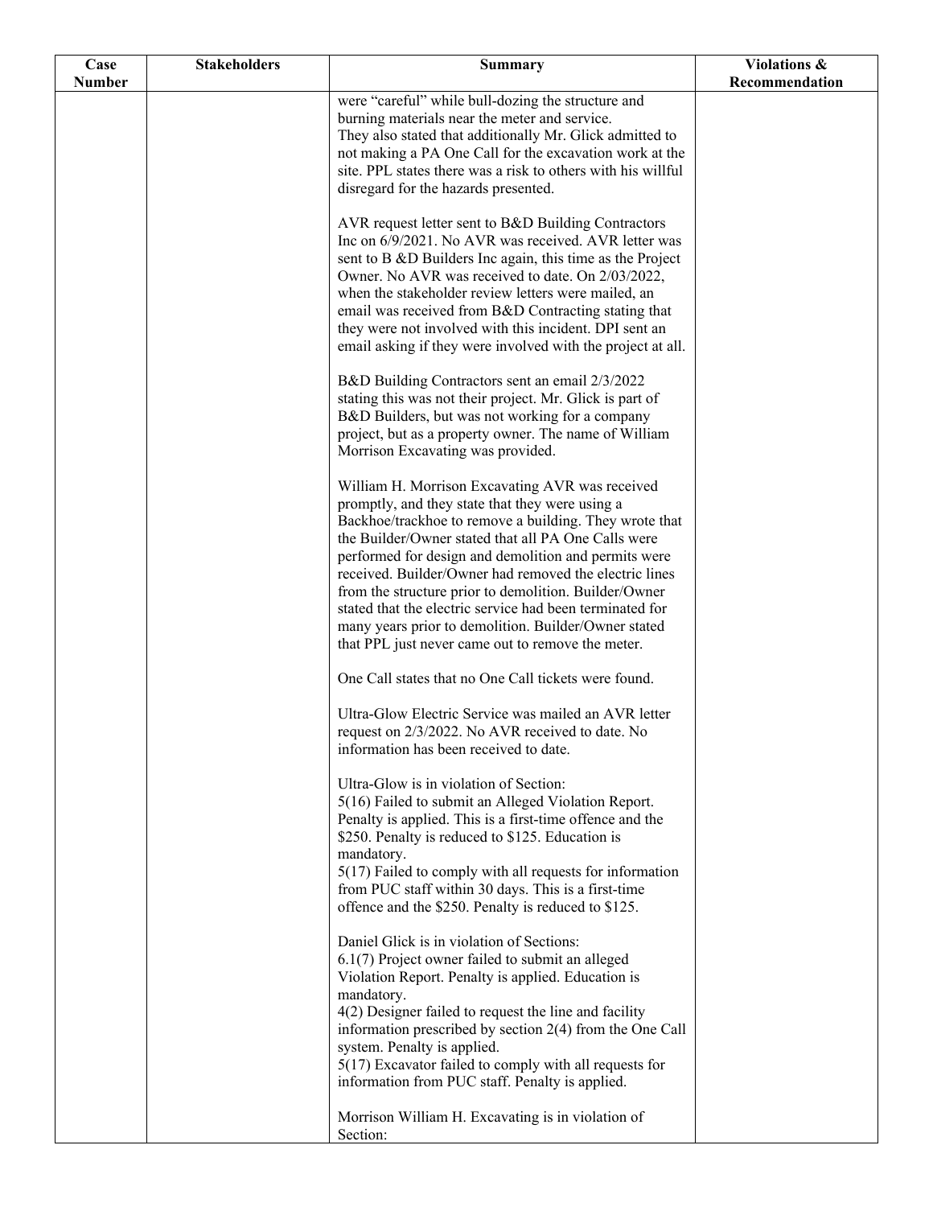| Case Number | Stakeholders | Summary | Violations & Recommendation |
|---|---|---|---|
| | | were "careful" while bull-dozing the structure and burning materials near the meter and service.<br>They also stated that additionally Mr. Glick admitted to not making a PA One Call for the excavation work at the site. PPL states there was a risk to others with his willful disregard for the hazards presented.<br><br>AVR request letter sent to B&D Building Contractors Inc on 6/9/2021. No AVR was received. AVR letter was sent to B &D Builders Inc again, this time as the Project Owner. No AVR was received to date. On 2/03/2022, when the stakeholder review letters were mailed, an email was received from B&D Contracting stating that they were not involved with this incident. DPI sent an email asking if they were involved with the project at all.<br><br>B&D Building Contractors sent an email 2/3/2022 stating this was not their project. Mr. Glick is part of B&D Builders, but was not working for a company project, but as a property owner. The name of William Morrison Excavating was provided.<br><br>William H. Morrison Excavating AVR was received promptly, and they state that they were using a Backhoe/trackhoe to remove a building. They wrote that the Builder/Owner stated that all PA One Calls were performed for design and demolition and permits were received. Builder/Owner had removed the electric lines from the structure prior to demolition. Builder/Owner stated that the electric service had been terminated for many years prior to demolition. Builder/Owner stated that PPL just never came out to remove the meter.<br><br>One Call states that no One Call tickets were found.<br><br>Ultra-Glow Electric Service was mailed an AVR letter request on 2/3/2022. No AVR received to date. No information has been received to date.<br><br>Ultra-Glow is in violation of Section:<br>5(16) Failed to submit an Alleged Violation Report. Penalty is applied. This is a first-time offence and the $250. Penalty is reduced to $125. Education is mandatory.<br>5(17) Failed to comply with all requests for information from PUC staff within 30 days. This is a first-time offence and the $250. Penalty is reduced to $125.<br><br>Daniel Glick is in violation of Sections:<br>6.1(7) Project owner failed to submit an alleged Violation Report. Penalty is applied. Education is mandatory.<br>4(2) Designer failed to request the line and facility information prescribed by section 2(4) from the One Call system. Penalty is applied.<br>5(17) Excavator failed to comply with all requests for information from PUC staff. Penalty is applied.<br><br>Morrison William H. Excavating is in violation of Section: | |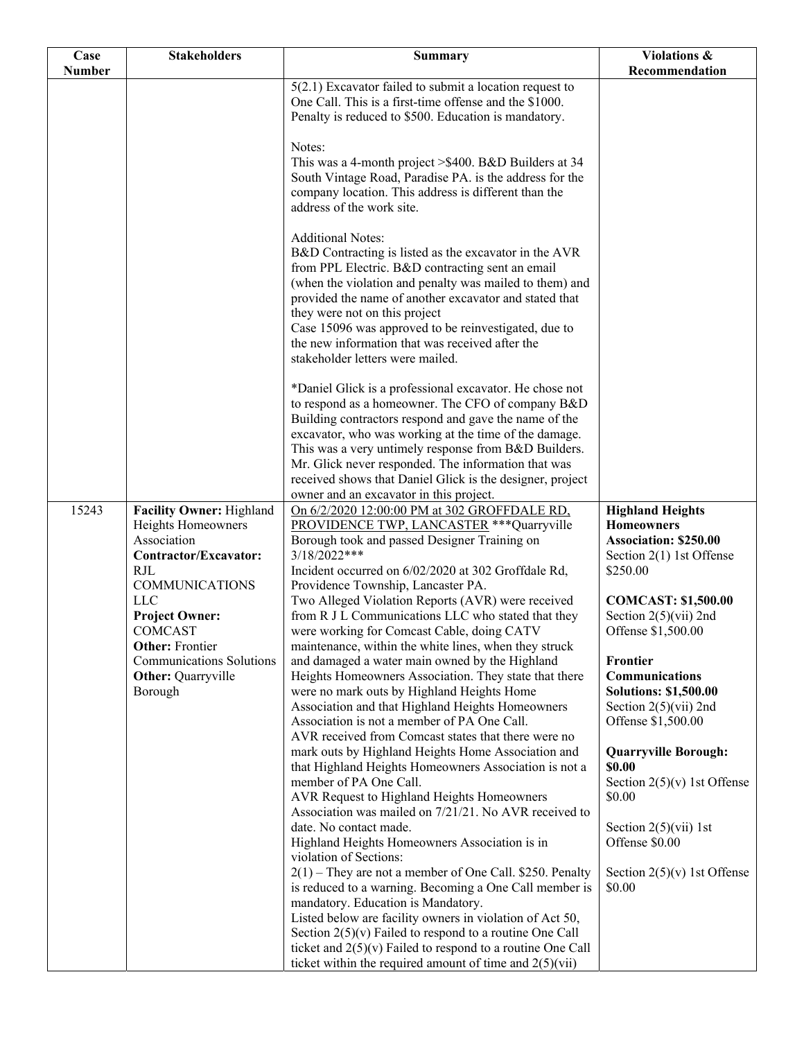| Case Number | Stakeholders | Summary | Violations & Recommendation |
|---|---|---|---|
| | | 5(2.1) Excavator failed to submit a location request to One Call. This is a first-time offense and the $1000. Penalty is reduced to $500. Education is mandatory.<br><br>Notes:<br>This was a 4-month project >$400. B&D Builders at 34 South Vintage Road, Paradise PA. is the address for the company location. This address is different than the address of the work site.<br><br>Additional Notes:<br>B&D Contracting is listed as the excavator in the AVR from PPL Electric. B&D contracting sent an email (when the violation and penalty was mailed to them) and provided the name of another excavator and stated that they were not on this project<br>Case 15096 was approved to be reinvestigated, due to the new information that was received after the stakeholder letters were mailed.<br><br>*Daniel Glick is a professional excavator. He chose not to respond as a homeowner. The CFO of company B&D Building contractors respond and gave the name of the excavator, who was working at the time of the damage. This was a very untimely response from B&D Builders. Mr. Glick never responded. The information that was received shows that Daniel Glick is the designer, project owner and an excavator in this project. | |
| 15243 | **Facility Owner:** Highland Heights Homeowners Association<br>**Contractor/Excavator:** RJL COMMUNICATIONS LLC<br>**Project Owner:** COMCAST<br>**Other:** Frontier Communications Solutions<br>**Other:** Quarryville Borough | On 6/2/2020 12:00:00 PM at 302 GROFFDALE RD, PROVIDENCE TWP, LANCASTER ***Quarryville Borough took and passed Designer Training on 3/18/2022***<br>Incident occurred on 6/02/2020 at 302 Groffdale Rd, Providence Township, Lancaster PA.<br>Two Alleged Violation Reports (AVR) were received from R J L Communications LLC who stated that they were working for Comcast Cable, doing CATV maintenance, within the white lines, when they struck and damaged a water main owned by the Highland Heights Homeowners Association. They state that there were no mark outs by Highland Heights Home Association and that Highland Heights Homeowners Association is not a member of PA One Call.<br>AVR received from Comcast states that there were no mark outs by Highland Heights Home Association and that Highland Heights Homeowners Association is not a member of PA One Call.<br>AVR Request to Highland Heights Homeowners Association was mailed on 7/21/21. No AVR received to date. No contact made.<br>Highland Heights Homeowners Association is in violation of Sections:<br>2(1) – They are not a member of One Call. $250. Penalty is reduced to a warning. Becoming a One Call member is mandatory. Education is Mandatory.<br>Listed below are facility owners in violation of Act 50, Section 2(5)(v) Failed to respond to a routine One Call ticket and 2(5)(v) Failed to respond to a routine One Call ticket within the required amount of time and 2(5)(vii) | **Highland Heights Homeowners Association: $250.00**<br>Section 2(1) 1st Offense $250.00<br><br>**COMCAST: $1,500.00**<br>Section 2(5)(vii) 2nd Offense $1,500.00<br><br>**Frontier Communications Solutions: $1,500.00**<br>Section 2(5)(vii) 2nd Offense $1,500.00<br><br>**Quarryville Borough: $0.00**<br>Section 2(5)(v) 1st Offense $0.00<br><br>Section 2(5)(vii) 1st Offense $0.00<br><br>Section 2(5)(v) 1st Offense $0.00 |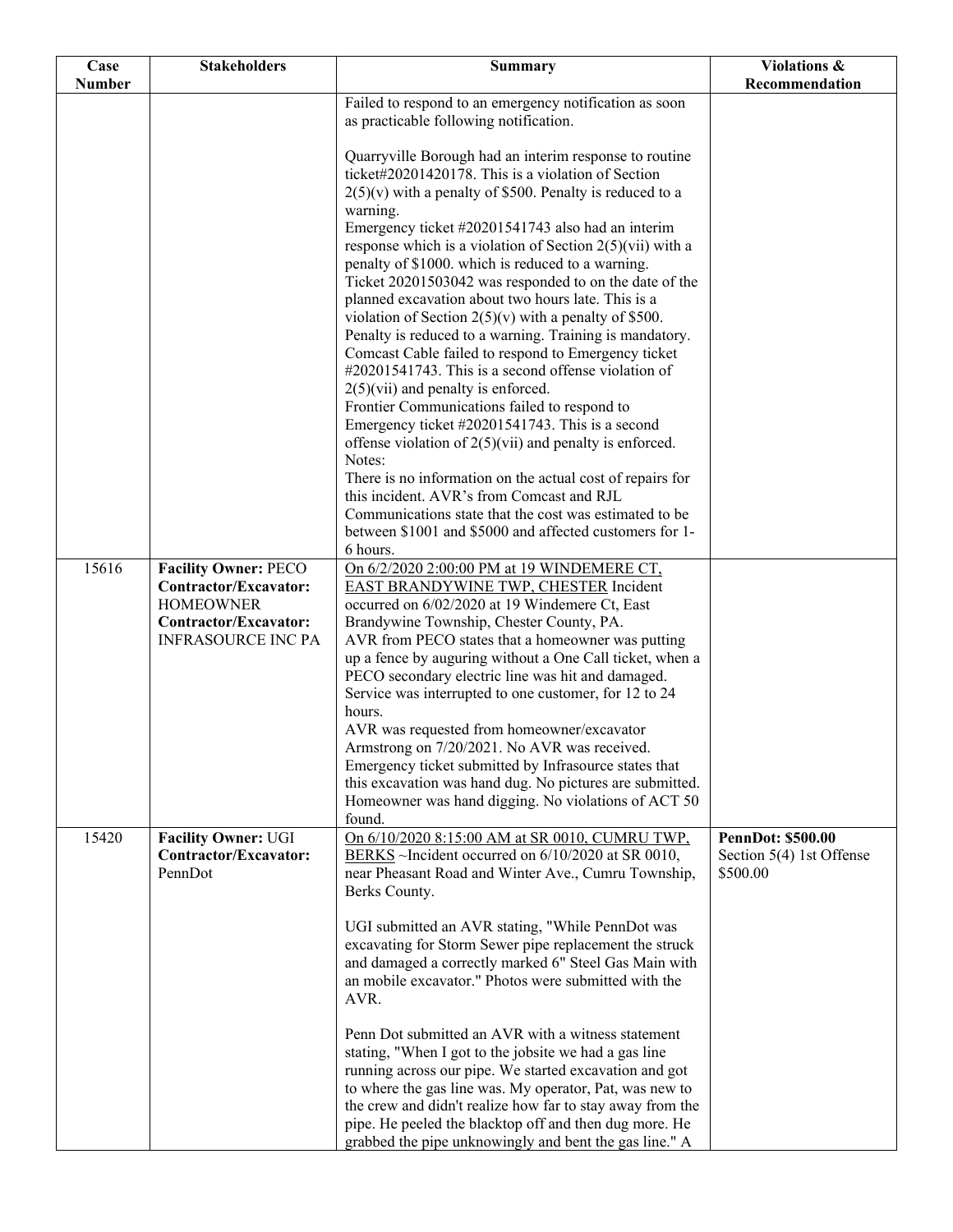| Case Number | Stakeholders | Summary | Violations & Recommendation |
|---|---|---|---|
| | | Failed to respond to an emergency notification as soon as practicable following notification.<br><br>Quarryville Borough had an interim response to routine ticket#20201420178. This is a violation of Section 2(5)(v) with a penalty of $500. Penalty is reduced to a warning.<br>Emergency ticket #20201541743 also had an interim response which is a violation of Section 2(5)(vii) with a penalty of $1000. which is reduced to a warning.<br>Ticket 20201503042 was responded to on the date of the planned excavation about two hours late. This is a violation of Section 2(5)(v) with a penalty of $500. Penalty is reduced to a warning. Training is mandatory.<br>Comcast Cable failed to respond to Emergency ticket #20201541743. This is a second offense violation of 2(5)(vii) and penalty is enforced.<br>Frontier Communications failed to respond to Emergency ticket #20201541743. This is a second offense violation of 2(5)(vii) and penalty is enforced.<br>Notes:<br>There is no information on the actual cost of repairs for this incident. AVR's from Comcast and RJL Communications state that the cost was estimated to be between $1001 and $5000 and affected customers for 1-6 hours. | |
| 15616 | **Facility Owner:** PECO<br>**Contractor/Excavator:** HOMEOWNER<br>**Contractor/Excavator:** INFRASOURCE INC PA | On 6/2/2020 2:00:00 PM at 19 WINDEMERE CT, EAST BRANDYWINE TWP, CHESTER Incident occurred on 6/02/2020 at 19 Windemere Ct, East Brandywine Township, Chester County, PA.<br>AVR from PECO states that a homeowner was putting up a fence by auguring without a One Call ticket, when a PECO secondary electric line was hit and damaged. Service was interrupted to one customer, for 12 to 24 hours.<br>AVR was requested from homeowner/excavator Armstrong on 7/20/2021. No AVR was received.<br>Emergency ticket submitted by Infrasource states that this excavation was hand dug. No pictures are submitted. Homeowner was hand digging. No violations of ACT 50 found. | |
| 15420 | **Facility Owner:** UGI<br>**Contractor/Excavator:** PennDot | On 6/10/2020 8:15:00 AM at SR 0010, CUMRU TWP, BERKS ~Incident occurred on 6/10/2020 at SR 0010, near Pheasant Road and Winter Ave., Cumru Township, Berks County.<br><br>UGI submitted an AVR stating, "While PennDot was excavating for Storm Sewer pipe replacement the struck and damaged a correctly marked 6" Steel Gas Main with an mobile excavator." Photos were submitted with the AVR.<br><br>Penn Dot submitted an AVR with a witness statement stating, "When I got to the jobsite we had a gas line running across our pipe. We started excavation and got to where the gas line was. My operator, Pat, was new to the crew and didn't realize how far to stay away from the pipe. He peeled the blacktop off and then dug more. He grabbed the pipe unknowingly and bent the gas line." A | **PennDot: $500.00**<br>Section 5(4) 1st Offense $500.00 |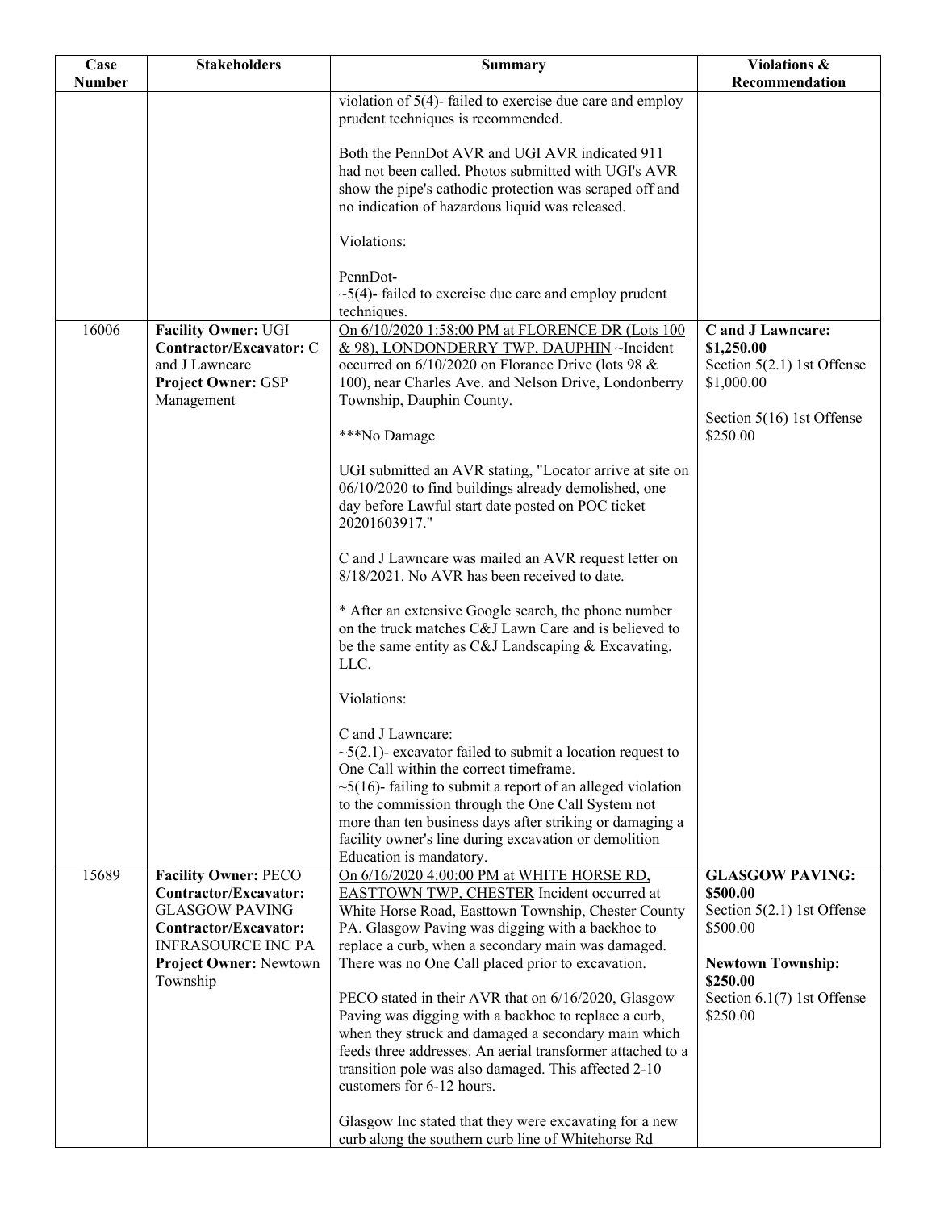| Case Number | Stakeholders | Summary | Violations & Recommendation |
|---|---|---|---|
| | | violation of 5(4)- failed to exercise due care and employ prudent techniques is recommended.<br><br>Both the PennDot AVR and UGI AVR indicated 911 had not been called. Photos submitted with UGI's AVR show the pipe's cathodic protection was scraped off and no indication of hazardous liquid was released.<br><br>Violations:<br><br>PennDot-<br>~5(4)- failed to exercise due care and employ prudent techniques. | |
| 16006 | **Facility Owner:** UGI<br>**Contractor/Excavator:** C and J Lawncare<br>**Project Owner:** GSP Management | On 6/10/2020 1:58:00 PM at FLORENCE DR (Lots 100 & 98), LONDONDERRY TWP, DAUPHIN ~Incident occurred on 6/10/2020 on Florance Drive (lots 98 & 100), near Charles Ave. and Nelson Drive, Londonberry Township, Dauphin County.<br><br>***No Damage<br><br>UGI submitted an AVR stating, "Locator arrive at site on 06/10/2020 to find buildings already demolished, one day before Lawful start date posted on POC ticket 20201603917."<br><br>C and J Lawncare was mailed an AVR request letter on 8/18/2021. No AVR has been received to date.<br><br>* After an extensive Google search, the phone number on the truck matches C&J Lawn Care and is believed to be the same entity as C&J Landscaping & Excavating, LLC.<br><br>Violations:<br><br>C and J Lawncare:<br>~5(2.1)- excavator failed to submit a location request to One Call within the correct timeframe.<br>~5(16)- failing to submit a report of an alleged violation to the commission through the One Call System not more than ten business days after striking or damaging a facility owner's line during excavation or demolition Education is mandatory. | **C and J Lawncare: $1,250.00**<br>Section 5(2.1) 1st Offense $1,000.00<br><br>Section 5(16) 1st Offense $250.00 |
| 15689 | **Facility Owner:** PECO<br>**Contractor/Excavator:** GLASGOW PAVING<br>**Contractor/Excavator:** INFRASOURCE INC PA<br>**Project Owner:** Newtown Township | On 6/16/2020 4:00:00 PM at WHITE HORSE RD, EASTTOWN TWP, CHESTER Incident occurred at White Horse Road, Easttown Township, Chester County PA. Glasgow Paving was digging with a backhoe to replace a curb, when a secondary main was damaged. There was no One Call placed prior to excavation.<br><br>PECO stated in their AVR that on 6/16/2020, Glasgow Paving was digging with a backhoe to replace a curb, when they struck and damaged a secondary main which feeds three addresses. An aerial transformer attached to a transition pole was also damaged. This affected 2-10 customers for 6-12 hours.<br><br>Glasgow Inc stated that they were excavating for a new curb along the southern curb line of Whitehorse Rd | **GLASGOW PAVING: $500.00**<br>Section 5(2.1) 1st Offense $500.00<br><br>**Newtown Township: $250.00**<br>Section 6.1(7) 1st Offense $250.00 |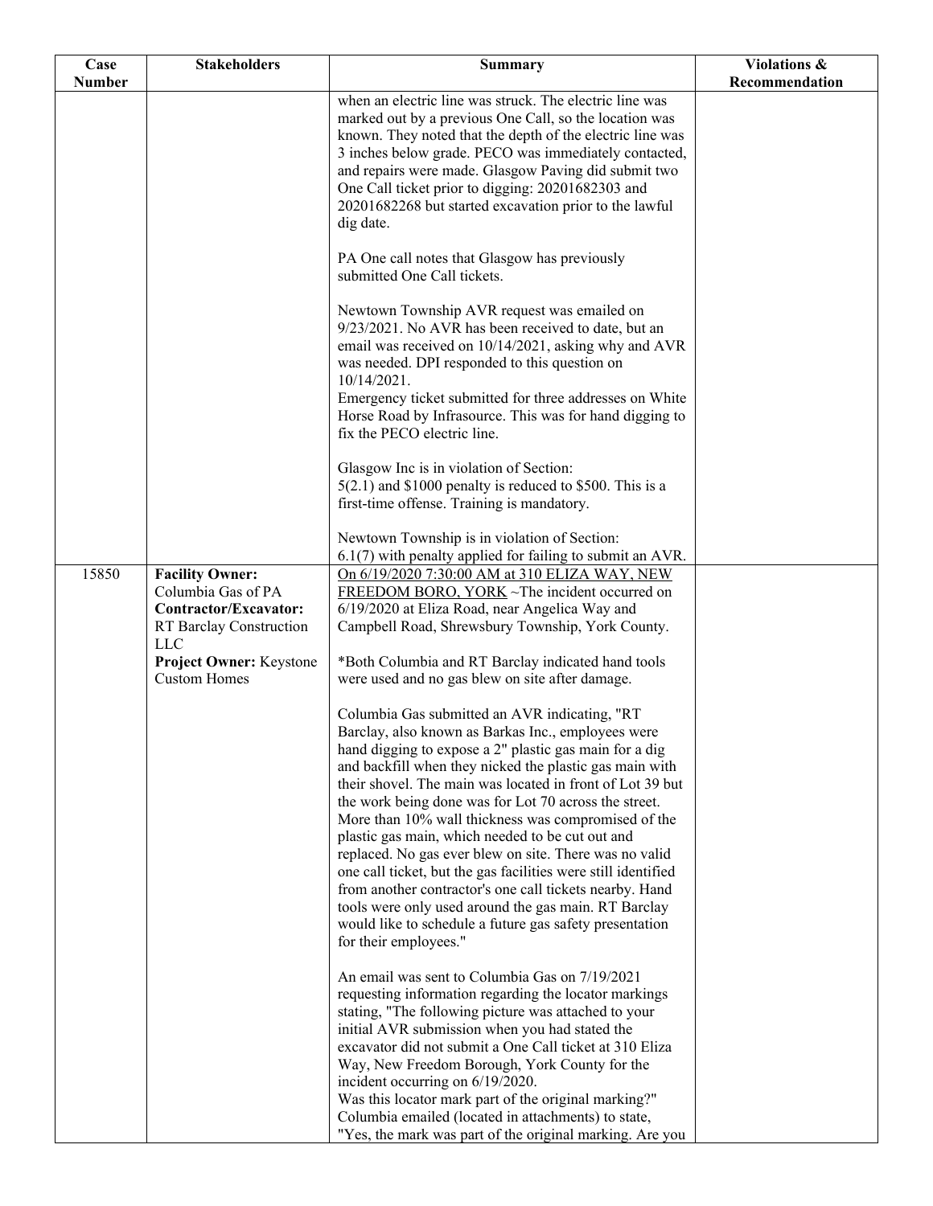| Case Number | Stakeholders | Summary | Violations & Recommendation |
|---|---|---|---|
| | | when an electric line was struck. The electric line was marked out by a previous One Call, so the location was known. They noted that the depth of the electric line was 3 inches below grade. PECO was immediately contacted, and repairs were made. Glasgow Paving did submit two One Call ticket prior to digging: 20201682303 and 20201682268 but started excavation prior to the lawful dig date.<br><br>PA One call notes that Glasgow has previously submitted One Call tickets.<br><br>Newtown Township AVR request was emailed on 9/23/2021. No AVR has been received to date, but an email was received on 10/14/2021, asking why and AVR was needed. DPI responded to this question on 10/14/2021.<br>Emergency ticket submitted for three addresses on White Horse Road by Infrasource. This was for hand digging to fix the PECO electric line.<br><br>Glasgow Inc is in violation of Section:<br>5(2.1) and $1000 penalty is reduced to $500. This is a first-time offense. Training is mandatory.<br><br>Newtown Township is in violation of Section:<br>6.1(7) with penalty applied for failing to submit an AVR. | |
| 15850 | **Facility Owner:** Columbia Gas of PA<br>**Contractor/Excavator:** RT Barclay Construction LLC<br>**Project Owner:** Keystone Custom Homes | On 6/19/2020 7:30:00 AM at 310 ELIZA WAY, NEW FREEDOM BORO, YORK ~The incident occurred on 6/19/2020 at Eliza Road, near Angelica Way and Campbell Road, Shrewsbury Township, York County.<br><br>*Both Columbia and RT Barclay indicated hand tools were used and no gas blew on site after damage.<br><br>Columbia Gas submitted an AVR indicating, "RT Barclay, also known as Barkas Inc., employees were hand digging to expose a 2" plastic gas main for a dig and backfill when they nicked the plastic gas main with their shovel. The main was located in front of Lot 39 but the work being done was for Lot 70 across the street. More than 10% wall thickness was compromised of the plastic gas main, which needed to be cut out and replaced. No gas ever blew on site. There was no valid one call ticket, but the gas facilities were still identified from another contractor's one call tickets nearby. Hand tools were only used around the gas main. RT Barclay would like to schedule a future gas safety presentation for their employees."<br><br>An email was sent to Columbia Gas on 7/19/2021 requesting information regarding the locator markings stating, "The following picture was attached to your initial AVR submission when you had stated the excavator did not submit a One Call ticket at 310 Eliza Way, New Freedom Borough, York County for the incident occurring on 6/19/2020.<br>Was this locator mark part of the original marking?" Columbia emailed (located in attachments) to state, "Yes, the mark was part of the original marking. Are you | |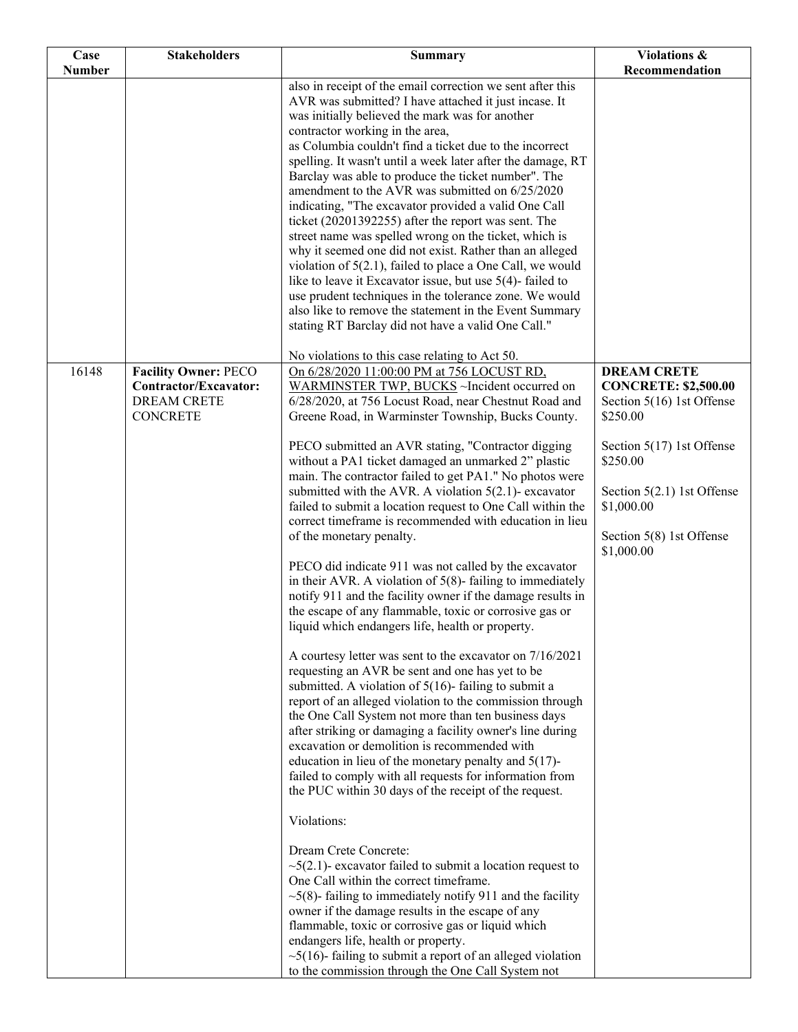| Case Number | Stakeholders | Summary | Violations & Recommendation |
|---|---|---|---|
| | | also in receipt of the email correction we sent after this AVR was submitted? I have attached it just incase. It was initially believed the mark was for another contractor working in the area,<br>as Columbia couldn't find a ticket due to the incorrect spelling. It wasn't until a week later after the damage, RT Barclay was able to produce the ticket number". The amendment to the AVR was submitted on 6/25/2020 indicating, "The excavator provided a valid One Call ticket (20201392255) after the report was sent. The street name was spelled wrong on the ticket, which is why it seemed one did not exist. Rather than an alleged violation of 5(2.1), failed to place a One Call, we would like to leave it Excavator issue, but use 5(4)- failed to use prudent techniques in the tolerance zone. We would also like to remove the statement in the Event Summary stating RT Barclay did not have a valid One Call."<br><br>No violations to this case relating to Act 50. | |
| 16148 | **Facility Owner:** PECO<br>**Contractor/Excavator:** DREAM CRETE CONCRETE | On 6/28/2020 11:00:00 PM at 756 LOCUST RD, WARMINSTER TWP, BUCKS ~Incident occurred on 6/28/2020, at 756 Locust Road, near Chestnut Road and Greene Road, in Warminster Township, Bucks County.<br><br>PECO submitted an AVR stating, "Contractor digging without a PA1 ticket damaged an unmarked 2" plastic main. The contractor failed to get PA1." No photos were submitted with the AVR. A violation 5(2.1)- excavator failed to submit a location request to One Call within the correct timeframe is recommended with education in lieu of the monetary penalty.<br><br>PECO did indicate 911 was not called by the excavator in their AVR. A violation of 5(8)- failing to immediately notify 911 and the facility owner if the damage results in the escape of any flammable, toxic or corrosive gas or liquid which endangers life, health or property.<br><br>A courtesy letter was sent to the excavator on 7/16/2021 requesting an AVR be sent and one has yet to be submitted. A violation of 5(16)- failing to submit a report of an alleged violation to the commission through the One Call System not more than ten business days after striking or damaging a facility owner's line during excavation or demolition is recommended with education in lieu of the monetary penalty and 5(17)- failed to comply with all requests for information from the PUC within 30 days of the receipt of the request.<br><br>Violations:<br><br>Dream Crete Concrete:<br>~5(2.1)- excavator failed to submit a location request to One Call within the correct timeframe.<br>~5(8)- failing to immediately notify 911 and the facility owner if the damage results in the escape of any flammable, toxic or corrosive gas or liquid which endangers life, health or property.<br>~5(16)- failing to submit a report of an alleged violation to the commission through the One Call System not | **DREAM CRETE CONCRETE: $2,500.00**<br>Section 5(16) 1st Offense $250.00<br><br>Section 5(17) 1st Offense $250.00<br><br>Section 5(2.1) 1st Offense $1,000.00<br><br>Section 5(8) 1st Offense $1,000.00 |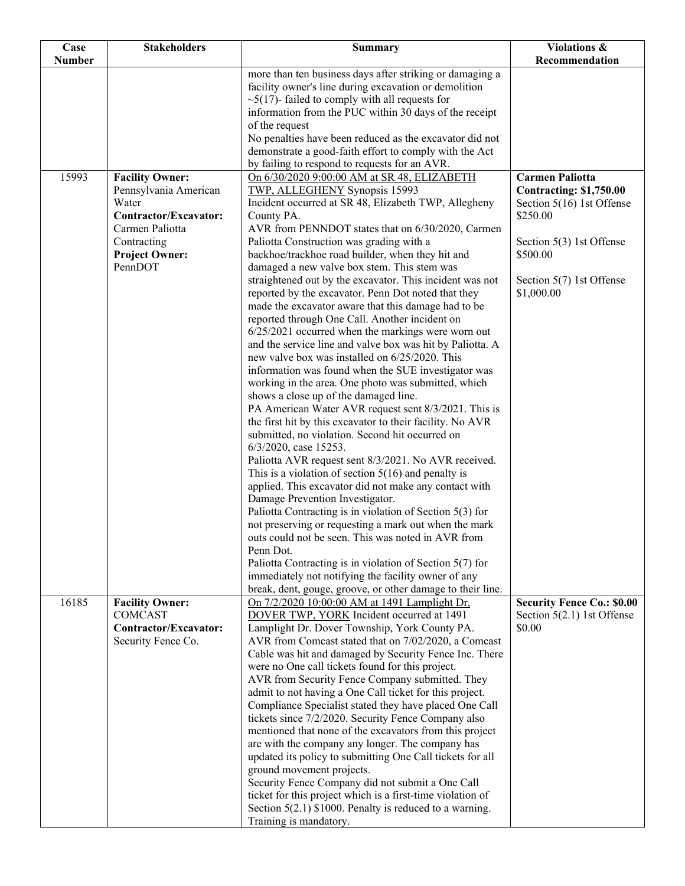| Case Number | Stakeholders | Summary | Violations & Recommendation |
|---|---|---|---|
| | | more than ten business days after striking or damaging a facility owner's line during excavation or demolition ~5(17)- failed to comply with all requests for information from the PUC within 30 days of the receipt of the request<br>No penalties have been reduced as the excavator did not demonstrate a good-faith effort to comply with the Act by failing to respond to requests for an AVR. | |
| 15993 | **Facility Owner:** Pennsylvania American Water<br>**Contractor/Excavator:** Carmen Paliotta Contracting<br>**Project Owner:** PennDOT | On 6/30/2020 9:00:00 AM at SR 48, ELIZABETH TWP, ALLEGHENY Synopsis 15993<br>Incident occurred at SR 48, Elizabeth TWP, Allegheny County PA.<br>AVR from PENNDOT states that on 6/30/2020, Carmen Paliotta Construction was grading with a backhoe/trackhoe road builder, when they hit and damaged a new valve box stem. This stem was straightened out by the excavator. This incident was not reported by the excavator. Penn Dot noted that they made the excavator aware that this damage had to be reported through One Call. Another incident on 6/25/2021 occurred when the markings were worn out and the service line and valve box was hit by Paliotta. A new valve box was installed on 6/25/2020. This information was found when the SUE investigator was working in the area. One photo was submitted, which shows a close up of the damaged line.<br>PA American Water AVR request sent 8/3/2021. This is the first hit by this excavator to their facility. No AVR submitted, no violation. Second hit occurred on 6/3/2020, case 15253.<br>Paliotta AVR request sent 8/3/2021. No AVR received. This is a violation of section 5(16) and penalty is applied. This excavator did not make any contact with Damage Prevention Investigator.<br>Paliotta Contracting is in violation of Section 5(3) for not preserving or requesting a mark out when the mark outs could not be seen. This was noted in AVR from Penn Dot.<br>Paliotta Contracting is in violation of Section 5(7) for immediately not notifying the facility owner of any break, dent, gouge, groove, or other damage to their line. | **Carmen Paliotta Contracting: $1,750.00**<br>Section 5(16) 1st Offense $250.00<br><br>Section 5(3) 1st Offense $500.00<br><br>Section 5(7) 1st Offense $1,000.00 |
| 16185 | **Facility Owner:** COMCAST<br>**Contractor/Excavator:** Security Fence Co. | On 7/2/2020 10:00:00 AM at 1491 Lamplight Dr, DOVER TWP, YORK Incident occurred at 1491 Lamplight Dr. Dover Township, York County PA.<br>AVR from Comcast stated that on 7/02/2020, a Comcast Cable was hit and damaged by Security Fence Inc. There were no One call tickets found for this project.<br>AVR from Security Fence Company submitted. They admit to not having a One Call ticket for this project. Compliance Specialist stated they have placed One Call tickets since 7/2/2020. Security Fence Company also mentioned that none of the excavators from this project are with the company any longer. The company has updated its policy to submitting One Call tickets for all ground movement projects.<br>Security Fence Company did not submit a One Call ticket for this project which is a first-time violation of Section 5(2.1) $1000. Penalty is reduced to a warning. Training is mandatory. | **Security Fence Co.: $0.00**<br>Section 5(2.1) 1st Offense $0.00 |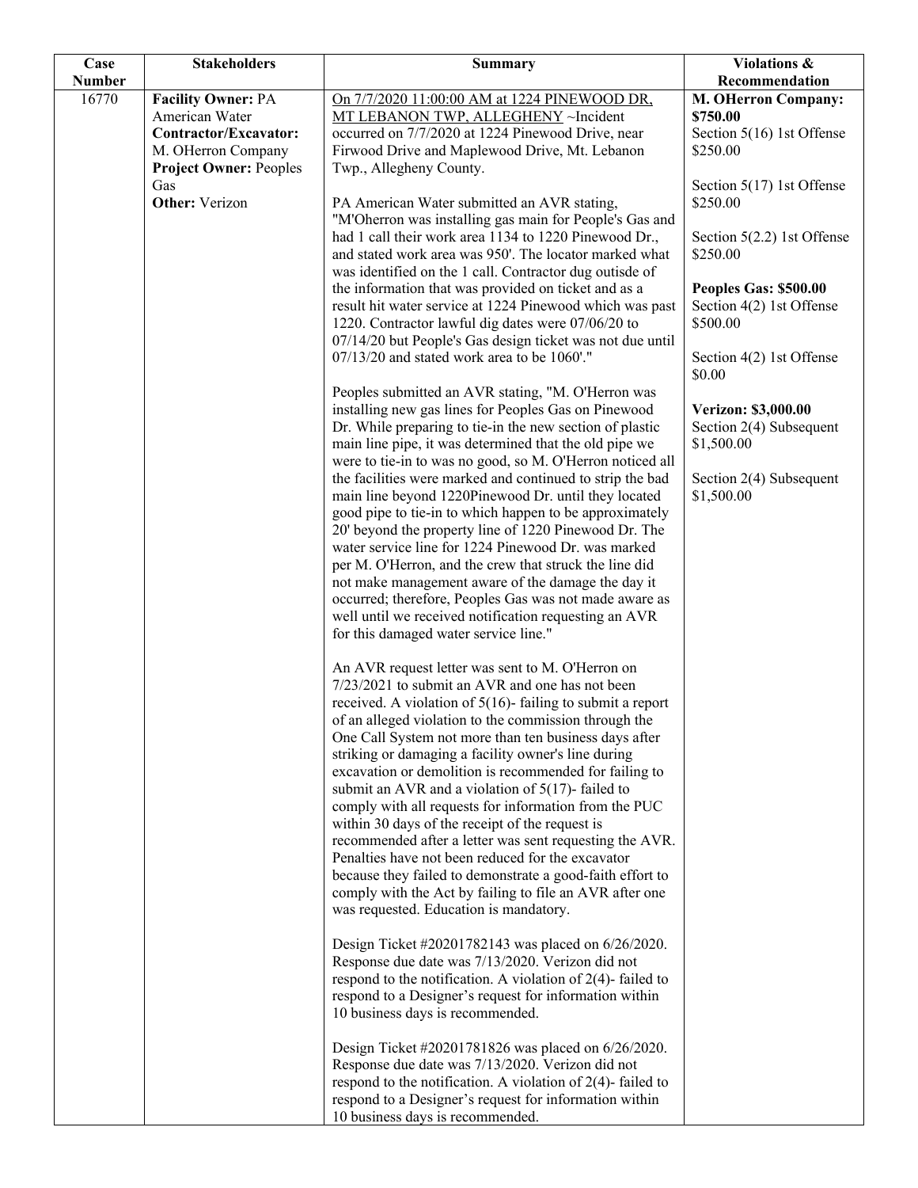| Case Number | Stakeholders | Summary | Violations & Recommendation |
|---|---|---|---|
| 16770 | **Facility Owner:** PA American Water<br>**Contractor/Excavator:** M. OHerron Company<br>**Project Owner:** Peoples Gas<br>**Other:** Verizon | On 7/7/2020 11:00:00 AM at 1224 PINEWOOD DR, MT LEBANON TWP, ALLEGHENY ~Incident occurred on 7/7/2020 at 1224 Pinewood Drive, near Firwood Drive and Maplewood Drive, Mt. Lebanon Twp., Allegheny County.<br><br>PA American Water submitted an AVR stating, "M'Oherron was installing gas main for People's Gas and had 1 call their work area 1134 to 1220 Pinewood Dr., and stated work area was 950'. The locator marked what was identified on the 1 call. Contractor dug outisde of the information that was provided on ticket and as a result hit water service at 1224 Pinewood which was past 1220. Contractor lawful dig dates were 07/06/20 to 07/14/20 but People's Gas design ticket was not due until 07/13/20 and stated work area to be 1060'."<br><br>Peoples submitted an AVR stating, "M. O'Herron was installing new gas lines for Peoples Gas on Pinewood Dr. While preparing to tie-in the new section of plastic main line pipe, it was determined that the old pipe we were to tie-in to was no good, so M. O'Herron noticed all the facilities were marked and continued to strip the bad main line beyond 1220Pinewood Dr. until they located good pipe to tie-in to which happen to be approximately 20' beyond the property line of 1220 Pinewood Dr. The water service line for 1224 Pinewood Dr. was marked per M. O'Herron, and the crew that struck the line did not make management aware of the damage the day it occurred; therefore, Peoples Gas was not made aware as well until we received notification requesting an AVR for this damaged water service line."<br><br>An AVR request letter was sent to M. O'Herron on 7/23/2021 to submit an AVR and one has not been received. A violation of 5(16)- failing to submit a report of an alleged violation to the commission through the One Call System not more than ten business days after striking or damaging a facility owner's line during excavation or demolition is recommended for failing to submit an AVR and a violation of 5(17)- failed to comply with all requests for information from the PUC within 30 days of the receipt of the request is recommended after a letter was sent requesting the AVR. Penalties have not been reduced for the excavator because they failed to demonstrate a good-faith effort to comply with the Act by failing to file an AVR after one was requested. Education is mandatory.<br><br>Design Ticket #20201782143 was placed on 6/26/2020. Response due date was 7/13/2020. Verizon did not respond to the notification. A violation of 2(4)- failed to respond to a Designer's request for information within 10 business days is recommended.<br><br>Design Ticket #20201781826 was placed on 6/26/2020. Response due date was 7/13/2020. Verizon did not respond to the notification. A violation of 2(4)- failed to respond to a Designer's request for information within 10 business days is recommended. | **M. OHerron Company: $750.00**<br>Section 5(16) 1st Offense $250.00<br><br>Section 5(17) 1st Offense $250.00<br><br>Section 5(2.2) 1st Offense $250.00<br><br>**Peoples Gas: $500.00**<br>Section 4(2) 1st Offense $500.00<br><br>Section 4(2) 1st Offense $0.00<br><br>**Verizon: $3,000.00**<br>Section 2(4) Subsequent $1,500.00<br><br>Section 2(4) Subsequent $1,500.00 |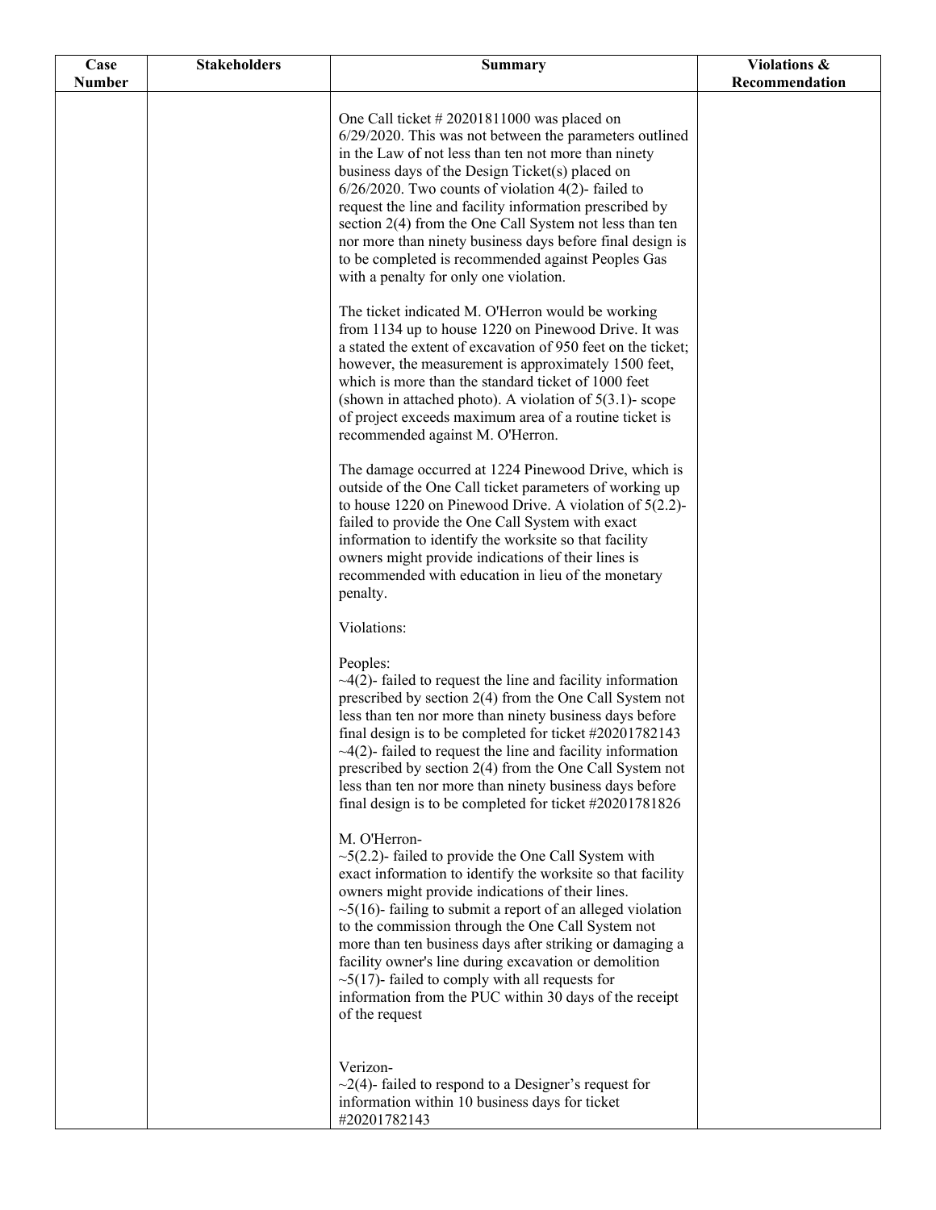| Case Number | Stakeholders | Summary | Violations & Recommendation |
|---|---|---|---|
| | | One Call ticket # 20201811000 was placed on 6/29/2020. This was not between the parameters outlined in the Law of not less than ten not more than ninety business days of the Design Ticket(s) placed on 6/26/2020. Two counts of violation 4(2)- failed to request the line and facility information prescribed by section 2(4) from the One Call System not less than ten nor more than ninety business days before final design is to be completed is recommended against Peoples Gas with a penalty for only one violation.<br><br>The ticket indicated M. O'Herron would be working from 1134 up to house 1220 on Pinewood Drive. It was a stated the extent of excavation of 950 feet on the ticket; however, the measurement is approximately 1500 feet, which is more than the standard ticket of 1000 feet (shown in attached photo). A violation of 5(3.1)- scope of project exceeds maximum area of a routine ticket is recommended against M. O'Herron.<br><br>The damage occurred at 1224 Pinewood Drive, which is outside of the One Call ticket parameters of working up to house 1220 on Pinewood Drive. A violation of 5(2.2)- failed to provide the One Call System with exact information to identify the worksite so that facility owners might provide indications of their lines is recommended with education in lieu of the monetary penalty.<br><br>Violations:<br><br>Peoples:<br>~4(2)- failed to request the line and facility information prescribed by section 2(4) from the One Call System not less than ten nor more than ninety business days before final design is to be completed for ticket #20201782143<br>~4(2)- failed to request the line and facility information prescribed by section 2(4) from the One Call System not less than ten nor more than ninety business days before final design is to be completed for ticket #20201781826<br><br>M. O'Herron-<br>~5(2.2)- failed to provide the One Call System with exact information to identify the worksite so that facility owners might provide indications of their lines.<br>~5(16)- failing to submit a report of an alleged violation to the commission through the One Call System not more than ten business days after striking or damaging a facility owner's line during excavation or demolition<br>~5(17)- failed to comply with all requests for information from the PUC within 30 days of the receipt of the request<br><br>Verizon-<br>~2(4)- failed to respond to a Designer's request for information within 10 business days for ticket #20201782143 | |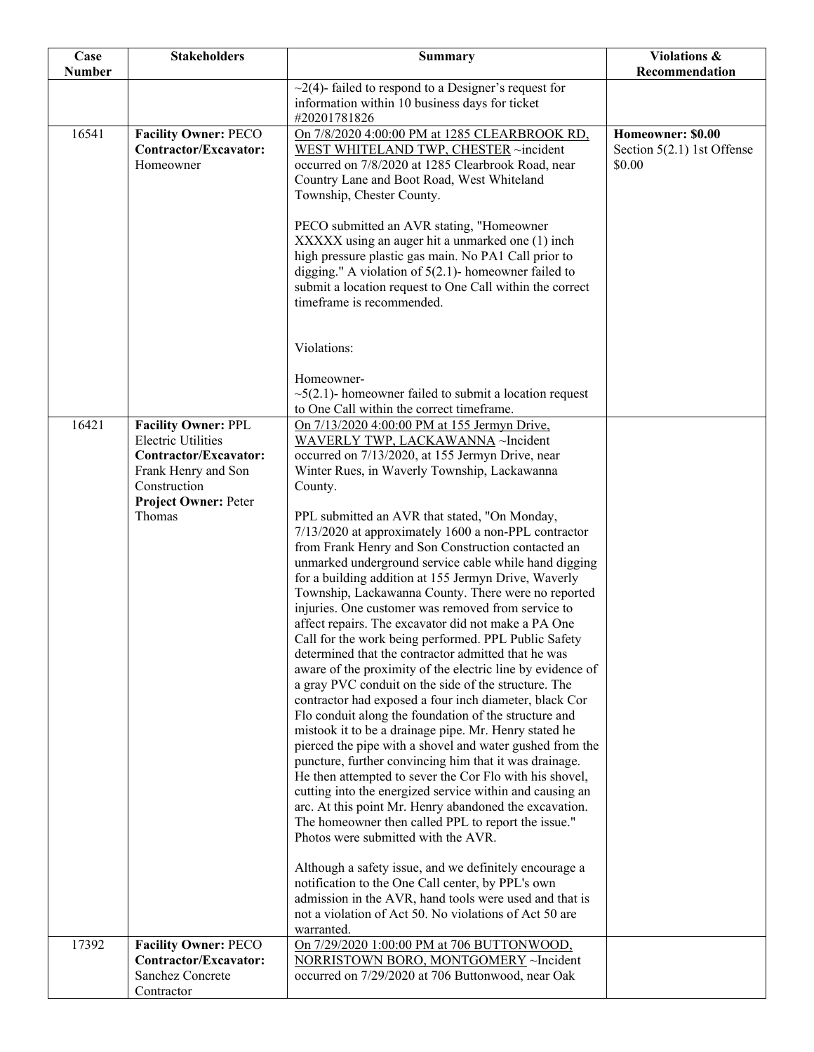| Case Number | Stakeholders | Summary | Violations & Recommendation |
|---|---|---|---|
| | | ~2(4)- failed to respond to a Designer's request for information within 10 business days for ticket #20201781826 | |
| 16541 | **Facility Owner:** PECO<br>**Contractor/Excavator:** Homeowner | On 7/8/2020 4:00:00 PM at 1285 CLEARBROOK RD, WEST WHITELAND TWP, CHESTER ~incident occurred on 7/8/2020 at 1285 Clearbrook Road, near Country Lane and Boot Road, West Whiteland Township, Chester County.<br><br>PECO submitted an AVR stating, "Homeowner XXXXX using an auger hit a unmarked one (1) inch high pressure plastic gas main. No PA1 Call prior to digging." A violation of 5(2.1)- homeowner failed to submit a location request to One Call within the correct timeframe is recommended.<br><br>Violations:<br><br>Homeowner-<br>~5(2.1)- homeowner failed to submit a location request to One Call within the correct timeframe. | **Homeowner: $0.00**<br>Section 5(2.1) 1st Offense $0.00 |
| 16421 | **Facility Owner:** PPL Electric Utilities<br>**Contractor/Excavator:** Frank Henry and Son Construction<br>**Project Owner:** Peter Thomas | On 7/13/2020 4:00:00 PM at 155 Jermyn Drive, WAVERLY TWP, LACKAWANNA ~Incident occurred on 7/13/2020, at 155 Jermyn Drive, near Winter Rues, in Waverly Township, Lackawanna County.<br><br>PPL submitted an AVR that stated, "On Monday, 7/13/2020 at approximately 1600 a non-PPL contractor from Frank Henry and Son Construction contacted an unmarked underground service cable while hand digging for a building addition at 155 Jermyn Drive, Waverly Township, Lackawanna County. There were no reported injuries. One customer was removed from service to affect repairs. The excavator did not make a PA One Call for the work being performed. PPL Public Safety determined that the contractor admitted that he was aware of the proximity of the electric line by evidence of a gray PVC conduit on the side of the structure. The contractor had exposed a four inch diameter, black Cor Flo conduit along the foundation of the structure and mistook it to be a drainage pipe. Mr. Henry stated he pierced the pipe with a shovel and water gushed from the puncture, further convincing him that it was drainage. He then attempted to sever the Cor Flo with his shovel, cutting into the energized service within and causing an arc. At this point Mr. Henry abandoned the excavation. The homeowner then called PPL to report the issue." Photos were submitted with the AVR.<br><br>Although a safety issue, and we definitely encourage a notification to the One Call center, by PPL's own admission in the AVR, hand tools were used and that is not a violation of Act 50. No violations of Act 50 are warranted. | |
| 17392 | **Facility Owner:** PECO<br>**Contractor/Excavator:** Sanchez Concrete Contractor | On 7/29/2020 1:00:00 PM at 706 BUTTONWOOD, NORRISTOWN BORO, MONTGOMERY ~Incident occurred on 7/29/2020 at 706 Buttonwood, near Oak | |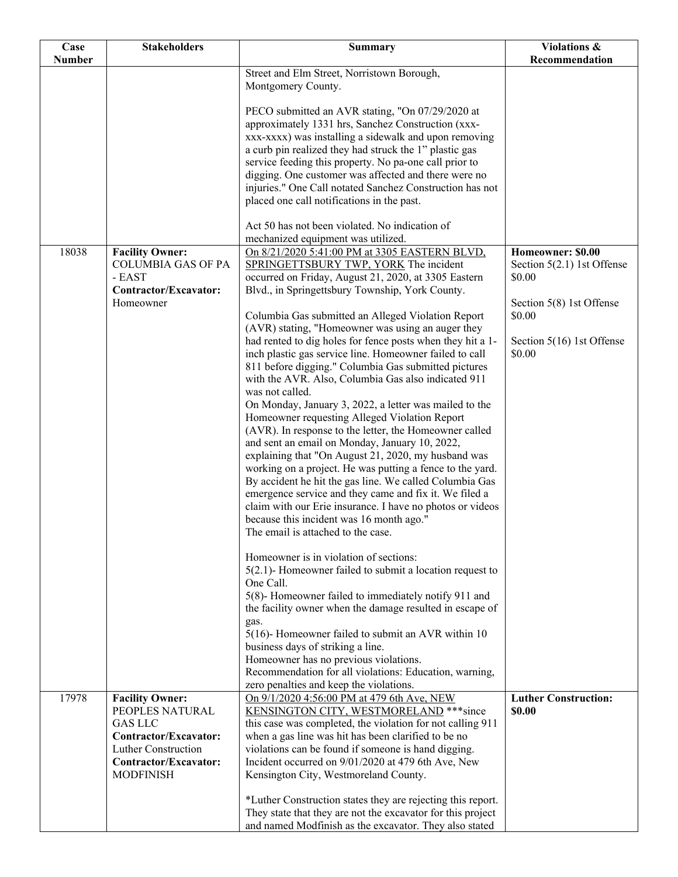| Case Number | Stakeholders | Summary | Violations & Recommendation |
|---|---|---|---|
| | | Street and Elm Street, Norristown Borough, Montgomery County.<br><br>PECO submitted an AVR stating, "On 07/29/2020 at approximately 1331 hrs, Sanchez Construction (xxx-xxx-xxxx) was installing a sidewalk and upon removing a curb pin realized they had struck the 1" plastic gas service feeding this property. No pa-one call prior to digging. One customer was affected and there were no injuries." One Call notated Sanchez Construction has not placed one call notifications in the past.<br><br>Act 50 has not been violated. No indication of mechanized equipment was utilized. | |
| 18038 | **Facility Owner:** COLUMBIA GAS OF PA - EAST<br>**Contractor/Excavator:** Homeowner | On 8/21/2020 5:41:00 PM at 3305 EASTERN BLVD, SPRINGETTSBURY TWP, YORK The incident occurred on Friday, August 21, 2020, at 3305 Eastern Blvd., in Springettsbury Township, York County.<br><br>Columbia Gas submitted an Alleged Violation Report (AVR) stating, "Homeowner was using an auger they had rented to dig holes for fence posts when they hit a 1-inch plastic gas service line. Homeowner failed to call 811 before digging." Columbia Gas submitted pictures with the AVR. Also, Columbia Gas also indicated 911 was not called.<br>On Monday, January 3, 2022, a letter was mailed to the Homeowner requesting Alleged Violation Report (AVR). In response to the letter, the Homeowner called and sent an email on Monday, January 10, 2022, explaining that "On August 21, 2020, my husband was working on a project. He was putting a fence to the yard. By accident he hit the gas line. We called Columbia Gas emergence service and they came and fix it. We filed a claim with our Erie insurance. I have no photos or videos because this incident was 16 month ago."<br>The email is attached to the case.<br><br>Homeowner is in violation of sections:<br>5(2.1)- Homeowner failed to submit a location request to One Call.<br>5(8)- Homeowner failed to immediately notify 911 and the facility owner when the damage resulted in escape of gas.<br>5(16)- Homeowner failed to submit an AVR within 10 business days of striking a line.<br>Homeowner has no previous violations.<br>Recommendation for all violations: Education, warning, zero penalties and keep the violations. | **Homeowner: $0.00**<br>Section 5(2.1) 1st Offense $0.00<br><br>Section 5(8) 1st Offense $0.00<br><br>Section 5(16) 1st Offense $0.00 |
| 17978 | **Facility Owner:** PEOPLES NATURAL GAS LLC<br>**Contractor/Excavator:** Luther Construction<br>**Contractor/Excavator:** MODFINISH | On 9/1/2020 4:56:00 PM at 479 6th Ave, NEW KENSINGTON CITY, WESTMORELAND ***since this case was completed, the violation for not calling 911 when a gas line was hit has been clarified to be no violations can be found if someone is hand digging. Incident occurred on 9/01/2020 at 479 6th Ave, New Kensington City, Westmoreland County.<br><br>*Luther Construction states they are rejecting this report. They state that they are not the excavator for this project and named Modfinish as the excavator. They also stated | **Luther Construction: $0.00** |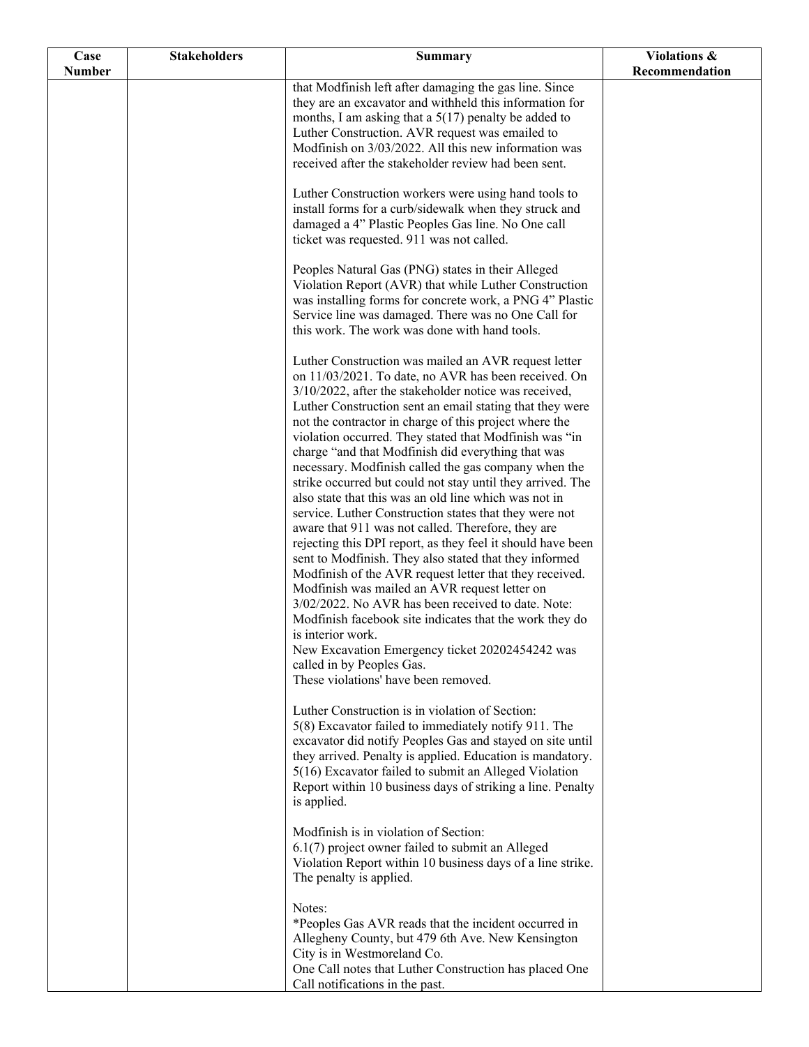| Case Number | Stakeholders | Summary | Violations & Recommendation |
|---|---|---|---|
| | | that Modfinish left after damaging the gas line. Since they are an excavator and withheld this information for months, I am asking that a 5(17) penalty be added to Luther Construction. AVR request was emailed to Modfinish on 3/03/2022. All this new information was received after the stakeholder review had been sent.<br><br>Luther Construction workers were using hand tools to install forms for a curb/sidewalk when they struck and damaged a 4" Plastic Peoples Gas line. No One call ticket was requested. 911 was not called.<br><br>Peoples Natural Gas (PNG) states in their Alleged Violation Report (AVR) that while Luther Construction was installing forms for concrete work, a PNG 4" Plastic Service line was damaged. There was no One Call for this work. The work was done with hand tools.<br><br>Luther Construction was mailed an AVR request letter on 11/03/2021. To date, no AVR has been received. On 3/10/2022, after the stakeholder notice was received, Luther Construction sent an email stating that they were not the contractor in charge of this project where the violation occurred. They stated that Modfinish was "in charge "and that Modfinish did everything that was necessary. Modfinish called the gas company when the strike occurred but could not stay until they arrived. The also state that this was an old line which was not in service. Luther Construction states that they were not aware that 911 was not called. Therefore, they are rejecting this DPI report, as they feel it should have been sent to Modfinish. They also stated that they informed Modfinish of the AVR request letter that they received. Modfinish was mailed an AVR request letter on 3/02/2022. No AVR has been received to date. Note: Modfinish facebook site indicates that the work they do is interior work.<br>New Excavation Emergency ticket 20202454242 was called in by Peoples Gas.<br>These violations' have been removed.<br><br>Luther Construction is in violation of Section:<br>5(8) Excavator failed to immediately notify 911. The excavator did notify Peoples Gas and stayed on site until they arrived. Penalty is applied. Education is mandatory.<br>5(16) Excavator failed to submit an Alleged Violation Report within 10 business days of striking a line. Penalty is applied.<br><br>Modfinish is in violation of Section:<br>6.1(7) project owner failed to submit an Alleged Violation Report within 10 business days of a line strike. The penalty is applied.<br><br>Notes:<br>*Peoples Gas AVR reads that the incident occurred in Allegheny County, but 479 6th Ave. New Kensington City is in Westmoreland Co.<br>One Call notes that Luther Construction has placed One Call notifications in the past. | |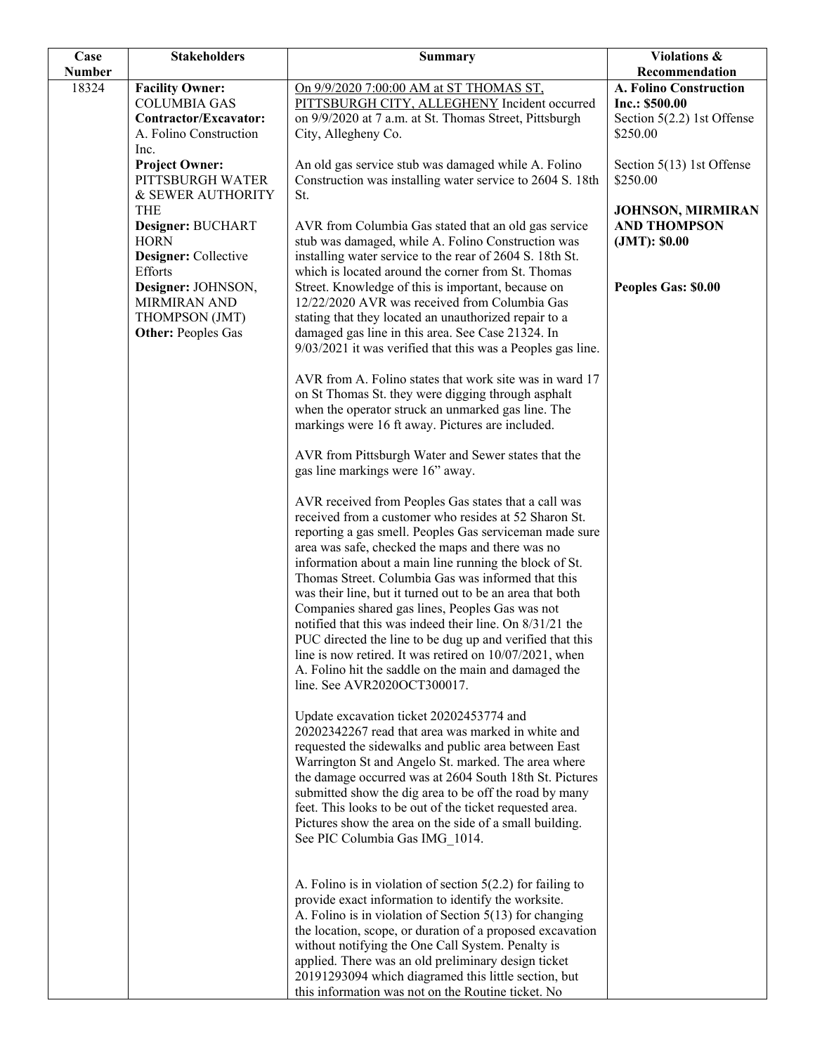| Case Number | Stakeholders | Summary | Violations & Recommendation |
|---|---|---|---|
| 18324 | **Facility Owner:** COLUMBIA GAS<br>**Contractor/Excavator:** A. Folino Construction Inc.<br>**Project Owner:** PITTSBURGH WATER & SEWER AUTHORITY THE<br>**Designer:** BUCHART HORN<br>**Designer:** Collective Efforts<br>**Designer:** JOHNSON, MIRMIRAN AND THOMPSON (JMT)<br>**Other:** Peoples Gas | On 9/9/2020 7:00:00 AM at ST THOMAS ST, PITTSBURGH CITY, ALLEGHENY Incident occurred on 9/9/2020 at 7 a.m. at St. Thomas Street, Pittsburgh City, Allegheny Co.<br><br>An old gas service stub was damaged while A. Folino Construction was installing water service to 2604 S. 18th St.<br><br>AVR from Columbia Gas stated that an old gas service stub was damaged, while A. Folino Construction was installing water service to the rear of 2604 S. 18th St. which is located around the corner from St. Thomas Street. Knowledge of this is important, because on 12/22/2020 AVR was received from Columbia Gas stating that they located an unauthorized repair to a damaged gas line in this area. See Case 21324. In 9/03/2021 it was verified that this was a Peoples gas line.<br><br>AVR from A. Folino states that work site was in ward 17 on St Thomas St. they were digging through asphalt when the operator struck an unmarked gas line. The markings were 16 ft away. Pictures are included.<br><br>AVR from Pittsburgh Water and Sewer states that the gas line markings were 16" away.<br><br>AVR received from Peoples Gas states that a call was received from a customer who resides at 52 Sharon St. reporting a gas smell. Peoples Gas serviceman made sure area was safe, checked the maps and there was no information about a main line running the block of St. Thomas Street. Columbia Gas was informed that this was their line, but it turned out to be an area that both Companies shared gas lines, Peoples Gas was not notified that this was indeed their line. On 8/31/21 the PUC directed the line to be dug up and verified that this line is now retired. It was retired on 10/07/2021, when A. Folino hit the saddle on the main and damaged the line. See AVR2020OCT300017.<br><br>Update excavation ticket 20202453774 and 20202342267 read that area was marked in white and requested the sidewalks and public area between East Warrington St and Angelo St. marked. The area where the damage occurred was at 2604 South 18th St. Pictures submitted show the dig area to be off the road by many feet. This looks to be out of the ticket requested area. Pictures show the area on the side of a small building. See PIC Columbia Gas IMG_1014.<br><br>A. Folino is in violation of section 5(2.2) for failing to provide exact information to identify the worksite.<br>A. Folino is in violation of Section 5(13) for changing the location, scope, or duration of a proposed excavation without notifying the One Call System. Penalty is applied. There was an old preliminary design ticket 20191293094 which diagramed this little section, but this information was not on the Routine ticket. No | **A. Folino Construction Inc.: $500.00**<br>Section 5(2.2) 1st Offense $250.00<br><br>Section 5(13) 1st Offense $250.00<br><br>**JOHNSON, MIRMIRAN AND THOMPSON (JMT): $0.00**<br><br>**Peoples Gas: $0.00** |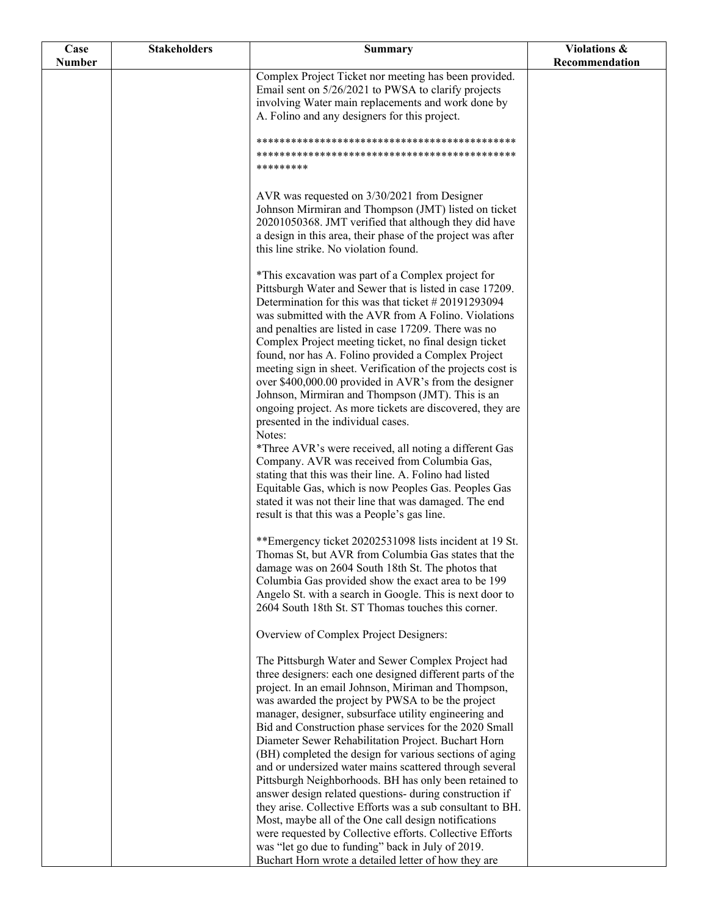| Case Number | Stakeholders | Summary | Violations & Recommendation |
|---|---|---|---|
| | | Complex Project Ticket nor meeting has been provided. Email sent on 5/26/2021 to PWSA to clarify projects involving Water main replacements and work done by A. Folino and any designers for this project.<br><br>**************************************************************************************************************<br><br>AVR was requested on 3/30/2021 from Designer Johnson Mirmiran and Thompson (JMT) listed on ticket 20201050368. JMT verified that although they did have a design in this area, their phase of the project was after this line strike. No violation found.<br><br>*This excavation was part of a Complex project for Pittsburgh Water and Sewer that is listed in case 17209. Determination for this was that ticket # 20191293094 was submitted with the AVR from A Folino. Violations and penalties are listed in case 17209. There was no Complex Project meeting ticket, no final design ticket found, nor has A. Folino provided a Complex Project meeting sign in sheet. Verification of the projects cost is over $400,000.00 provided in AVR's from the designer Johnson, Mirmiran and Thompson (JMT). This is an ongoing project. As more tickets are discovered, they are presented in the individual cases.<br>Notes:<br>*Three AVR's were received, all noting a different Gas Company. AVR was received from Columbia Gas, stating that this was their line. A. Folino had listed Equitable Gas, which is now Peoples Gas. Peoples Gas stated it was not their line that was damaged. The end result is that this was a People's gas line.<br><br>**Emergency ticket 20202531098 lists incident at 19 St. Thomas St, but AVR from Columbia Gas states that the damage was on 2604 South 18th St. The photos that Columbia Gas provided show the exact area to be 199 Angelo St. with a search in Google. This is next door to 2604 South 18th St. ST Thomas touches this corner.<br><br>Overview of Complex Project Designers:<br><br>The Pittsburgh Water and Sewer Complex Project had three designers: each one designed different parts of the project. In an email Johnson, Miriman and Thompson, was awarded the project by PWSA to be the project manager, designer, subsurface utility engineering and Bid and Construction phase services for the 2020 Small Diameter Sewer Rehabilitation Project. Buchart Horn (BH) completed the design for various sections of aging and or undersized water mains scattered through several Pittsburgh Neighborhoods. BH has only been retained to answer design related questions- during construction if they arise. Collective Efforts was a sub consultant to BH. Most, maybe all of the One call design notifications were requested by Collective efforts. Collective Efforts was "let go due to funding" back in July of 2019. Buchart Horn wrote a detailed letter of how they are | |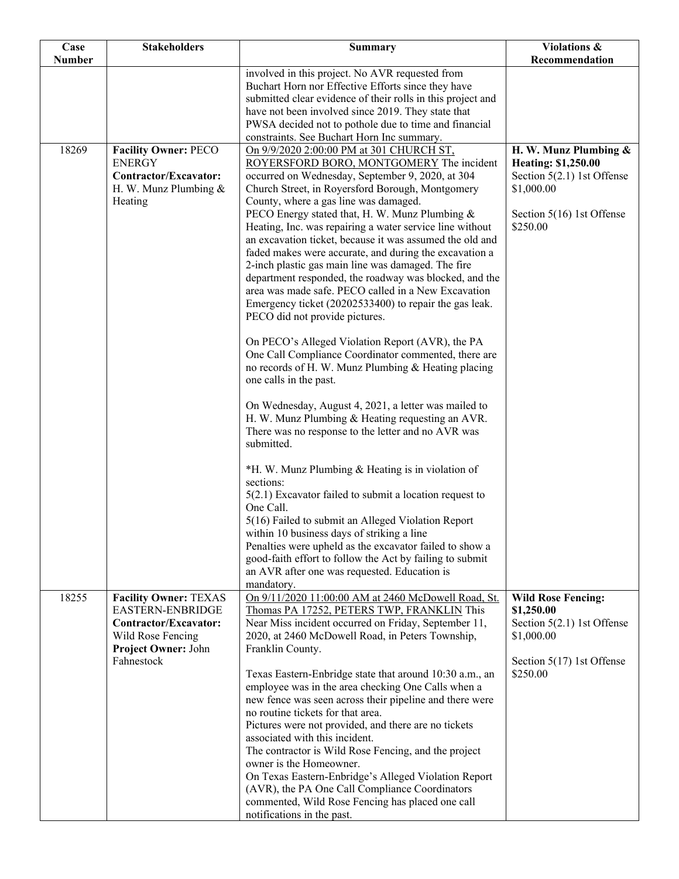| Case Number | Stakeholders | Summary | Violations & Recommendation |
|---|---|---|---|
| | | involved in this project. No AVR requested from Buchart Horn nor Effective Efforts since they have submitted clear evidence of their rolls in this project and have not been involved since 2019. They state that PWSA decided not to pothole due to time and financial constraints. See Buchart Horn Inc summary. | |
| 18269 | **Facility Owner:** PECO ENERGY<br>**Contractor/Excavator:** H. W. Munz Plumbing & Heating | On 9/9/2020 2:00:00 PM at 301 CHURCH ST, ROYERSFORD BORO, MONTGOMERY The incident occurred on Wednesday, September 9, 2020, at 304 Church Street, in Royersford Borough, Montgomery County, where a gas line was damaged.<br>PECO Energy stated that, H. W. Munz Plumbing & Heating, Inc. was repairing a water service line without an excavation ticket, because it was assumed the old and faded makes were accurate, and during the excavation a 2-inch plastic gas main line was damaged. The fire department responded, the roadway was blocked, and the area was made safe. PECO called in a New Excavation Emergency ticket (20202533400) to repair the gas leak. PECO did not provide pictures.<br><br>On PECO's Alleged Violation Report (AVR), the PA One Call Compliance Coordinator commented, there are no records of H. W. Munz Plumbing & Heating placing one calls in the past.<br><br>On Wednesday, August 4, 2021, a letter was mailed to H. W. Munz Plumbing & Heating requesting an AVR. There was no response to the letter and no AVR was submitted.<br><br>*H. W. Munz Plumbing & Heating is in violation of sections:<br>5(2.1) Excavator failed to submit a location request to One Call.<br>5(16) Failed to submit an Alleged Violation Report within 10 business days of striking a line<br>Penalties were upheld as the excavator failed to show a good-faith effort to follow the Act by failing to submit an AVR after one was requested. Education is mandatory. | **H. W. Munz Plumbing & Heating: $1,250.00**<br>Section 5(2.1) 1st Offense $1,000.00<br><br>Section 5(16) 1st Offense $250.00 |
| 18255 | **Facility Owner:** TEXAS EASTERN-ENBRIDGE<br>**Contractor/Excavator:** Wild Rose Fencing<br>**Project Owner:** John Fahnestock | On 9/11/2020 11:00:00 AM at 2460 McDowell Road, St. Thomas PA 17252, PETERS TWP, FRANKLIN This Near Miss incident occurred on Friday, September 11, 2020, at 2460 McDowell Road, in Peters Township, Franklin County.<br><br>Texas Eastern-Enbridge state that around 10:30 a.m., an employee was in the area checking One Calls when a new fence was seen across their pipeline and there were no routine tickets for that area.<br>Pictures were not provided, and there are no tickets associated with this incident.<br>The contractor is Wild Rose Fencing, and the project owner is the Homeowner.<br>On Texas Eastern-Enbridge's Alleged Violation Report (AVR), the PA One Call Compliance Coordinators commented, Wild Rose Fencing has placed one call notifications in the past. | **Wild Rose Fencing: $1,250.00**<br>Section 5(2.1) 1st Offense $1,000.00<br><br>Section 5(17) 1st Offense $250.00 |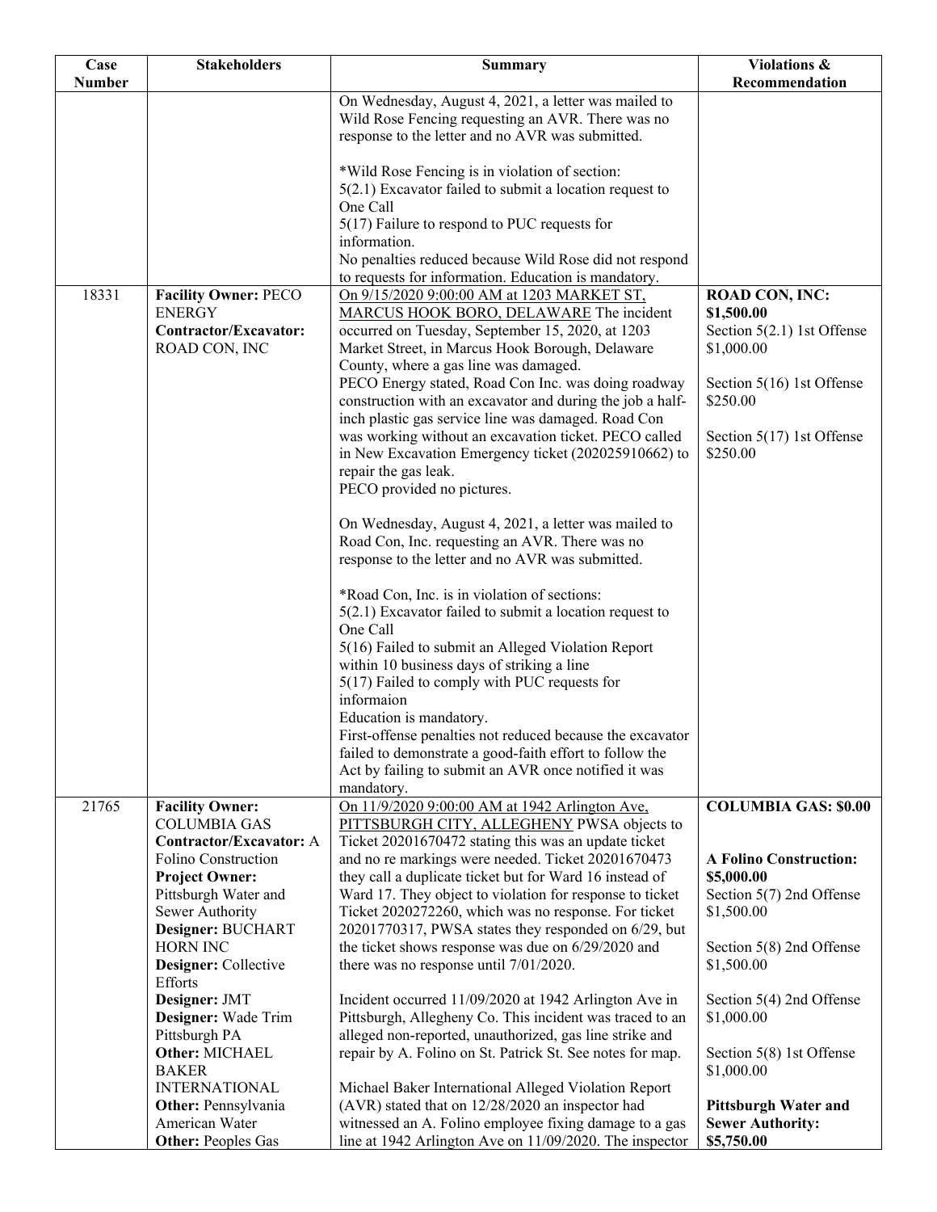| Case Number | Stakeholders | Summary | Violations & Recommendation |
|---|---|---|---|
| | | On Wednesday, August 4, 2021, a letter was mailed to Wild Rose Fencing requesting an AVR. There was no response to the letter and no AVR was submitted.<br><br>*Wild Rose Fencing is in violation of section:<br>5(2.1) Excavator failed to submit a location request to One Call<br>5(17) Failure to respond to PUC requests for information.<br>No penalties reduced because Wild Rose did not respond to requests for information. Education is mandatory. | |
| 18331 | **Facility Owner:** PECO ENERGY<br>**Contractor/Excavator:** ROAD CON, INC | On 9/15/2020 9:00:00 AM at 1203 MARKET ST, MARCUS HOOK BORO, DELAWARE The incident occurred on Tuesday, September 15, 2020, at 1203 Market Street, in Marcus Hook Borough, Delaware County, where a gas line was damaged.<br>PECO Energy stated, Road Con Inc. was doing roadway construction with an excavator and during the job a half-inch plastic gas service line was damaged. Road Con was working without an excavation ticket. PECO called in New Excavation Emergency ticket (202025910662) to repair the gas leak.<br>PECO provided no pictures.<br><br>On Wednesday, August 4, 2021, a letter was mailed to Road Con, Inc. requesting an AVR. There was no response to the letter and no AVR was submitted.<br><br>*Road Con, Inc. is in violation of sections:<br>5(2.1) Excavator failed to submit a location request to One Call<br>5(16) Failed to submit an Alleged Violation Report within 10 business days of striking a line<br>5(17) Failed to comply with PUC requests for informaion<br>Education is mandatory.<br>First-offense penalties not reduced because the excavator failed to demonstrate a good-faith effort to follow the Act by failing to submit an AVR once notified it was mandatory. | **ROAD CON, INC: $1,500.00**<br>Section 5(2.1) 1st Offense $1,000.00<br><br>Section 5(16) 1st Offense $250.00<br><br>Section 5(17) 1st Offense $250.00 |
| 21765 | **Facility Owner:** COLUMBIA GAS<br>**Contractor/Excavator:** A Folino Construction<br>**Project Owner:** Pittsburgh Water and Sewer Authority<br>**Designer:** BUCHART HORN INC<br>**Designer:** Collective Efforts<br>**Designer:** JMT<br>**Designer:** Wade Trim Pittsburgh PA<br>**Other:** MICHAEL BAKER INTERNATIONAL<br>**Other:** Pennsylvania American Water<br>**Other:** Peoples Gas | On 11/9/2020 9:00:00 AM at 1942 Arlington Ave, PITTSBURGH CITY, ALLEGHENY PWSA objects to Ticket 20201670472 stating this was an update ticket and no re markings were needed. Ticket 20201670473 they call a duplicate ticket but for Ward 16 instead of Ward 17. They object to violation for response to ticket Ticket 2020272260, which was no response. For ticket 20201770317, PWSA states they responded on 6/29, but the ticket shows response was due on 6/29/2020 and there was no response until 7/01/2020.<br><br>Incident occurred 11/09/2020 at 1942 Arlington Ave in Pittsburgh, Allegheny Co. This incident was traced to an alleged non-reported, unauthorized, gas line strike and repair by A. Folino on St. Patrick St. See notes for map.<br><br>Michael Baker International Alleged Violation Report (AVR) stated that on 12/28/2020 an inspector had witnessed an A. Folino employee fixing damage to a gas line at 1942 Arlington Ave on 11/09/2020. The inspector | **COLUMBIA GAS: $0.00**<br><br>**A Folino Construction: $5,000.00**<br>Section 5(7) 2nd Offense $1,500.00<br><br>Section 5(8) 2nd Offense $1,500.00<br><br>Section 5(4) 2nd Offense $1,000.00<br><br>Section 5(8) 1st Offense $1,000.00<br><br>**Pittsburgh Water and Sewer Authority: $5,750.00** |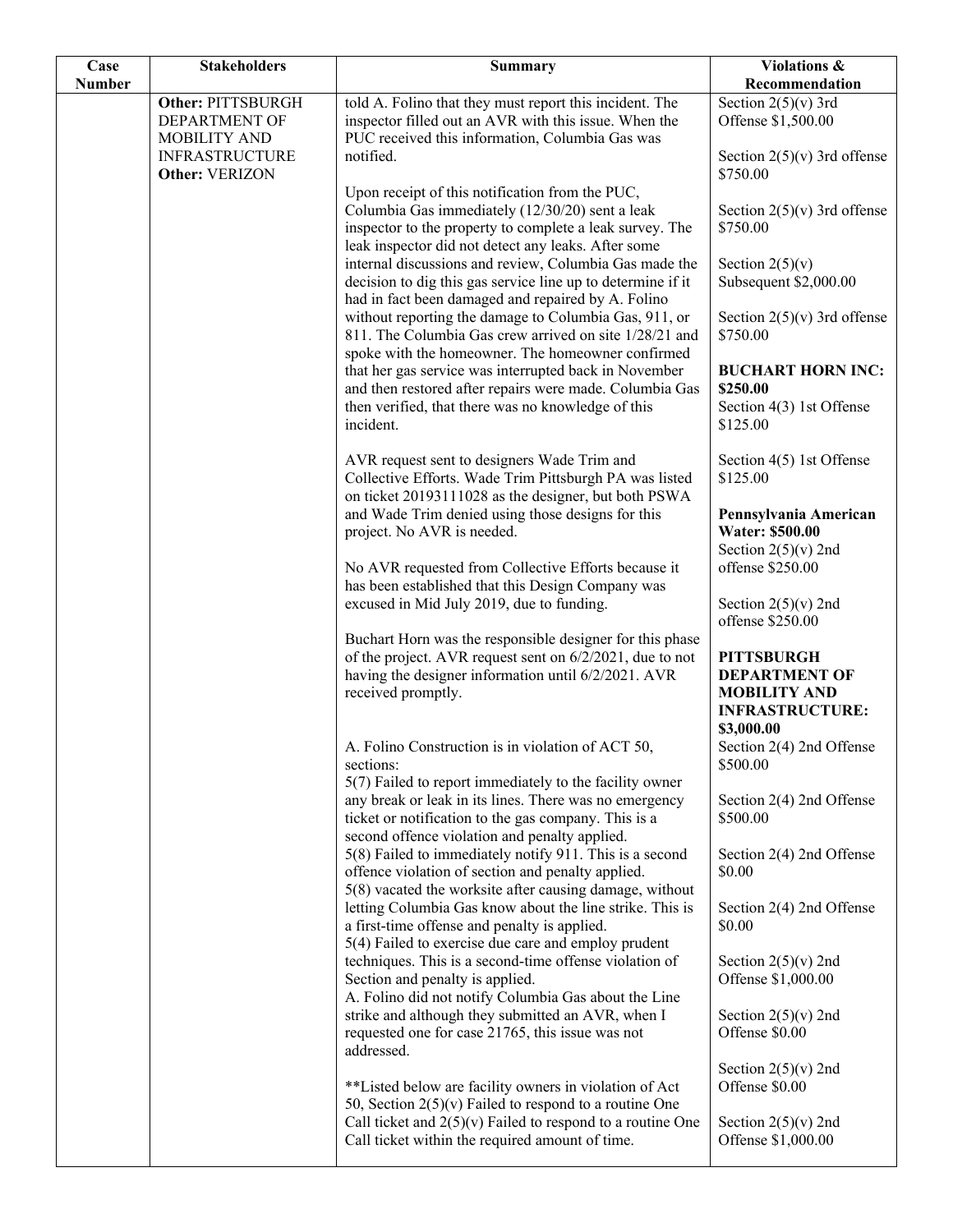| Case Number | Stakeholders | Summary | Violations & Recommendation |
|---|---|---|---|
| | **Other:** PITTSBURGH DEPARTMENT OF MOBILITY AND INFRASTRUCTURE<br>**Other:** VERIZON | told A. Folino that they must report this incident. The inspector filled out an AVR with this issue. When the PUC received this information, Columbia Gas was notified.<br><br>Upon receipt of this notification from the PUC, Columbia Gas immediately (12/30/20) sent a leak inspector to the property to complete a leak survey. The leak inspector did not detect any leaks. After some internal discussions and review, Columbia Gas made the decision to dig this gas service line up to determine if it had in fact been damaged and repaired by A. Folino without reporting the damage to Columbia Gas, 911, or 811. The Columbia Gas crew arrived on site 1/28/21 and spoke with the homeowner. The homeowner confirmed that her gas service was interrupted back in November and then restored after repairs were made. Columbia Gas then verified, that there was no knowledge of this incident.<br><br>AVR request sent to designers Wade Trim and Collective Efforts. Wade Trim Pittsburgh PA was listed on ticket 20193111028 as the designer, but both PSWA and Wade Trim denied using those designs for this project. No AVR is needed.<br><br>No AVR requested from Collective Efforts because it has been established that this Design Company was excused in Mid July 2019, due to funding.<br><br>Buchart Horn was the responsible designer for this phase of the project. AVR request sent on 6/2/2021, due to not having the designer information until 6/2/2021. AVR received promptly.<br><br>A. Folino Construction is in violation of ACT 50, sections:<br>5(7) Failed to report immediately to the facility owner any break or leak in its lines. There was no emergency ticket or notification to the gas company. This is a second offence violation and penalty applied.<br>5(8) Failed to immediately notify 911. This is a second offence violation of section and penalty applied.<br>5(8) vacated the worksite after causing damage, without letting Columbia Gas know about the line strike. This is a first-time offense and penalty is applied.<br>5(4) Failed to exercise due care and employ prudent techniques. This is a second-time offense violation of Section and penalty is applied.<br>A. Folino did not notify Columbia Gas about the Line strike and although they submitted an AVR, when I requested one for case 21765, this issue was not addressed.<br><br>**Listed below are facility owners in violation of Act 50, Section 2(5)(v) Failed to respond to a routine One Call ticket and 2(5)(v) Failed to respond to a routine One Call ticket within the required amount of time. | Section 2(5)(v) 3rd Offense $1,500.00<br><br>Section 2(5)(v) 3rd offense $750.00<br><br>Section 2(5)(v) 3rd offense $750.00<br><br>Section 2(5)(v) Subsequent $2,000.00<br><br>Section 2(5)(v) 3rd offense $750.00<br><br>**BUCHART HORN INC: $250.00**<br>Section 4(3) 1st Offense $125.00<br><br>Section 4(5) 1st Offense $125.00<br><br>**Pennsylvania American Water: $500.00**<br>Section 2(5)(v) 2nd offense $250.00<br><br>Section 2(5)(v) 2nd offense $250.00<br><br>**PITTSBURGH DEPARTMENT OF MOBILITY AND INFRASTRUCTURE: $3,000.00**<br>Section 2(4) 2nd Offense $500.00<br><br>Section 2(4) 2nd Offense $500.00<br><br>Section 2(4) 2nd Offense $0.00<br><br>Section 2(4) 2nd Offense $0.00<br><br>Section 2(5)(v) 2nd Offense $1,000.00<br><br>Section 2(5)(v) 2nd Offense $0.00<br><br>Section 2(5)(v) 2nd Offense $0.00<br><br>Section 2(5)(v) 2nd Offense $1,000.00 |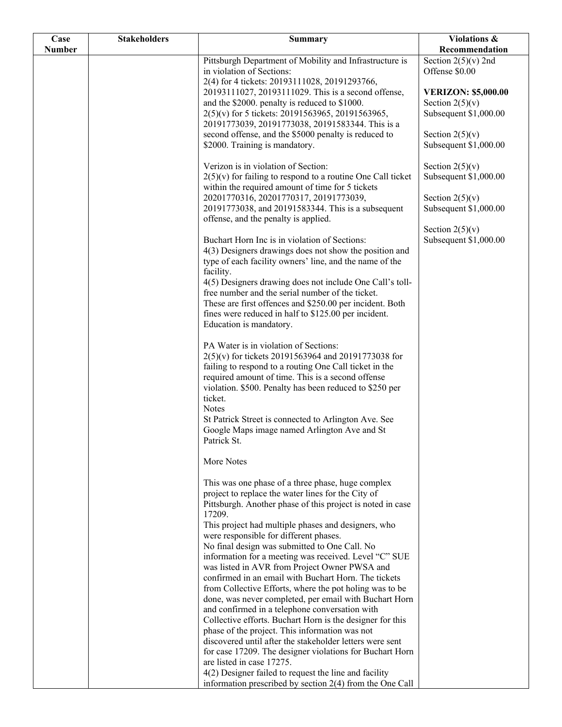| Case Number | Stakeholders | Summary | Violations & Recommendation |
|---|---|---|---|
| | | Pittsburgh Department of Mobility and Infrastructure is in violation of Sections:<br>2(4) for 4 tickets: 20193111028, 20191293766, 20193111027, 20193111029. This is a second offense, and the $2000. penalty is reduced to $1000.<br>2(5)(v) for 5 tickets: 20191563965, 20191563965, 20191773039, 20191773038, 20191583344. This is a second offense, and the $5000 penalty is reduced to $2000. Training is mandatory.<br><br>Verizon is in violation of Section:<br>2(5)(v) for failing to respond to a routine One Call ticket within the required amount of time for 5 tickets 20201770316, 20201770317, 20191773039, 20191773038, and 20191583344. This is a subsequent offense, and the penalty is applied.<br><br>Buchart Horn Inc is in violation of Sections:<br>4(3) Designers drawings does not show the position and type of each facility owners' line, and the name of the facility.<br>4(5) Designers drawing does not include One Call's toll-free number and the serial number of the ticket.<br>These are first offences and $250.00 per incident. Both fines were reduced in half to $125.00 per incident. Education is mandatory.<br><br>PA Water is in violation of Sections:<br>2(5)(v) for tickets 20191563964 and 20191773038 for failing to respond to a routing One Call ticket in the required amount of time. This is a second offense violation. $500. Penalty has been reduced to $250 per ticket.<br>Notes<br>St Patrick Street is connected to Arlington Ave. See Google Maps image named Arlington Ave and St Patrick St.<br><br>More Notes<br><br>This was one phase of a three phase, huge complex project to replace the water lines for the City of Pittsburgh. Another phase of this project is noted in case 17209.<br>This project had multiple phases and designers, who were responsible for different phases.<br>No final design was submitted to One Call. No information for a meeting was received. Level "C" SUE was listed in AVR from Project Owner PWSA and confirmed in an email with Buchart Horn. The tickets from Collective Efforts, where the pot holing was to be done, was never completed, per email with Buchart Horn and confirmed in a telephone conversation with Collective efforts. Buchart Horn is the designer for this phase of the project. This information was not discovered until after the stakeholder letters were sent for case 17209. The designer violations for Buchart Horn are listed in case 17275.<br>4(2) Designer failed to request the line and facility information prescribed by section 2(4) from the One Call | Section 2(5)(v) 2nd Offense $0.00<br><br>**VERIZON: $5,000.00**<br>Section 2(5)(v) Subsequent $1,000.00<br><br>Section 2(5)(v) Subsequent $1,000.00<br><br>Section 2(5)(v) Subsequent $1,000.00<br><br>Section 2(5)(v) Subsequent $1,000.00<br><br>Section 2(5)(v) Subsequent $1,000.00 |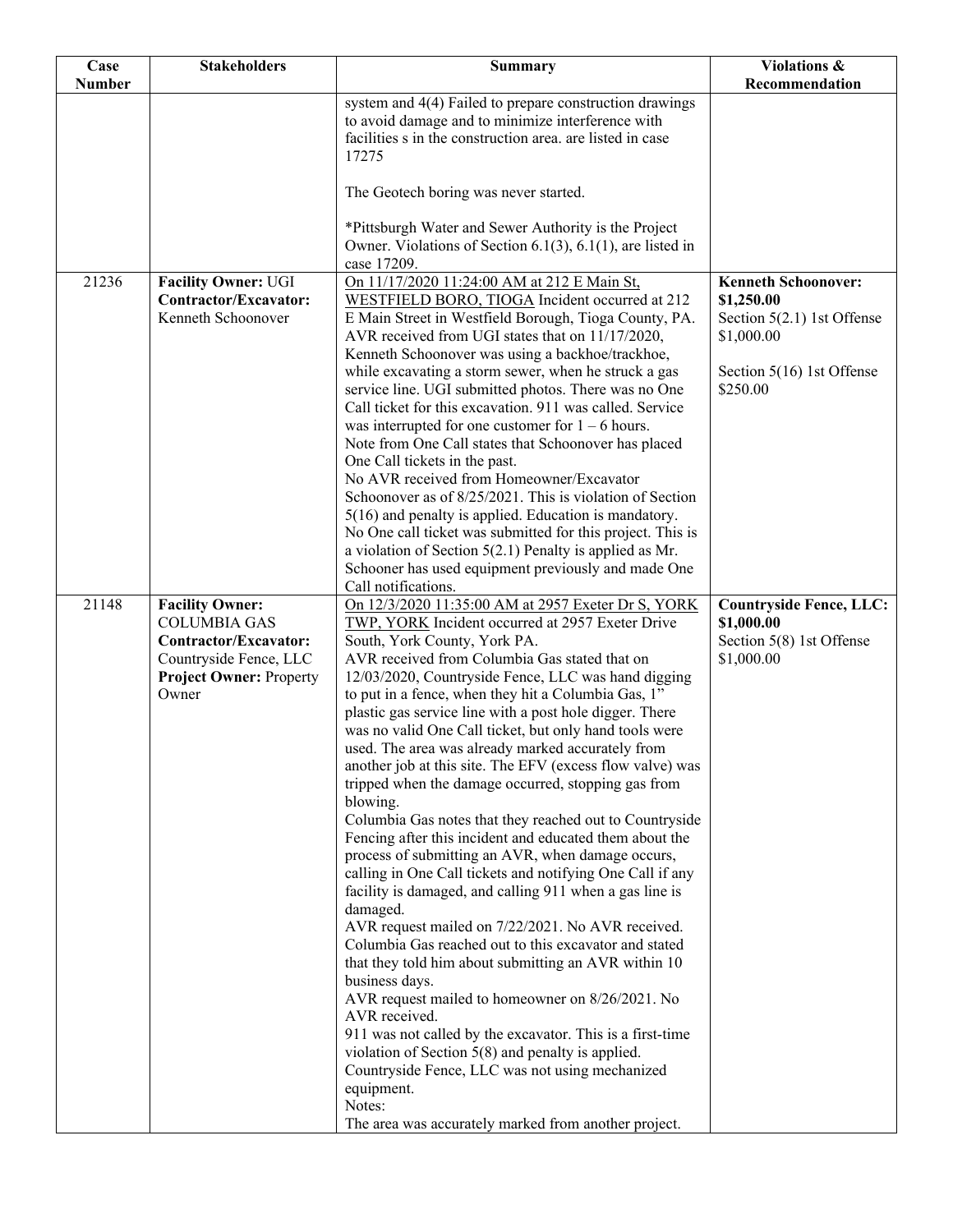| Case Number | Stakeholders | Summary | Violations & Recommendation |
|---|---|---|---|
| | | system and 4(4) Failed to prepare construction drawings to avoid damage and to minimize interference with facilities s in the construction area. are listed in case 17275<br><br>The Geotech boring was never started.<br><br>*Pittsburgh Water and Sewer Authority is the Project Owner. Violations of Section 6.1(3), 6.1(1), are listed in case 17209. | |
| 21236 | **Facility Owner:** UGI<br>**Contractor/Excavator:** Kenneth Schoonover | On 11/17/2020 11:24:00 AM at 212 E Main St, WESTFIELD BORO, TIOGA Incident occurred at 212 E Main Street in Westfield Borough, Tioga County, PA. AVR received from UGI states that on 11/17/2020, Kenneth Schoonover was using a backhoe/trackhoe, while excavating a storm sewer, when he struck a gas service line. UGI submitted photos. There was no One Call ticket for this excavation. 911 was called. Service was interrupted for one customer for 1 – 6 hours.<br>Note from One Call states that Schoonover has placed One Call tickets in the past.<br>No AVR received from Homeowner/Excavator Schoonover as of 8/25/2021. This is violation of Section 5(16) and penalty is applied. Education is mandatory.<br>No One call ticket was submitted for this project. This is a violation of Section 5(2.1) Penalty is applied as Mr. Schooner has used equipment previously and made One Call notifications. | **Kenneth Schoonover: $1,250.00**<br>Section 5(2.1) 1st Offense $1,000.00<br><br>Section 5(16) 1st Offense $250.00 |
| 21148 | **Facility Owner:** COLUMBIA GAS<br>**Contractor/Excavator:** Countryside Fence, LLC<br>**Project Owner:** Property Owner | On 12/3/2020 11:35:00 AM at 2957 Exeter Dr S, YORK TWP, YORK Incident occurred at 2957 Exeter Drive South, York County, York PA.<br>AVR received from Columbia Gas stated that on 12/03/2020, Countryside Fence, LLC was hand digging to put in a fence, when they hit a Columbia Gas, 1" plastic gas service line with a post hole digger. There was no valid One Call ticket, but only hand tools were used. The area was already marked accurately from another job at this site. The EFV (excess flow valve) was tripped when the damage occurred, stopping gas from blowing.<br>Columbia Gas notes that they reached out to Countryside Fencing after this incident and educated them about the process of submitting an AVR, when damage occurs, calling in One Call tickets and notifying One Call if any facility is damaged, and calling 911 when a gas line is damaged.<br>AVR request mailed on 7/22/2021. No AVR received. Columbia Gas reached out to this excavator and stated that they told him about submitting an AVR within 10 business days.<br>AVR request mailed to homeowner on 8/26/2021. No AVR received.<br>911 was not called by the excavator. This is a first-time violation of Section 5(8) and penalty is applied. Countryside Fence, LLC was not using mechanized equipment.<br>Notes:<br>The area was accurately marked from another project. | **Countryside Fence, LLC: $1,000.00**<br>Section 5(8) 1st Offense $1,000.00 |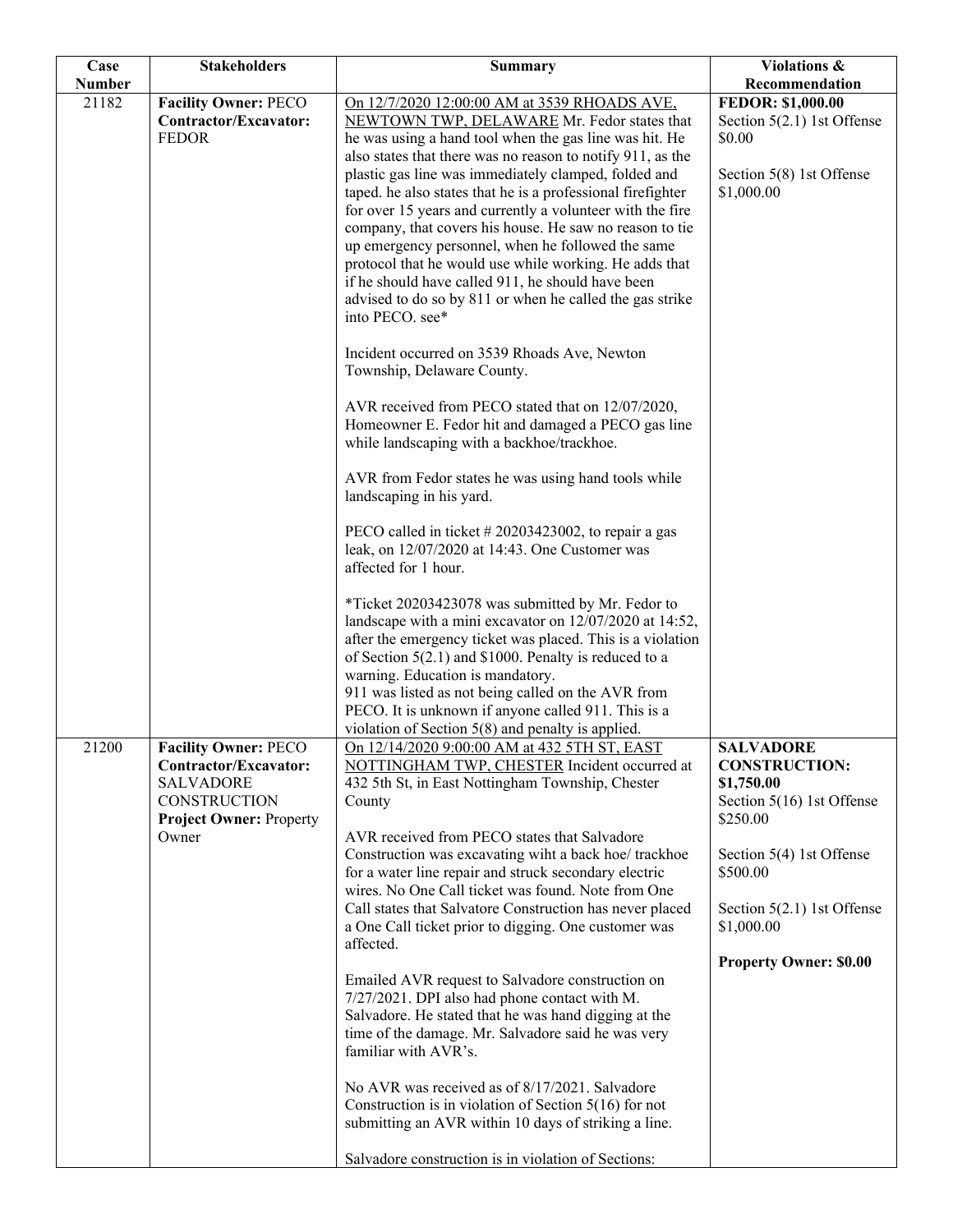| Case Number | Stakeholders | Summary | Violations & Recommendation |
|---|---|---|---|
| 21182 | **Facility Owner:** PECO<br>**Contractor/Excavator:** FEDOR | On 12/7/2020 12:00:00 AM at 3539 RHOADS AVE, NEWTOWN TWP, DELAWARE Mr. Fedor states that he was using a hand tool when the gas line was hit. He also states that there was no reason to notify 911, as the plastic gas line was immediately clamped, folded and taped. he also states that he is a professional firefighter for over 15 years and currently a volunteer with the fire company, that covers his house. He saw no reason to tie up emergency personnel, when he followed the same protocol that he would use while working. He adds that if he should have called 911, he should have been advised to do so by 811 or when he called the gas strike into PECO. see*<br><br>Incident occurred on 3539 Rhoads Ave, Newton Township, Delaware County.<br><br>AVR received from PECO stated that on 12/07/2020, Homeowner E. Fedor hit and damaged a PECO gas line while landscaping with a backhoe/trackhoe.<br><br>AVR from Fedor states he was using hand tools while landscaping in his yard.<br><br>PECO called in ticket # 20203423002, to repair a gas leak, on 12/07/2020 at 14:43. One Customer was affected for 1 hour.<br><br>*Ticket 20203423078 was submitted by Mr. Fedor to landscape with a mini excavator on 12/07/2020 at 14:52, after the emergency ticket was placed. This is a violation of Section 5(2.1) and $1000. Penalty is reduced to a warning. Education is mandatory.<br>911 was listed as not being called on the AVR from PECO. It is unknown if anyone called 911. This is a violation of Section 5(8) and penalty is applied. | **FEDOR: $1,000.00**<br>Section 5(2.1) 1st Offense $0.00<br><br>Section 5(8) 1st Offense $1,000.00 |
| 21200 | **Facility Owner:** PECO<br>**Contractor/Excavator:** SALVADORE CONSTRUCTION<br>**Project Owner:** Property Owner | On 12/14/2020 9:00:00 AM at 432 5TH ST, EAST NOTTINGHAM TWP, CHESTER Incident occurred at 432 5th St, in East Nottingham Township, Chester County<br><br>AVR received from PECO states that Salvadore Construction was excavating wiht a back hoe/ trackhoe for a water line repair and struck secondary electric wires. No One Call ticket was found. Note from One Call states that Salvatore Construction has never placed a One Call ticket prior to digging. One customer was affected.<br><br>Emailed AVR request to Salvadore construction on 7/27/2021. DPI also had phone contact with M. Salvadore. He stated that he was hand digging at the time of the damage. Mr. Salvadore said he was very familiar with AVR's.<br><br>No AVR was received as of 8/17/2021. Salvadore Construction is in violation of Section 5(16) for not submitting an AVR within 10 days of striking a line.<br><br>Salvadore construction is in violation of Sections: | **SALVADORE CONSTRUCTION: $1,750.00**<br>Section 5(16) 1st Offense $250.00<br><br>Section 5(4) 1st Offense $500.00<br><br>Section 5(2.1) 1st Offense $1,000.00<br><br>**Property Owner: $0.00** |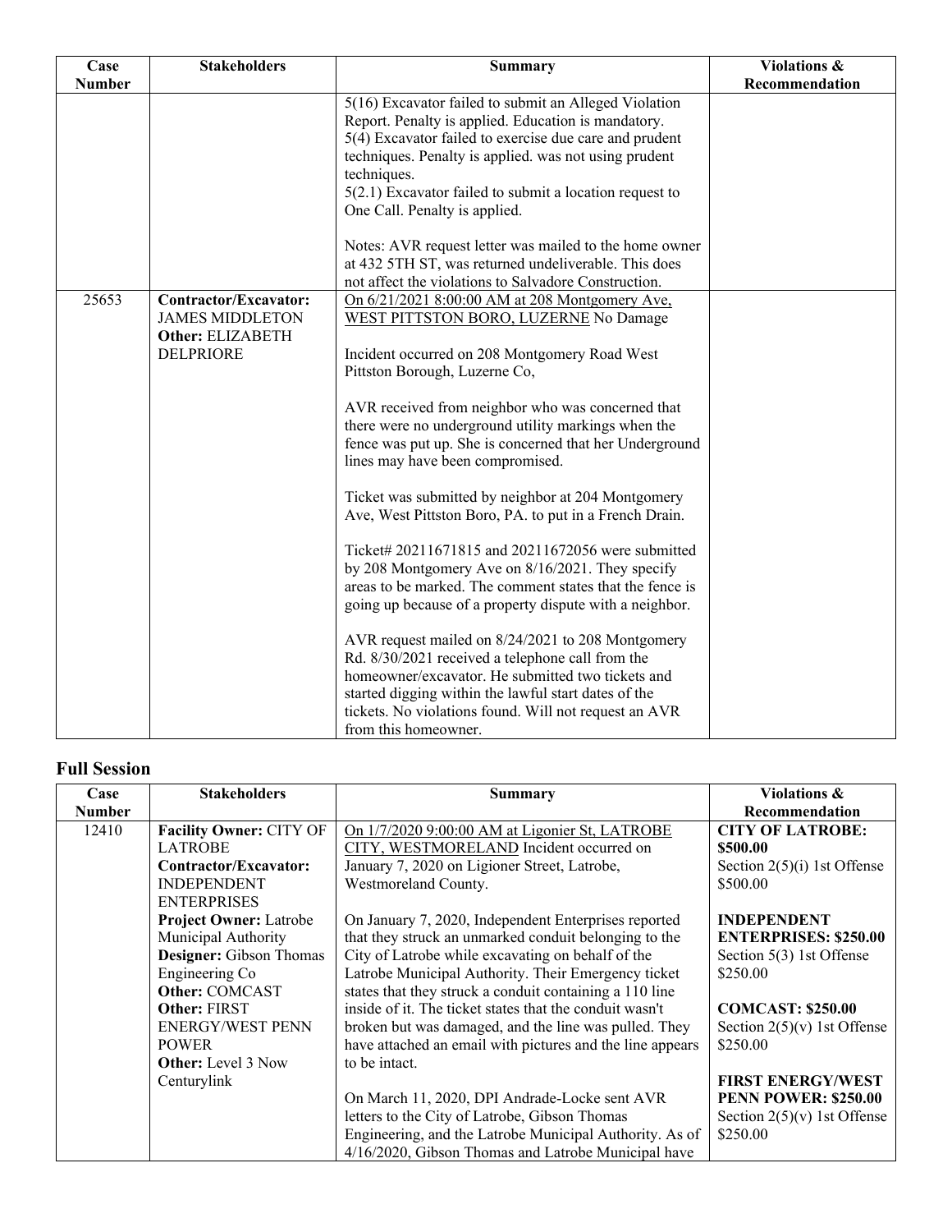| Case Number | Stakeholders | Summary | Violations & Recommendation |
|---|---|---|---|
| | | 5(16) Excavator failed to submit an Alleged Violation Report. Penalty is applied. Education is mandatory.<br>5(4) Excavator failed to exercise due care and prudent techniques. Penalty is applied. was not using prudent techniques.<br>5(2.1) Excavator failed to submit a location request to One Call. Penalty is applied.<br><br>Notes: AVR request letter was mailed to the home owner at 432 5TH ST, was returned undeliverable. This does not affect the violations to Salvadore Construction. | |
| 25653 | **Contractor/Excavator:** JAMES MIDDLETON<br>**Other:** ELIZABETH DELPRIORE | On 6/21/2021 8:00:00 AM at 208 Montgomery Ave, WEST PITTSTON BORO, LUZERNE No Damage<br><br>Incident occurred on 208 Montgomery Road West Pittston Borough, Luzerne Co,<br><br>AVR received from neighbor who was concerned that there were no underground utility markings when the fence was put up. She is concerned that her Underground lines may have been compromised.<br><br>Ticket was submitted by neighbor at 204 Montgomery Ave, West Pittston Boro, PA. to put in a French Drain.<br><br>Ticket# 20211671815 and 20211672056 were submitted by 208 Montgomery Ave on 8/16/2021. They specify areas to be marked. The comment states that the fence is going up because of a property dispute with a neighbor.<br><br>AVR request mailed on 8/24/2021 to 208 Montgomery Rd. 8/30/2021 received a telephone call from the homeowner/excavator. He submitted two tickets and started digging within the lawful start dates of the tickets. No violations found. Will not request an AVR from this homeowner. | |

## Full Session

| Case Number | Stakeholders | Summary | Violations & Recommendation |
|---|---|---|---|
| 12410 | **Facility Owner:** CITY OF LATROBE<br>**Contractor/Excavator:** INDEPENDENT ENTERPRISES<br>**Project Owner:** Latrobe Municipal Authority<br>**Designer:** Gibson Thomas Engineering Co<br>**Other:** COMCAST<br>**Other:** FIRST ENERGY/WEST PENN POWER<br>**Other:** Level 3 Now Centurylink | On 1/7/2020 9:00:00 AM at Ligonier St, LATROBE CITY, WESTMORELAND Incident occurred on January 7, 2020 on Ligioner Street, Latrobe, Westmoreland County.<br><br>On January 7, 2020, Independent Enterprises reported that they struck an unmarked conduit belonging to the City of Latrobe while excavating on behalf of the Latrobe Municipal Authority. Their Emergency ticket states that they struck a conduit containing a 110 line inside of it. The ticket states that the conduit wasn't broken but was damaged, and the line was pulled. They have attached an email with pictures and the line appears to be intact.<br><br>On March 11, 2020, DPI Andrade-Locke sent AVR letters to the City of Latrobe, Gibson Thomas Engineering, and the Latrobe Municipal Authority. As of 4/16/2020, Gibson Thomas and Latrobe Municipal have | **CITY OF LATROBE: $500.00**<br>Section 2(5)(i) 1st Offense $500.00<br><br>**INDEPENDENT ENTERPRISES: $250.00**<br>Section 5(3) 1st Offense $250.00<br><br>**COMCAST: $250.00**<br>Section 2(5)(v) 1st Offense $250.00<br><br>**FIRST ENERGY/WEST PENN POWER: $250.00**<br>Section 2(5)(v) 1st Offense $250.00 |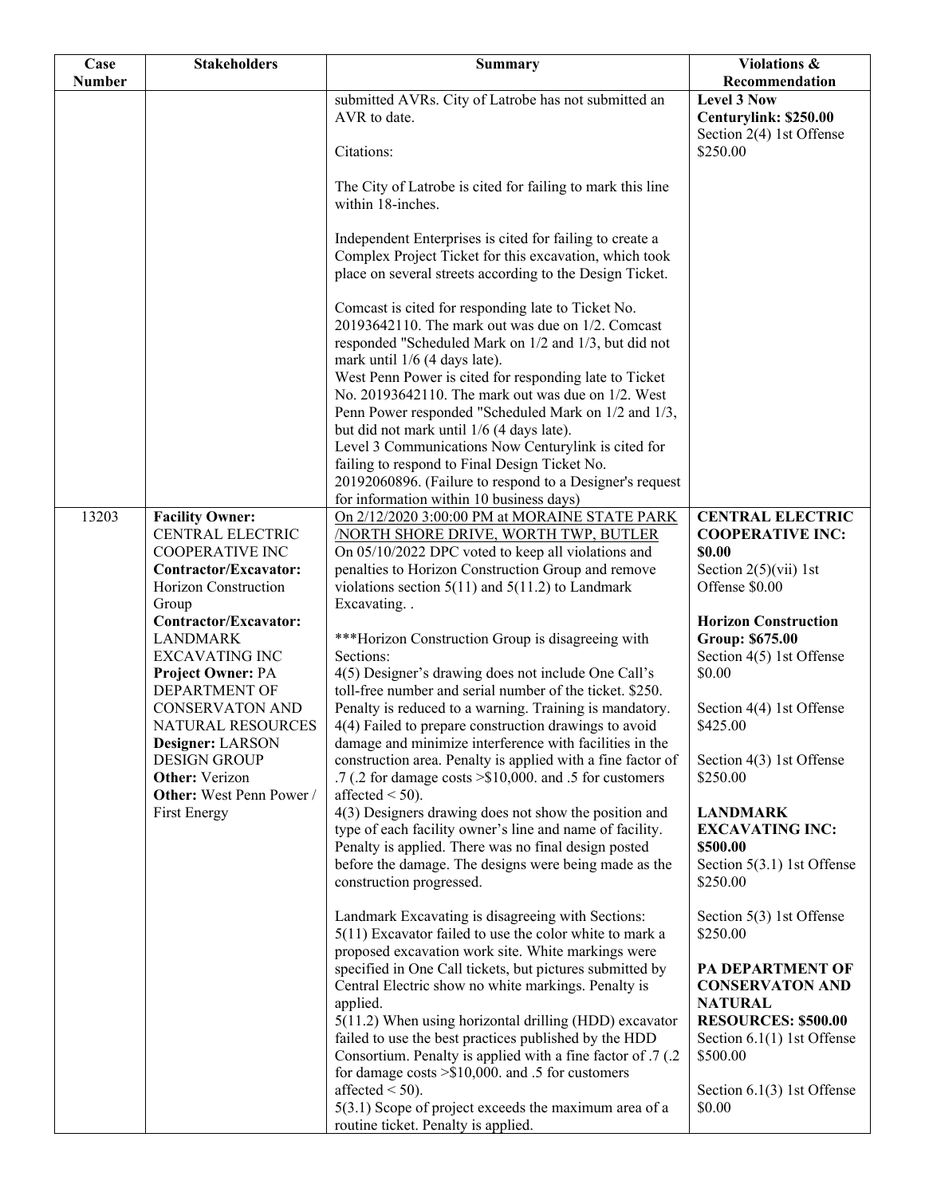| Case Number | Stakeholders | Summary | Violations & Recommendation |
|---|---|---|---|
| | | submitted AVRs. City of Latrobe has not submitted an AVR to date.<br><br>Citations:<br><br>The City of Latrobe is cited for failing to mark this line within 18-inches.<br><br>Independent Enterprises is cited for failing to create a Complex Project Ticket for this excavation, which took place on several streets according to the Design Ticket.<br><br>Comcast is cited for responding late to Ticket No. 20193642110. The mark out was due on 1/2. Comcast responded "Scheduled Mark on 1/2 and 1/3, but did not mark until 1/6 (4 days late).<br>West Penn Power is cited for responding late to Ticket No. 20193642110. The mark out was due on 1/2. West Penn Power responded "Scheduled Mark on 1/2 and 1/3, but did not mark until 1/6 (4 days late).<br>Level 3 Communications Now Centurylink is cited for failing to respond to Final Design Ticket No. 20192060896. (Failure to respond to a Designer's request for information within 10 business days) | **Level 3 Now Centurylink: $250.00**<br>Section 2(4) 1st Offense $250.00 |
| 13203 | **Facility Owner:** CENTRAL ELECTRIC COOPERATIVE INC<br>**Contractor/Excavator:** Horizon Construction Group<br>**Contractor/Excavator:** LANDMARK EXCAVATING INC<br>**Project Owner:** PA DEPARTMENT OF CONSERVATON AND NATURAL RESOURCES<br>**Designer:** LARSON DESIGN GROUP<br>**Other:** Verizon<br>**Other:** West Penn Power / First Energy | On 2/12/2020 3:00:00 PM at MORAINE STATE PARK /NORTH SHORE DRIVE, WORTH TWP, BUTLER<br>On 05/10/2022 DPC voted to keep all violations and penalties to Horizon Construction Group and remove violations section 5(11) and 5(11.2) to Landmark Excavating. .<br><br>***Horizon Construction Group is disagreeing with Sections:<br>4(5) Designer's drawing does not include One Call's toll-free number and serial number of the ticket. $250. Penalty is reduced to a warning. Training is mandatory.<br>4(4) Failed to prepare construction drawings to avoid damage and minimize interference with facilities in the construction area. Penalty is applied with a fine factor of .7 (.2 for damage costs >$10,000. and .5 for customers affected < 50).<br>4(3) Designers drawing does not show the position and type of each facility owner's line and name of facility. Penalty is applied. There was no final design posted before the damage. The designs were being made as the construction progressed.<br><br>Landmark Excavating is disagreeing with Sections:<br>5(11) Excavator failed to use the color white to mark a proposed excavation work site. White markings were specified in One Call tickets, but pictures submitted by Central Electric show no white markings. Penalty is applied.<br>5(11.2) When using horizontal drilling (HDD) excavator failed to use the best practices published by the HDD Consortium. Penalty is applied with a fine factor of .7 (.2 for damage costs >$10,000. and .5 for customers affected < 50).<br>5(3.1) Scope of project exceeds the maximum area of a routine ticket. Penalty is applied. | **CENTRAL ELECTRIC COOPERATIVE INC: $0.00**<br>Section 2(5)(vii) 1st Offense $0.00<br><br>**Horizon Construction Group: $675.00**<br>Section 4(5) 1st Offense $0.00<br><br>Section 4(4) 1st Offense $425.00<br><br>Section 4(3) 1st Offense $250.00<br><br>**LANDMARK EXCAVATING INC: $500.00**<br>Section 5(3.1) 1st Offense $250.00<br><br>Section 5(3) 1st Offense $250.00<br><br>**PA DEPARTMENT OF CONSERVATON AND NATURAL RESOURCES: $500.00**<br>Section 6.1(1) 1st Offense $500.00<br><br>Section 6.1(3) 1st Offense $0.00 |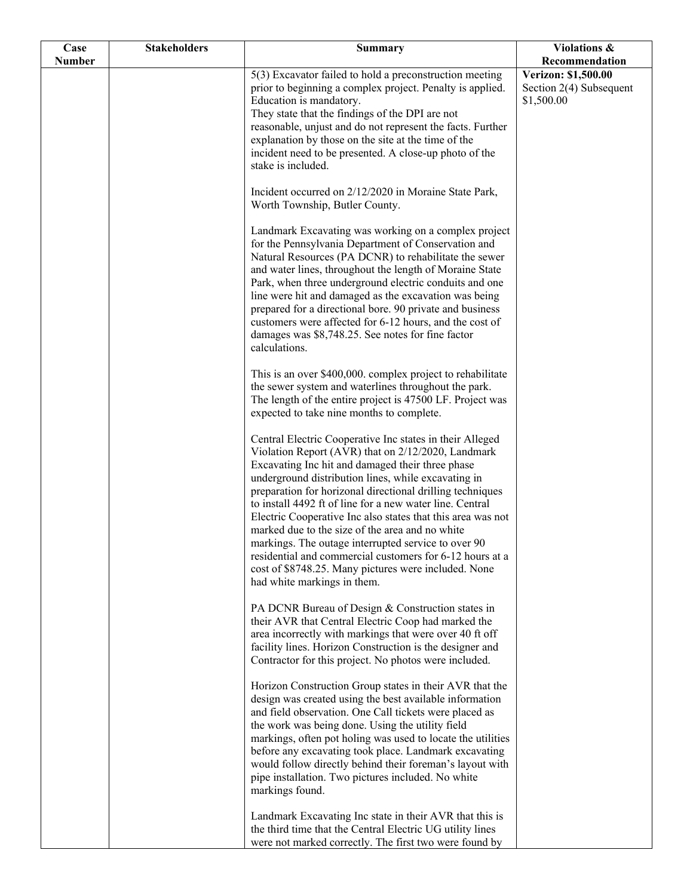| Case Number | Stakeholders | Summary | Violations & Recommendation |
|---|---|---|---|
| | | 5(3) Excavator failed to hold a preconstruction meeting prior to beginning a complex project. Penalty is applied. Education is mandatory.<br>They state that the findings of the DPI are not reasonable, unjust and do not represent the facts. Further explanation by those on the site at the time of the incident need to be presented. A close-up photo of the stake is included.<br><br>Incident occurred on 2/12/2020 in Moraine State Park, Worth Township, Butler County.<br><br>Landmark Excavating was working on a complex project for the Pennsylvania Department of Conservation and Natural Resources (PA DCNR) to rehabilitate the sewer and water lines, throughout the length of Moraine State Park, when three underground electric conduits and one line were hit and damaged as the excavation was being prepared for a directional bore. 90 private and business customers were affected for 6-12 hours, and the cost of damages was $8,748.25. See notes for fine factor calculations.<br><br>This is an over $400,000. complex project to rehabilitate the sewer system and waterlines throughout the park. The length of the entire project is 47500 LF. Project was expected to take nine months to complete.<br><br>Central Electric Cooperative Inc states in their Alleged Violation Report (AVR) that on 2/12/2020, Landmark Excavating Inc hit and damaged their three phase underground distribution lines, while excavating in preparation for horizonal directional drilling techniques to install 4492 ft of line for a new water line. Central Electric Cooperative Inc also states that this area was not marked due to the size of the area and no white markings. The outage interrupted service to over 90 residential and commercial customers for 6-12 hours at a cost of $8748.25. Many pictures were included. None had white markings in them.<br><br>PA DCNR Bureau of Design & Construction states in their AVR that Central Electric Coop had marked the area incorrectly with markings that were over 40 ft off facility lines. Horizon Construction is the designer and Contractor for this project. No photos were included.<br><br>Horizon Construction Group states in their AVR that the design was created using the best available information and field observation. One Call tickets were placed as the work was being done. Using the utility field markings, often pot holing was used to locate the utilities before any excavating took place. Landmark excavating would follow directly behind their foreman's layout with pipe installation. Two pictures included. No white markings found.<br><br>Landmark Excavating Inc state in their AVR that this is the third time that the Central Electric UG utility lines were not marked correctly. The first two were found by | **Verizon: $1,500.00**<br>Section 2(4) Subsequent $1,500.00 |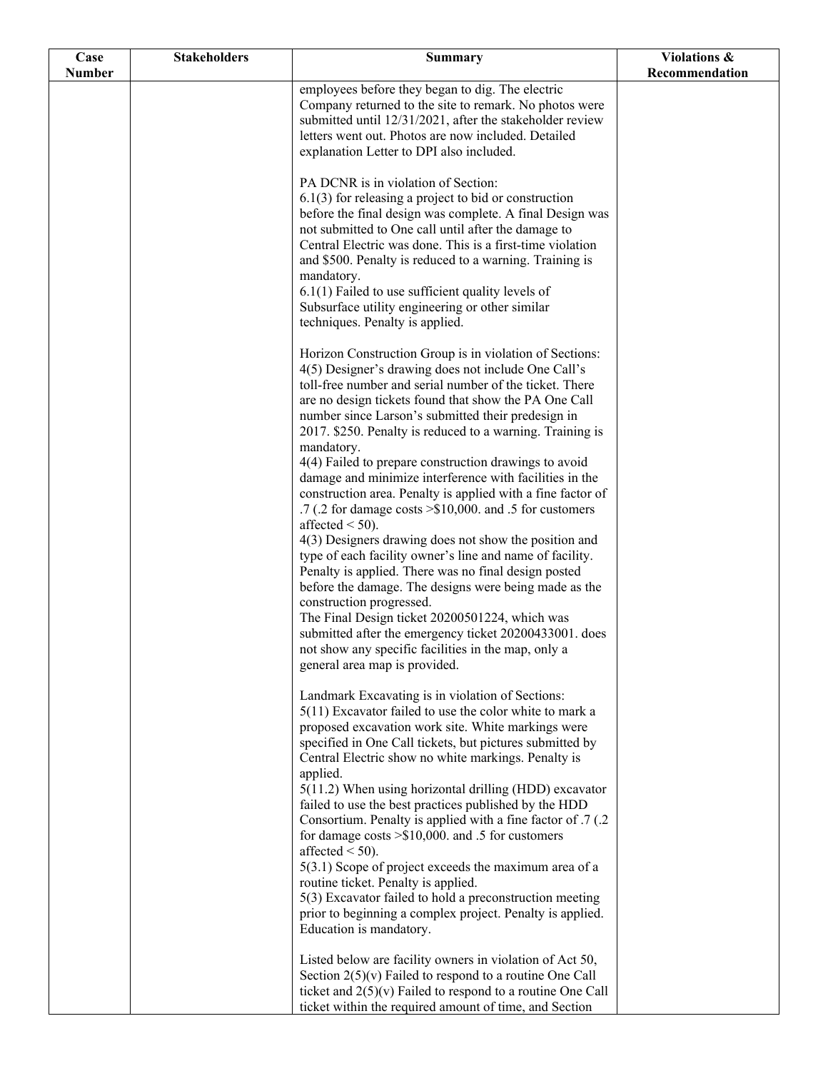| Case Number | Stakeholders | Summary | Violations & Recommendation |
|---|---|---|---|
| | | employees before they began to dig. The electric Company returned to the site to remark. No photos were submitted until 12/31/2021, after the stakeholder review letters went out. Photos are now included. Detailed explanation Letter to DPI also included.<br><br>PA DCNR is in violation of Section:<br>6.1(3) for releasing a project to bid or construction before the final design was complete. A final Design was not submitted to One call until after the damage to Central Electric was done. This is a first-time violation and $500. Penalty is reduced to a warning. Training is mandatory.<br>6.1(1) Failed to use sufficient quality levels of Subsurface utility engineering or other similar techniques. Penalty is applied.<br><br>Horizon Construction Group is in violation of Sections:<br>4(5) Designer's drawing does not include One Call's toll-free number and serial number of the ticket. There are no design tickets found that show the PA One Call number since Larson's submitted their predesign in 2017. $250. Penalty is reduced to a warning. Training is mandatory.<br>4(4) Failed to prepare construction drawings to avoid damage and minimize interference with facilities in the construction area. Penalty is applied with a fine factor of .7 (.2 for damage costs >$10,000. and .5 for customers affected < 50).<br>4(3) Designers drawing does not show the position and type of each facility owner's line and name of facility. Penalty is applied. There was no final design posted before the damage. The designs were being made as the construction progressed.<br>The Final Design ticket 20200501224, which was submitted after the emergency ticket 20200433001. does not show any specific facilities in the map, only a general area map is provided.<br><br>Landmark Excavating is in violation of Sections:<br>5(11) Excavator failed to use the color white to mark a proposed excavation work site. White markings were specified in One Call tickets, but pictures submitted by Central Electric show no white markings. Penalty is applied.<br>5(11.2) When using horizontal drilling (HDD) excavator failed to use the best practices published by the HDD Consortium. Penalty is applied with a fine factor of .7 (.2 for damage costs >$10,000. and .5 for customers affected < 50).<br>5(3.1) Scope of project exceeds the maximum area of a routine ticket. Penalty is applied.<br>5(3) Excavator failed to hold a preconstruction meeting prior to beginning a complex project. Penalty is applied. Education is mandatory.<br><br>Listed below are facility owners in violation of Act 50, Section 2(5)(v) Failed to respond to a routine One Call ticket and 2(5)(v) Failed to respond to a routine One Call ticket within the required amount of time, and Section | |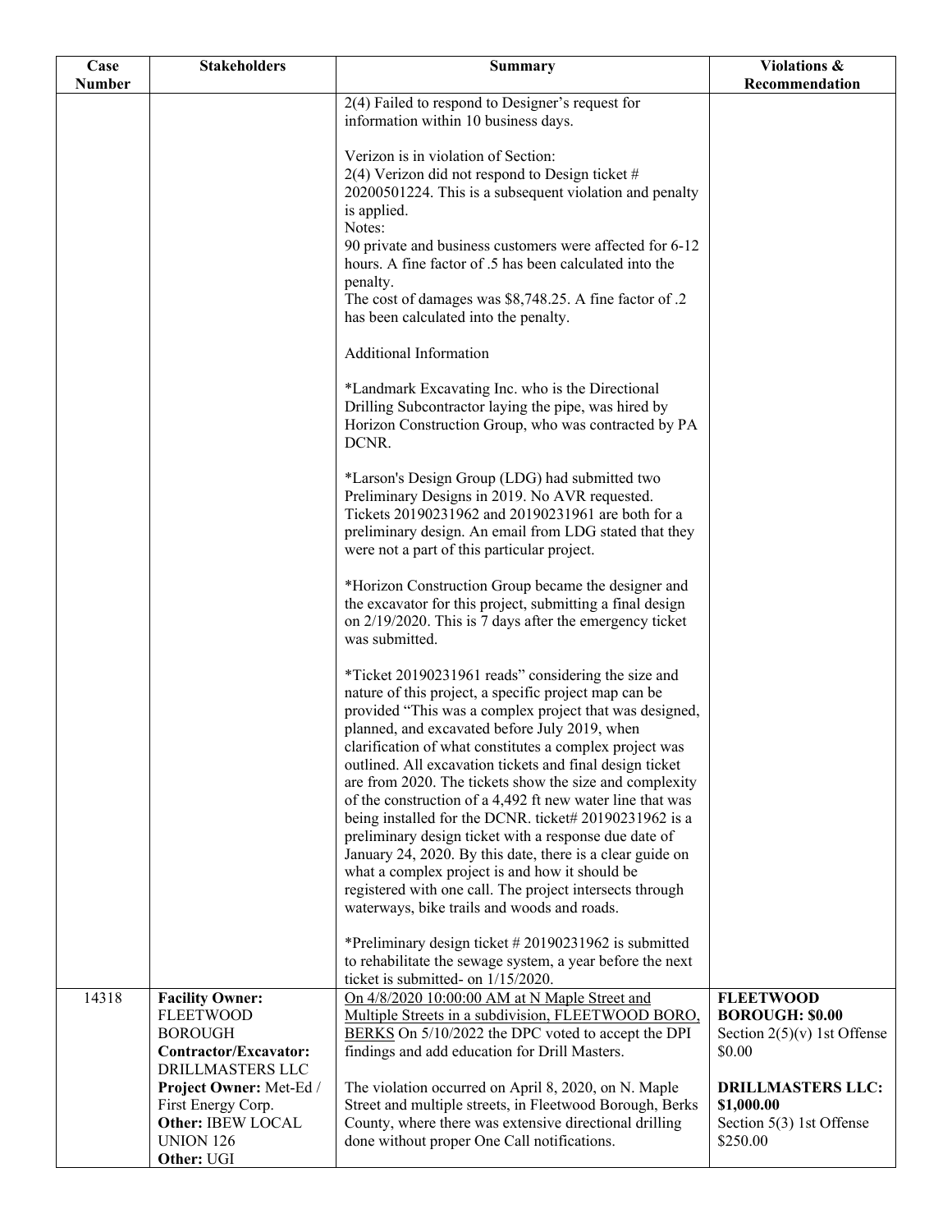| Case Number | Stakeholders | Summary | Violations & Recommendation |
|---|---|---|---|
| | | 2(4) Failed to respond to Designer's request for information within 10 business days.<br><br>Verizon is in violation of Section:<br>2(4) Verizon did not respond to Design ticket # 20200501224. This is a subsequent violation and penalty is applied.<br>Notes:<br>90 private and business customers were affected for 6-12 hours. A fine factor of .5 has been calculated into the penalty.<br>The cost of damages was $8,748.25. A fine factor of .2 has been calculated into the penalty.<br><br>Additional Information<br><br>*Landmark Excavating Inc. who is the Directional Drilling Subcontractor laying the pipe, was hired by Horizon Construction Group, who was contracted by PA DCNR.<br><br>*Larson's Design Group (LDG) had submitted two Preliminary Designs in 2019. No AVR requested. Tickets 20190231962 and 20190231961 are both for a preliminary design. An email from LDG stated that they were not a part of this particular project.<br><br>*Horizon Construction Group became the designer and the excavator for this project, submitting a final design on 2/19/2020. This is 7 days after the emergency ticket was submitted.<br><br>*Ticket 20190231961 reads" considering the size and nature of this project, a specific project map can be provided "This was a complex project that was designed, planned, and excavated before July 2019, when clarification of what constitutes a complex project was outlined. All excavation tickets and final design ticket are from 2020. The tickets show the size and complexity of the construction of a 4,492 ft new water line that was being installed for the DCNR. ticket# 20190231962 is a preliminary design ticket with a response due date of January 24, 2020. By this date, there is a clear guide on what a complex project is and how it should be registered with one call. The project intersects through waterways, bike trails and woods and roads.<br><br>*Preliminary design ticket # 20190231962 is submitted to rehabilitate the sewage system, a year before the next ticket is submitted- on 1/15/2020. | |
| 14318 | **Facility Owner:** FLEETWOOD BOROUGH<br>**Contractor/Excavator:** DRILLMASTERS LLC<br>**Project Owner:** Met-Ed / First Energy Corp.<br>**Other:** IBEW LOCAL UNION 126<br>**Other:** UGI | On 4/8/2020 10:00:00 AM at N Maple Street and Multiple Streets in a subdivision, FLEETWOOD BORO, BERKS On 5/10/2022 the DPC voted to accept the DPI findings and add education for Drill Masters.<br><br>The violation occurred on April 8, 2020, on N. Maple Street and multiple streets, in Fleetwood Borough, Berks County, where there was extensive directional drilling done without proper One Call notifications. | **FLEETWOOD BOROUGH: $0.00**<br>Section 2(5)(v) 1st Offense $0.00<br><br>**DRILLMASTERS LLC: $1,000.00**<br>Section 5(3) 1st Offense $250.00 |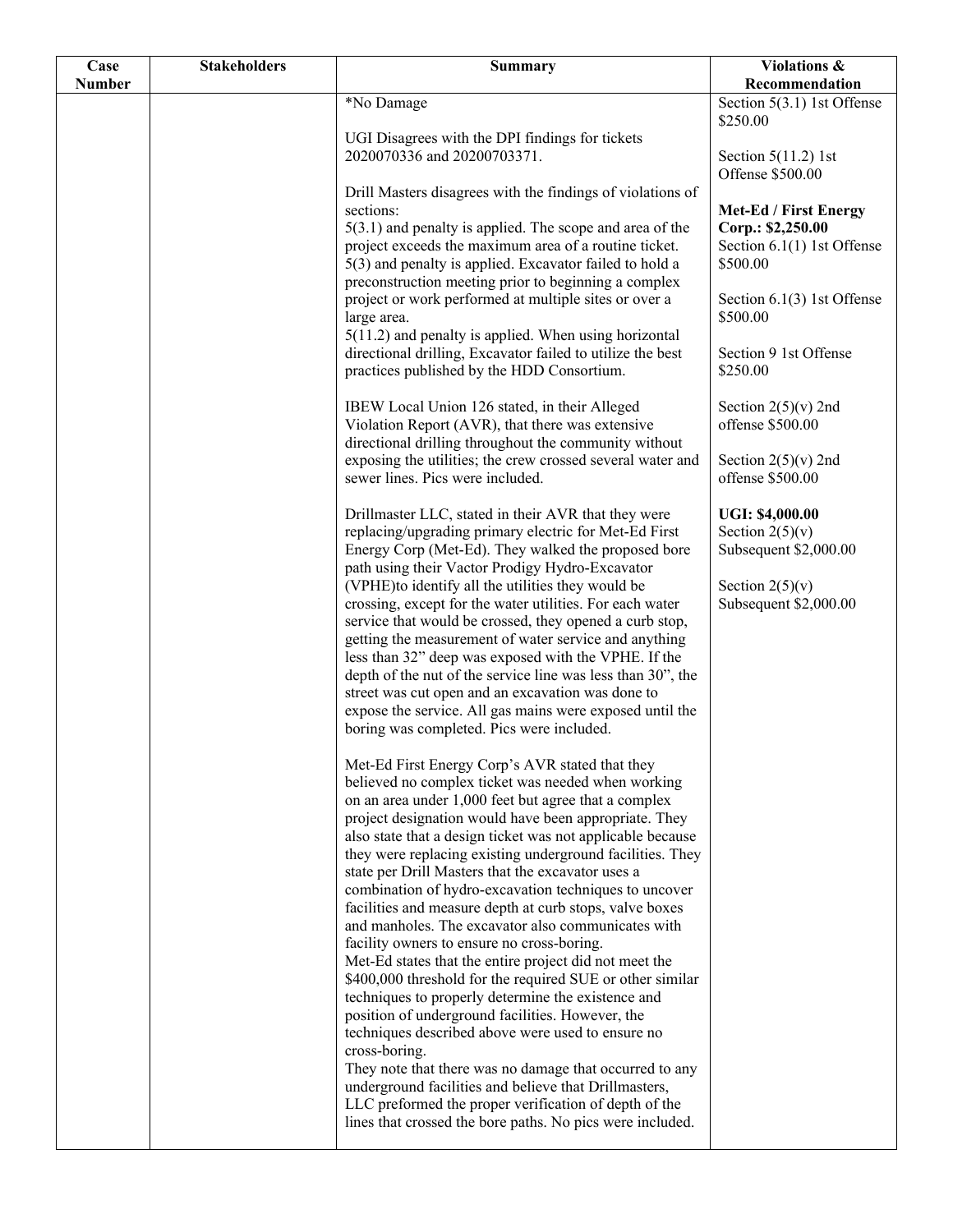| Case Number | Stakeholders | Summary | Violations & Recommendation |
|---|---|---|---|
| | | *No Damage<br><br>UGI Disagrees with the DPI findings for tickets 2020070336 and 20200703371.<br><br>Drill Masters disagrees with the findings of violations of sections:<br>5(3.1) and penalty is applied. The scope and area of the project exceeds the maximum area of a routine ticket.<br>5(3) and penalty is applied. Excavator failed to hold a preconstruction meeting prior to beginning a complex project or work performed at multiple sites or over a large area.<br>5(11.2) and penalty is applied. When using horizontal directional drilling, Excavator failed to utilize the best practices published by the HDD Consortium.<br><br>IBEW Local Union 126 stated, in their Alleged Violation Report (AVR), that there was extensive directional drilling throughout the community without exposing the utilities; the crew crossed several water and sewer lines. Pics were included.<br><br>Drillmaster LLC, stated in their AVR that they were replacing/upgrading primary electric for Met-Ed First Energy Corp (Met-Ed). They walked the proposed bore path using their Vactor Prodigy Hydro-Excavator (VPHE)to identify all the utilities they would be crossing, except for the water utilities. For each water service that would be crossed, they opened a curb stop, getting the measurement of water service and anything less than 32" deep was exposed with the VPHE. If the depth of the nut of the service line was less than 30", the street was cut open and an excavation was done to expose the service. All gas mains were exposed until the boring was completed. Pics were included.<br><br>Met-Ed First Energy Corp's AVR stated that they believed no complex ticket was needed when working on an area under 1,000 feet but agree that a complex project designation would have been appropriate. They also state that a design ticket was not applicable because they were replacing existing underground facilities. They state per Drill Masters that the excavator uses a combination of hydro-excavation techniques to uncover facilities and measure depth at curb stops, valve boxes and manholes. The excavator also communicates with facility owners to ensure no cross-boring.<br>Met-Ed states that the entire project did not meet the $400,000 threshold for the required SUE or other similar techniques to properly determine the existence and position of underground facilities. However, the techniques described above were used to ensure no cross-boring.<br>They note that there was no damage that occurred to any underground facilities and believe that Drillmasters, LLC preformed the proper verification of depth of the lines that crossed the bore paths. No pics were included. | Section 5(3.1) 1st Offense $250.00<br><br>Section 5(11.2) 1st Offense $500.00<br><br>**Met-Ed / First Energy Corp.: $2,250.00**<br>Section 6.1(1) 1st Offense $500.00<br><br>Section 6.1(3) 1st Offense $500.00<br><br>Section 9 1st Offense $250.00<br><br>Section 2(5)(v) 2nd offense $500.00<br><br>Section 2(5)(v) 2nd offense $500.00<br><br>**UGI: $4,000.00**<br>Section 2(5)(v) Subsequent $2,000.00<br><br>Section 2(5)(v) Subsequent $2,000.00 |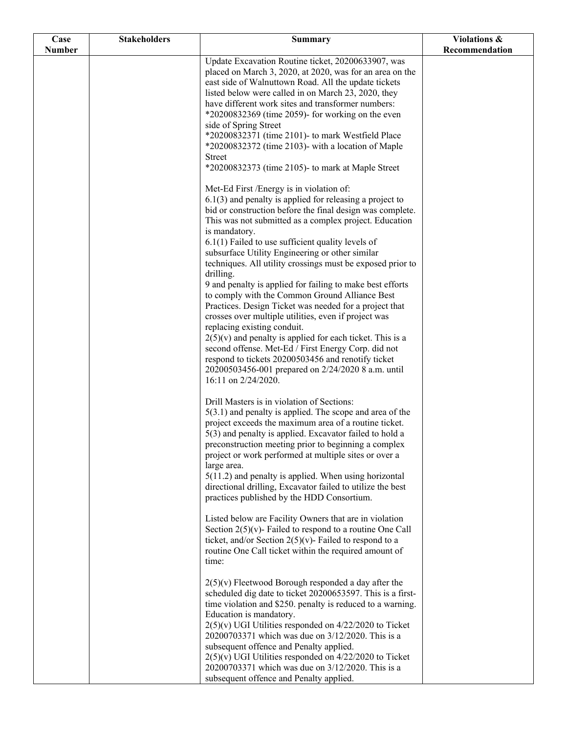| Case Number | Stakeholders | Summary | Violations & Recommendation |
|---|---|---|---|
| | | Update Excavation Routine ticket, 20200633907, was placed on March 3, 2020, at 2020, was for an area on the east side of Walnuttown Road. All the update tickets listed below were called in on March 23, 2020, they have different work sites and transformer numbers:<br>*20200832369 (time 2059)- for working on the even side of Spring Street<br>*20200832371 (time 2101)- to mark Westfield Place<br>*20200832372 (time 2103)- with a location of Maple Street<br>*20200832373 (time 2105)- to mark at Maple Street<br><br>Met-Ed First /Energy is in violation of:<br>6.1(3) and penalty is applied for releasing a project to bid or construction before the final design was complete. This was not submitted as a complex project. Education is mandatory.<br>6.1(1) Failed to use sufficient quality levels of subsurface Utility Engineering or other similar techniques. All utility crossings must be exposed prior to drilling.<br>9 and penalty is applied for failing to make best efforts to comply with the Common Ground Alliance Best Practices. Design Ticket was needed for a project that crosses over multiple utilities, even if project was replacing existing conduit.<br>2(5)(v) and penalty is applied for each ticket. This is a second offense. Met-Ed / First Energy Corp. did not respond to tickets 20200503456 and renotify ticket 20200503456-001 prepared on 2/24/2020 8 a.m. until 16:11 on 2/24/2020.<br><br>Drill Masters is in violation of Sections:<br>5(3.1) and penalty is applied. The scope and area of the project exceeds the maximum area of a routine ticket.<br>5(3) and penalty is applied. Excavator failed to hold a preconstruction meeting prior to beginning a complex project or work performed at multiple sites or over a large area.<br>5(11.2) and penalty is applied. When using horizontal directional drilling, Excavator failed to utilize the best practices published by the HDD Consortium.<br><br>Listed below are Facility Owners that are in violation Section 2(5)(v)- Failed to respond to a routine One Call ticket, and/or Section 2(5)(v)- Failed to respond to a routine One Call ticket within the required amount of time:<br><br>2(5)(v) Fleetwood Borough responded a day after the scheduled dig date to ticket 20200653597. This is a first-time violation and $250. penalty is reduced to a warning. Education is mandatory.<br>2(5)(v) UGI Utilities responded on 4/22/2020 to Ticket 20200703371 which was due on 3/12/2020. This is a subsequent offence and Penalty applied.<br>2(5)(v) UGI Utilities responded on 4/22/2020 to Ticket 20200703371 which was due on 3/12/2020. This is a subsequent offence and Penalty applied. | |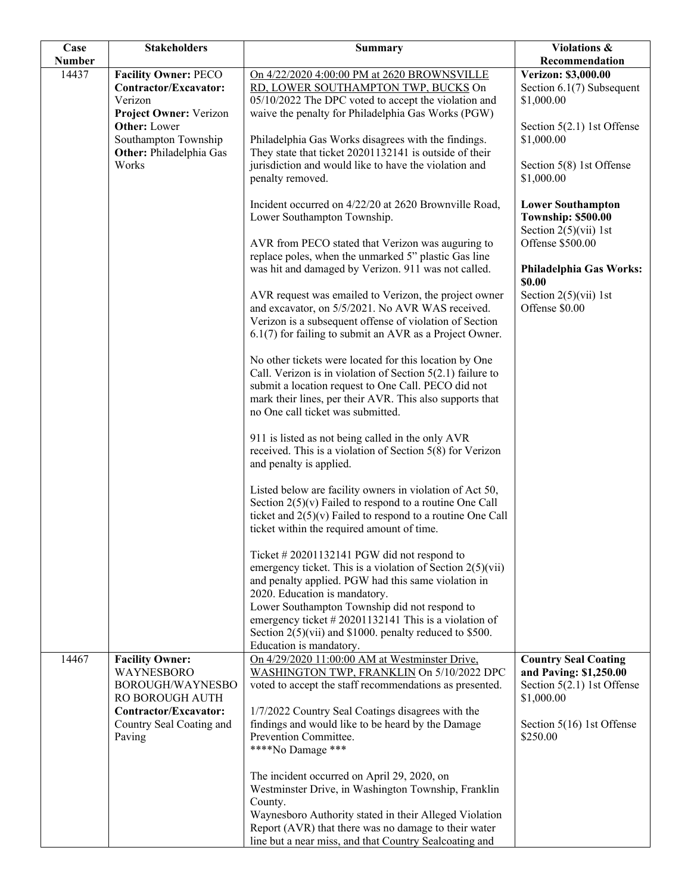| Case Number | Stakeholders | Summary | Violations & Recommendation |
|---|---|---|---|
| 14437 | **Facility Owner:** PECO<br>**Contractor/Excavator:** Verizon<br>**Project Owner:** Verizon<br>**Other:** Lower Southampton Township<br>**Other:** Philadelphia Gas Works | <u>On 4/22/2020 4:00:00 PM at 2620 BROWNSVILLE RD, LOWER SOUTHAMPTON TWP, BUCKS</u> On 05/10/2022 The DPC voted to accept the violation and waive the penalty for Philadelphia Gas Works (PGW)<br><br>Philadelphia Gas Works disagrees with the findings. They state that ticket 20201132141 is outside of their jurisdiction and would like to have the violation and penalty removed.<br><br>Incident occurred on 4/22/20 at 2620 Brownville Road, Lower Southampton Township.<br><br>AVR from PECO stated that Verizon was auguring to replace poles, when the unmarked 5" plastic Gas line was hit and damaged by Verizon. 911 was not called.<br><br>AVR request was emailed to Verizon, the project owner and excavator, on 5/5/2021. No AVR WAS received. Verizon is a subsequent offense of violation of Section 6.1(7) for failing to submit an AVR as a Project Owner.<br><br>No other tickets were located for this location by One Call. Verizon is in violation of Section 5(2.1) failure to submit a location request to One Call. PECO did not mark their lines, per their AVR. This also supports that no One call ticket was submitted.<br><br>911 is listed as not being called in the only AVR received. This is a violation of Section 5(8) for Verizon and penalty is applied.<br><br>Listed below are facility owners in violation of Act 50, Section 2(5)(v) Failed to respond to a routine One Call ticket and 2(5)(v) Failed to respond to a routine One Call ticket within the required amount of time.<br><br>Ticket # 20201132141 PGW did not respond to emergency ticket. This is a violation of Section 2(5)(vii) and penalty applied. PGW had this same violation in 2020. Education is mandatory.<br>Lower Southampton Township did not respond to emergency ticket # 20201132141 This is a violation of Section 2(5)(vii) and $1000. penalty reduced to $500. Education is mandatory. | **Verizon: $3,000.00**<br>Section 6.1(7) Subsequent $1,000.00<br><br>Section 5(2.1) 1st Offense $1,000.00<br><br>Section 5(8) 1st Offense $1,000.00<br><br>**Lower Southampton Township: $500.00**<br>Section 2(5)(vii) 1st Offense $500.00<br><br>**Philadelphia Gas Works: $0.00**<br>Section 2(5)(vii) 1st Offense $0.00 |
| 14467 | **Facility Owner:** WAYNESBORO BOROUGH/WAYNESBORO BOROUGH AUTH<br>**Contractor/Excavator:** Country Seal Coating and Paving | <u>On 4/29/2020 11:00:00 AM at Westminster Drive, WASHINGTON TWP, FRANKLIN</u> On 5/10/2022 DPC voted to accept the staff recommendations as presented.<br><br>1/7/2022 Country Seal Coatings disagrees with the findings and would like to be heard by the Damage Prevention Committee.<br>****No Damage ***<br><br>The incident occurred on April 29, 2020, on Westminster Drive, in Washington Township, Franklin County.<br>Waynesboro Authority stated in their Alleged Violation Report (AVR) that there was no damage to their water line but a near miss, and that Country Sealcoating and | **Country Seal Coating and Paving: $1,250.00**<br>Section 5(2.1) 1st Offense $1,000.00<br><br>Section 5(16) 1st Offense $250.00 |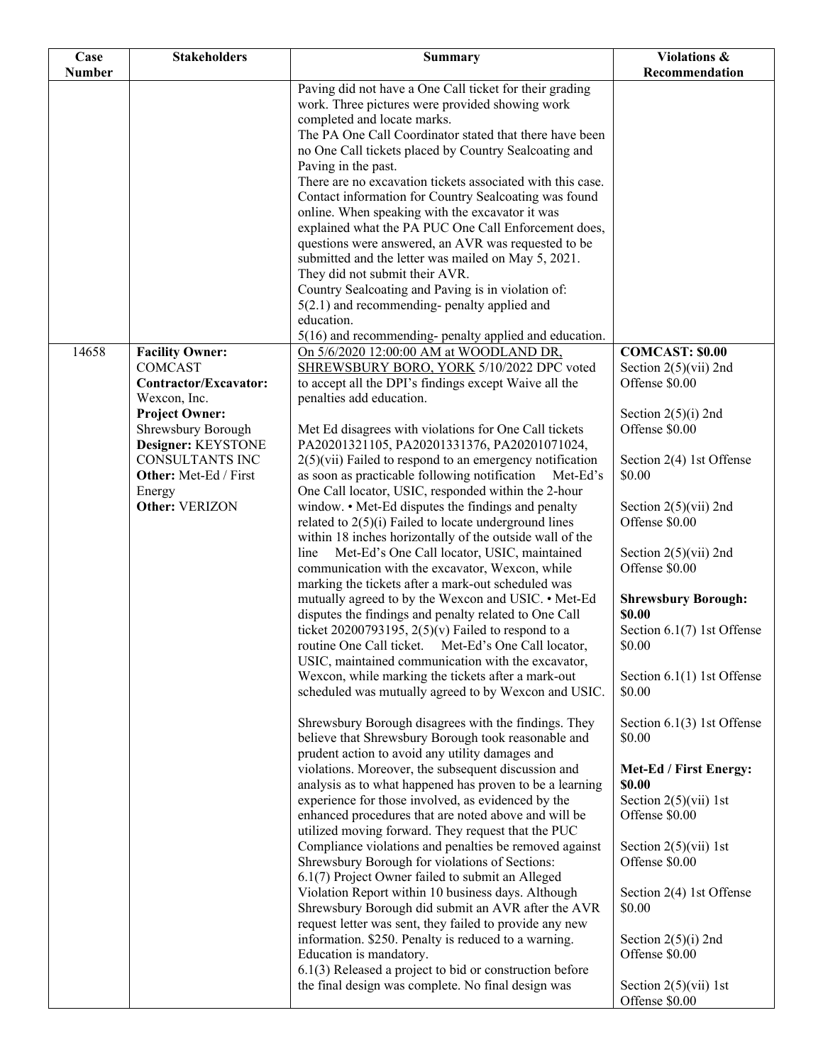| Case Number | Stakeholders | Summary | Violations & Recommendation |
|---|---|---|---|
| | | Paving did not have a One Call ticket for their grading work. Three pictures were provided showing work completed and locate marks.<br>The PA One Call Coordinator stated that there have been no One Call tickets placed by Country Sealcoating and Paving in the past.<br>There are no excavation tickets associated with this case. Contact information for Country Sealcoating was found online. When speaking with the excavator it was explained what the PA PUC One Call Enforcement does, questions were answered, an AVR was requested to be submitted and the letter was mailed on May 5, 2021. They did not submit their AVR.<br>Country Sealcoating and Paving is in violation of:<br>5(2.1) and recommending- penalty applied and education.<br>5(16) and recommending- penalty applied and education. | |
| 14658 | **Facility Owner:** COMCAST<br>**Contractor/Excavator:** Wexcon, Inc.<br>**Project Owner:** Shrewsbury Borough<br>**Designer:** KEYSTONE CONSULTANTS INC<br>**Other:** Met-Ed / First Energy<br>**Other:** VERIZON | On 5/6/2020 12:00:00 AM at WOODLAND DR, SHREWSBURY BORO, YORK 5/10/2022 DPC voted to accept all the DPI's findings except Waive all the penalties add education.<br><br>Met Ed disagrees with violations for One Call tickets PA20201321105, PA20201331376, PA20201071024, 2(5)(vii) Failed to respond to an emergency notification as soon as practicable following notification Met-Ed's One Call locator, USIC, responded within the 2-hour window. • Met-Ed disputes the findings and penalty related to 2(5)(i) Failed to locate underground lines within 18 inches horizontally of the outside wall of the line Met-Ed's One Call locator, USIC, maintained communication with the excavator, Wexcon, while marking the tickets after a mark-out scheduled was mutually agreed to by the Wexcon and USIC. • Met-Ed disputes the findings and penalty related to One Call ticket 20200793195, 2(5)(v) Failed to respond to a routine One Call ticket. Met-Ed's One Call locator, USIC, maintained communication with the excavator, Wexcon, while marking the tickets after a mark-out scheduled was mutually agreed to by Wexcon and USIC.<br><br>Shrewsbury Borough disagrees with the findings. They believe that Shrewsbury Borough took reasonable and prudent action to avoid any utility damages and violations. Moreover, the subsequent discussion and analysis as to what happened has proven to be a learning experience for those involved, as evidenced by the enhanced procedures that are noted above and will be utilized moving forward. They request that the PUC Compliance violations and penalties be removed against Shrewsbury Borough for violations of Sections:<br>6.1(7) Project Owner failed to submit an Alleged Violation Report within 10 business days. Although Shrewsbury Borough did submit an AVR after the AVR request letter was sent, they failed to provide any new information. $250. Penalty is reduced to a warning. Education is mandatory.<br>6.1(3) Released a project to bid or construction before the final design was complete. No final design was | **COMCAST: $0.00**<br>Section 2(5)(vii) 2nd Offense $0.00<br><br>Section 2(5)(i) 2nd Offense $0.00<br><br>Section 2(4) 1st Offense $0.00<br><br>Section 2(5)(vii) 2nd Offense $0.00<br><br>Section 2(5)(vii) 2nd Offense $0.00<br><br>**Shrewsbury Borough: $0.00**<br>Section 6.1(7) 1st Offense $0.00<br><br>Section 6.1(1) 1st Offense $0.00<br><br>Section 6.1(3) 1st Offense $0.00<br><br>**Met-Ed / First Energy: $0.00**<br>Section 2(5)(vii) 1st Offense $0.00<br><br>Section 2(5)(vii) 1st Offense $0.00<br><br>Section 2(4) 1st Offense $0.00<br><br>Section 2(5)(i) 2nd Offense $0.00<br><br>Section 2(5)(vii) 1st Offense $0.00 |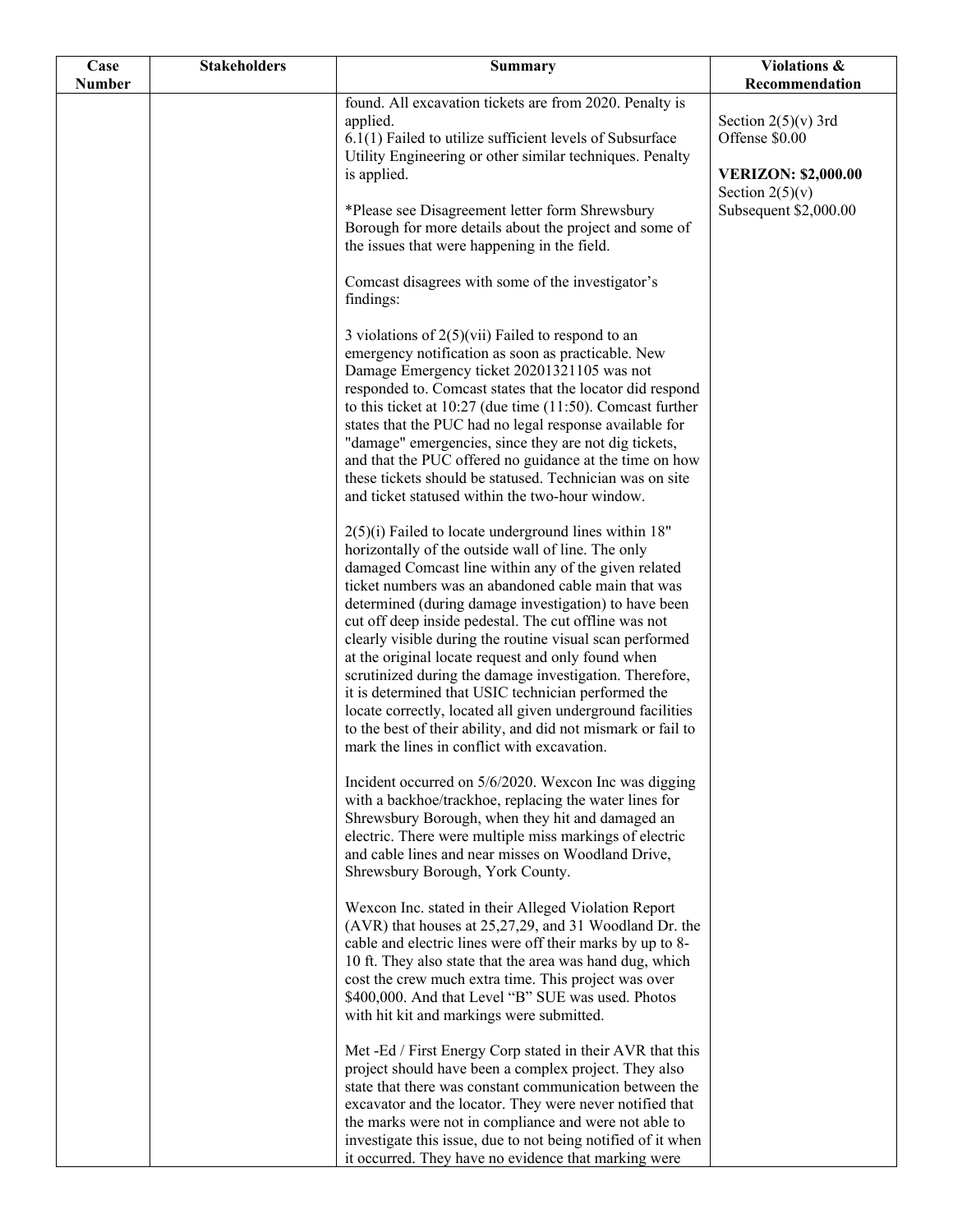| Case Number | Stakeholders | Summary | Violations & Recommendation |
|---|---|---|---|
| | | found. All excavation tickets are from 2020. Penalty is applied.<br>6.1(1) Failed to utilize sufficient levels of Subsurface Utility Engineering or other similar techniques. Penalty is applied.<br><br>*Please see Disagreement letter form Shrewsbury Borough for more details about the project and some of the issues that were happening in the field.<br><br>Comcast disagrees with some of the investigator's findings:<br><br>3 violations of 2(5)(vii) Failed to respond to an emergency notification as soon as practicable. New Damage Emergency ticket 20201321105 was not responded to. Comcast states that the locator did respond to this ticket at 10:27 (due time (11:50). Comcast further states that the PUC had no legal response available for "damage" emergencies, since they are not dig tickets, and that the PUC offered no guidance at the time on how these tickets should be statused. Technician was on site and ticket statused within the two-hour window.<br><br>2(5)(i) Failed to locate underground lines within 18" horizontally of the outside wall of line. The only damaged Comcast line within any of the given related ticket numbers was an abandoned cable main that was determined (during damage investigation) to have been cut off deep inside pedestal. The cut offline was not clearly visible during the routine visual scan performed at the original locate request and only found when scrutinized during the damage investigation. Therefore, it is determined that USIC technician performed the locate correctly, located all given underground facilities to the best of their ability, and did not mismark or fail to mark the lines in conflict with excavation.<br><br>Incident occurred on 5/6/2020. Wexcon Inc was digging with a backhoe/trackhoe, replacing the water lines for Shrewsbury Borough, when they hit and damaged an electric. There were multiple miss markings of electric and cable lines and near misses on Woodland Drive, Shrewsbury Borough, York County.<br><br>Wexcon Inc. stated in their Alleged Violation Report (AVR) that houses at 25,27,29, and 31 Woodland Dr. the cable and electric lines were off their marks by up to 8-10 ft. They also state that the area was hand dug, which cost the crew much extra time. This project was over $400,000. And that Level "B" SUE was used. Photos with hit kit and markings were submitted.<br><br>Met -Ed / First Energy Corp stated in their AVR that this project should have been a complex project. They also state that there was constant communication between the excavator and the locator. They were never notified that the marks were not in compliance and were not able to investigate this issue, due to not being notified of it when it occurred. They have no evidence that marking were | Section 2(5)(v) 3rd Offense $0.00<br><br>**VERIZON: $2,000.00**<br>Section 2(5)(v) Subsequent $2,000.00 |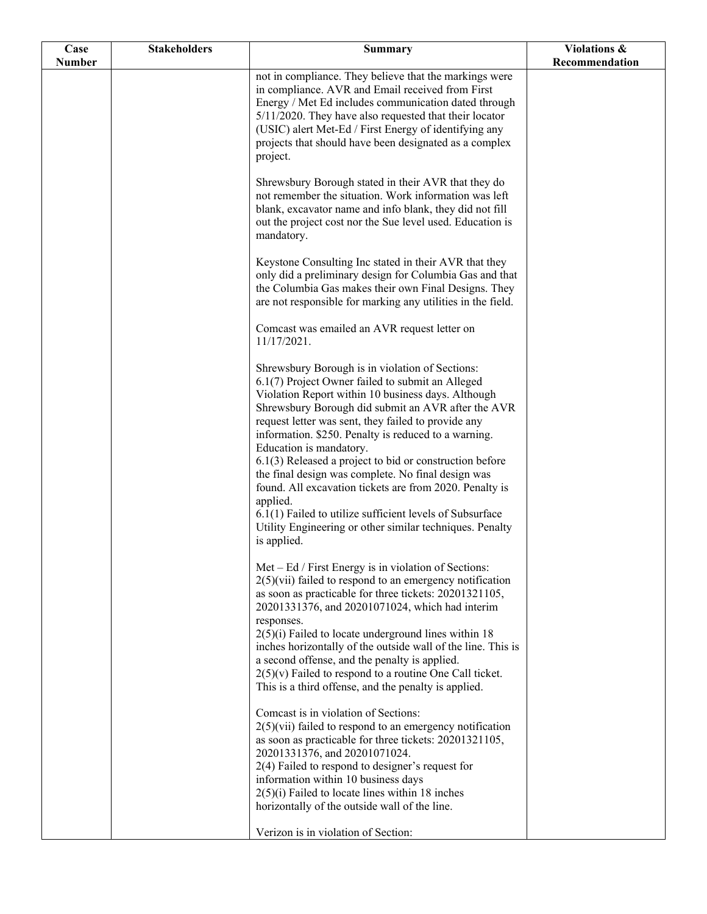| Case Number | Stakeholders | Summary | Violations & Recommendation |
|---|---|---|---|
| | | not in compliance. They believe that the markings were in compliance. AVR and Email received from First Energy / Met Ed includes communication dated through 5/11/2020. They have also requested that their locator (USIC) alert Met-Ed / First Energy of identifying any projects that should have been designated as a complex project.<br><br>Shrewsbury Borough stated in their AVR that they do not remember the situation. Work information was left blank, excavator name and info blank, they did not fill out the project cost nor the Sue level used. Education is mandatory.<br><br>Keystone Consulting Inc stated in their AVR that they only did a preliminary design for Columbia Gas and that the Columbia Gas makes their own Final Designs. They are not responsible for marking any utilities in the field.<br><br>Comcast was emailed an AVR request letter on 11/17/2021.<br><br>Shrewsbury Borough is in violation of Sections:<br>6.1(7) Project Owner failed to submit an Alleged Violation Report within 10 business days. Although Shrewsbury Borough did submit an AVR after the AVR request letter was sent, they failed to provide any information. $250. Penalty is reduced to a warning. Education is mandatory.<br>6.1(3) Released a project to bid or construction before the final design was complete. No final design was found. All excavation tickets are from 2020. Penalty is applied.<br>6.1(1) Failed to utilize sufficient levels of Subsurface Utility Engineering or other similar techniques. Penalty is applied.<br><br>Met – Ed / First Energy is in violation of Sections:<br>2(5)(vii) failed to respond to an emergency notification as soon as practicable for three tickets: 20201321105, 20201331376, and 20201071024, which had interim responses.<br>2(5)(i) Failed to locate underground lines within 18 inches horizontally of the outside wall of the line. This is a second offense, and the penalty is applied.<br>2(5)(v) Failed to respond to a routine One Call ticket. This is a third offense, and the penalty is applied.<br><br>Comcast is in violation of Sections:<br>2(5)(vii) failed to respond to an emergency notification as soon as practicable for three tickets: 20201321105, 20201331376, and 20201071024.<br>2(4) Failed to respond to designer's request for information within 10 business days<br>2(5)(i) Failed to locate lines within 18 inches horizontally of the outside wall of the line.<br><br>Verizon is in violation of Section: | |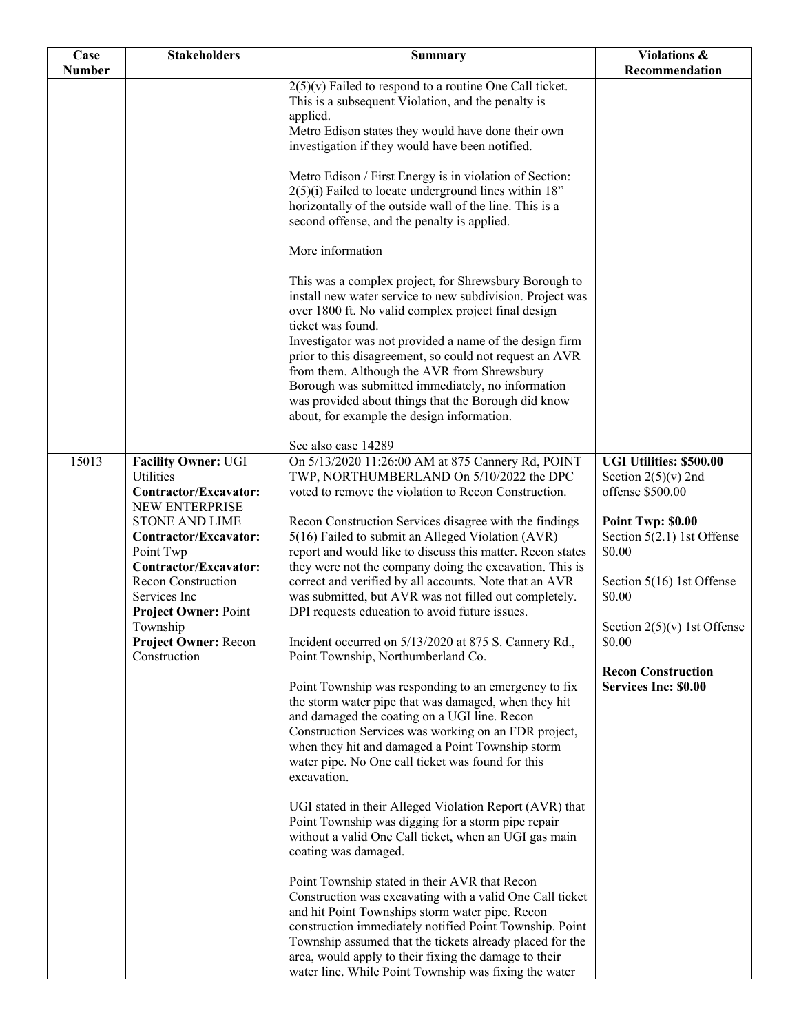| Case Number | Stakeholders | Summary | Violations & Recommendation |
|---|---|---|---|
| | | 2(5)(v) Failed to respond to a routine One Call ticket. This is a subsequent Violation, and the penalty is applied.<br>Metro Edison states they would have done their own investigation if they would have been notified.<br><br>Metro Edison / First Energy is in violation of Section: 2(5)(i) Failed to locate underground lines within 18" horizontally of the outside wall of the line. This is a second offense, and the penalty is applied.<br><br>More information<br><br>This was a complex project, for Shrewsbury Borough to install new water service to new subdivision. Project was over 1800 ft. No valid complex project final design ticket was found.<br>Investigator was not provided a name of the design firm prior to this disagreement, so could not request an AVR from them. Although the AVR from Shrewsbury Borough was submitted immediately, no information was provided about things that the Borough did know about, for example the design information.<br><br>See also case 14289 | |
| 15013 | **Facility Owner:** UGI Utilities<br>**Contractor/Excavator:** NEW ENTERPRISE STONE AND LIME<br>**Contractor/Excavator:** Point Twp<br>**Contractor/Excavator:** Recon Construction Services Inc<br>**Project Owner:** Point Township<br>**Project Owner:** Recon Construction | On 5/13/2020 11:26:00 AM at 875 Cannery Rd, POINT TWP, NORTHUMBERLAND On 5/10/2022 the DPC voted to remove the violation to Recon Construction.<br><br>Recon Construction Services disagree with the findings 5(16) Failed to submit an Alleged Violation (AVR) report and would like to discuss this matter. Recon states they were not the company doing the excavation. This is correct and verified by all accounts. Note that an AVR was submitted, but AVR was not filled out completely. DPI requests education to avoid future issues.<br><br>Incident occurred on 5/13/2020 at 875 S. Cannery Rd., Point Township, Northumberland Co.<br><br>Point Township was responding to an emergency to fix the storm water pipe that was damaged, when they hit and damaged the coating on a UGI line. Recon Construction Services was working on an FDR project, when they hit and damaged a Point Township storm water pipe. No One call ticket was found for this excavation.<br><br>UGI stated in their Alleged Violation Report (AVR) that Point Township was digging for a storm pipe repair without a valid One Call ticket, when an UGI gas main coating was damaged.<br><br>Point Township stated in their AVR that Recon Construction was excavating with a valid One Call ticket and hit Point Townships storm water pipe. Recon construction immediately notified Point Township. Point Township assumed that the tickets already placed for the area, would apply to their fixing the damage to their water line. While Point Township was fixing the water | **UGI Utilities: $500.00**<br>Section 2(5)(v) 2nd offense $500.00<br><br>**Point Twp: $0.00**<br>Section 5(2.1) 1st Offense $0.00<br><br>Section 5(16) 1st Offense $0.00<br><br>Section 2(5)(v) 1st Offense $0.00<br><br>**Recon Construction Services Inc: $0.00** |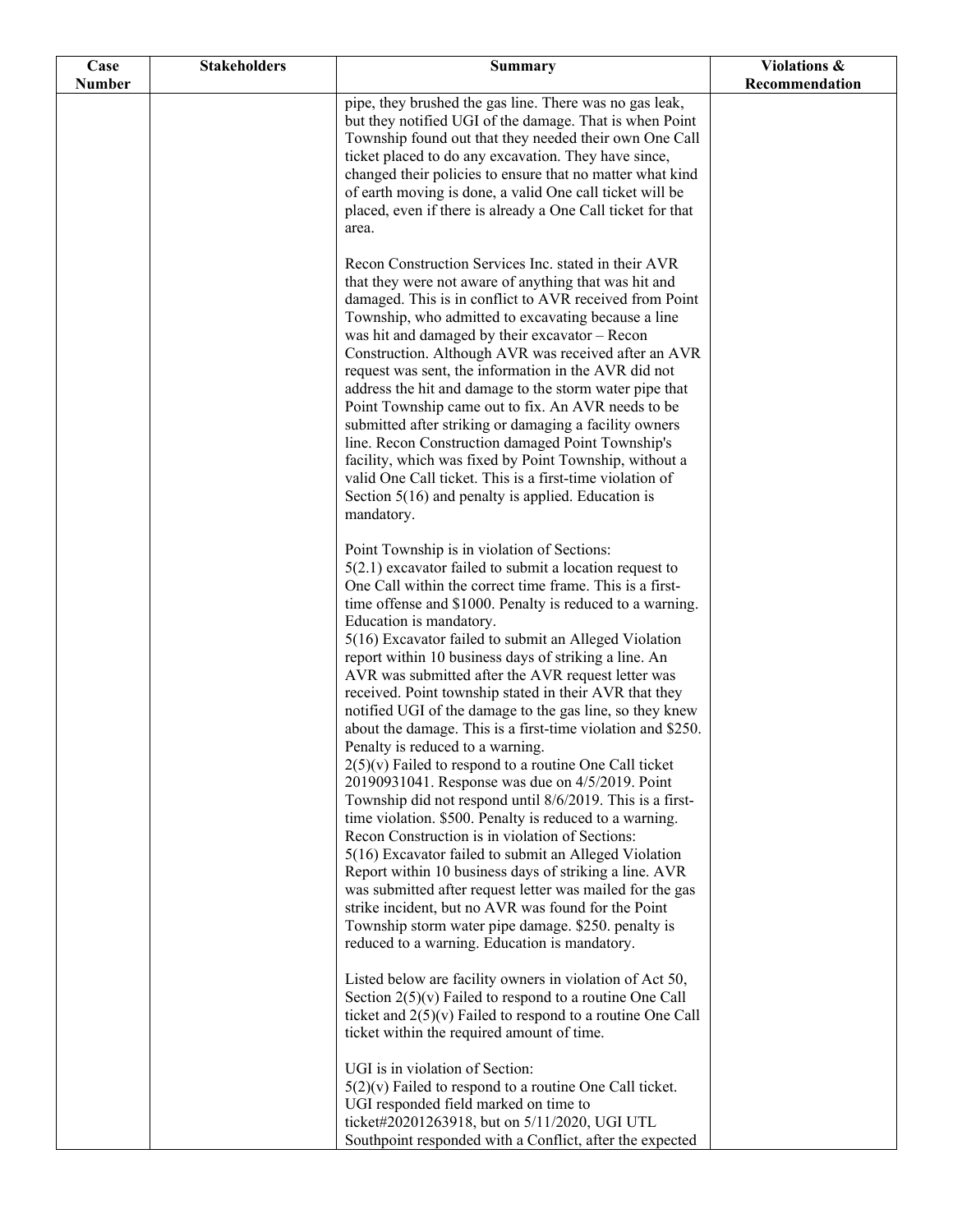| Case Number | Stakeholders | Summary | Violations & Recommendation |
|---|---|---|---|
| | | pipe, they brushed the gas line. There was no gas leak, but they notified UGI of the damage. That is when Point Township found out that they needed their own One Call ticket placed to do any excavation. They have since, changed their policies to ensure that no matter what kind of earth moving is done, a valid One call ticket will be placed, even if there is already a One Call ticket for that area.<br><br>Recon Construction Services Inc. stated in their AVR that they were not aware of anything that was hit and damaged. This is in conflict to AVR received from Point Township, who admitted to excavating because a line was hit and damaged by their excavator – Recon Construction. Although AVR was received after an AVR request was sent, the information in the AVR did not address the hit and damage to the storm water pipe that Point Township came out to fix. An AVR needs to be submitted after striking or damaging a facility owners line. Recon Construction damaged Point Township's facility, which was fixed by Point Township, without a valid One Call ticket. This is a first-time violation of Section 5(16) and penalty is applied. Education is mandatory.<br><br>Point Township is in violation of Sections:<br>5(2.1) excavator failed to submit a location request to One Call within the correct time frame. This is a first-time offense and $1000. Penalty is reduced to a warning. Education is mandatory.<br>5(16) Excavator failed to submit an Alleged Violation report within 10 business days of striking a line. An AVR was submitted after the AVR request letter was received. Point township stated in their AVR that they notified UGI of the damage to the gas line, so they knew about the damage. This is a first-time violation and $250. Penalty is reduced to a warning.<br>2(5)(v) Failed to respond to a routine One Call ticket 20190931041. Response was due on 4/5/2019. Point Township did not respond until 8/6/2019. This is a first-time violation. $500. Penalty is reduced to a warning.<br>Recon Construction is in violation of Sections:<br>5(16) Excavator failed to submit an Alleged Violation Report within 10 business days of striking a line. AVR was submitted after request letter was mailed for the gas strike incident, but no AVR was found for the Point Township storm water pipe damage. $250. penalty is reduced to a warning. Education is mandatory.<br><br>Listed below are facility owners in violation of Act 50, Section 2(5)(v) Failed to respond to a routine One Call ticket and 2(5)(v) Failed to respond to a routine One Call ticket within the required amount of time.<br><br>UGI is in violation of Section:<br>5(2)(v) Failed to respond to a routine One Call ticket. UGI responded field marked on time to ticket#20201263918, but on 5/11/2020, UGI UTL Southpoint responded with a Conflict, after the expected | |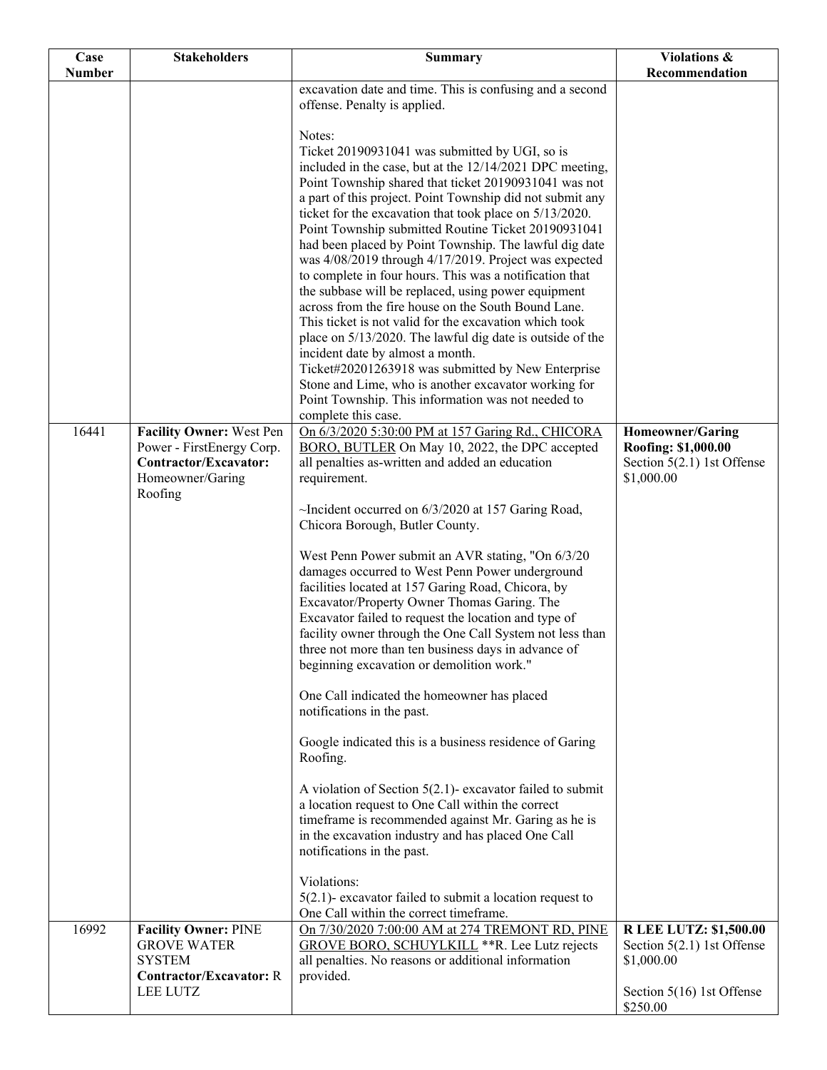| Case Number | Stakeholders | Summary | Violations & Recommendation |
|---|---|---|---|
| | | excavation date and time. This is confusing and a second offense. Penalty is applied.<br><br>Notes:<br>Ticket 20190931041 was submitted by UGI, so is included in the case, but at the 12/14/2021 DPC meeting, Point Township shared that ticket 20190931041 was not a part of this project. Point Township did not submit any ticket for the excavation that took place on 5/13/2020. Point Township submitted Routine Ticket 20190931041 had been placed by Point Township. The lawful dig date was 4/08/2019 through 4/17/2019. Project was expected to complete in four hours. This was a notification that the subbase will be replaced, using power equipment across from the fire house on the South Bound Lane. This ticket is not valid for the excavation which took place on 5/13/2020. The lawful dig date is outside of the incident date by almost a month.<br>Ticket#20201263918 was submitted by New Enterprise Stone and Lime, who is another excavator working for Point Township. This information was not needed to complete this case. | |
| 16441 | **Facility Owner:** West Pen Power - FirstEnergy Corp.<br>**Contractor/Excavator:** Homeowner/Garing Roofing | On 6/3/2020 5:30:00 PM at 157 Garing Rd., CHICORA BORO, BUTLER On May 10, 2022, the DPC accepted all penalties as-written and added an education requirement.<br><br>~Incident occurred on 6/3/2020 at 157 Garing Road, Chicora Borough, Butler County.<br><br>West Penn Power submit an AVR stating, "On 6/3/20 damages occurred to West Penn Power underground facilities located at 157 Garing Road, Chicora, by Excavator/Property Owner Thomas Garing. The Excavator failed to request the location and type of facility owner through the One Call System not less than three not more than ten business days in advance of beginning excavation or demolition work."<br><br>One Call indicated the homeowner has placed notifications in the past.<br><br>Google indicated this is a business residence of Garing Roofing.<br><br>A violation of Section 5(2.1)- excavator failed to submit a location request to One Call within the correct timeframe is recommended against Mr. Garing as he is in the excavation industry and has placed One Call notifications in the past.<br><br>Violations:<br>5(2.1)- excavator failed to submit a location request to One Call within the correct timeframe. | **Homeowner/Garing Roofing: $1,000.00**<br>Section 5(2.1) 1st Offense $1,000.00 |
| 16992 | **Facility Owner:** PINE GROVE WATER SYSTEM<br>**Contractor/Excavator:** R LEE LUTZ | On 7/30/2020 7:00:00 AM at 274 TREMONT RD, PINE GROVE BORO, SCHUYLKILL **R. Lee Lutz rejects all penalties. No reasons or additional information provided. | **R LEE LUTZ: $1,500.00**<br>Section 5(2.1) 1st Offense $1,000.00<br><br>Section 5(16) 1st Offense $250.00 |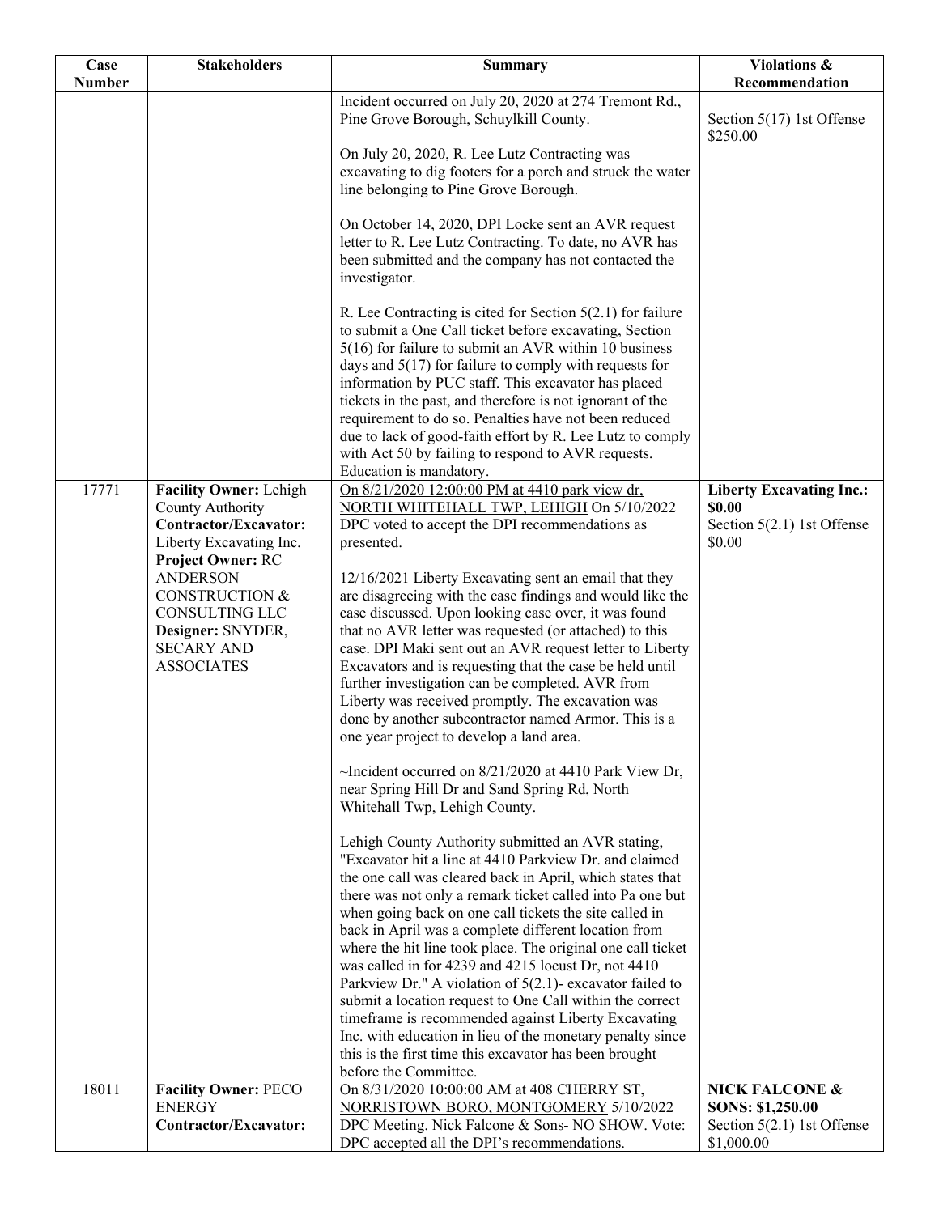| Case Number | Stakeholders | Summary | Violations & Recommendation |
|---|---|---|---|
| | | Incident occurred on July 20, 2020 at 274 Tremont Rd., Pine Grove Borough, Schuylkill County.<br><br>On July 20, 2020, R. Lee Lutz Contracting was excavating to dig footers for a porch and struck the water line belonging to Pine Grove Borough.<br><br>On October 14, 2020, DPI Locke sent an AVR request letter to R. Lee Lutz Contracting. To date, no AVR has been submitted and the company has not contacted the investigator.<br><br>R. Lee Contracting is cited for Section 5(2.1) for failure to submit a One Call ticket before excavating, Section 5(16) for failure to submit an AVR within 10 business days and 5(17) for failure to comply with requests for information by PUC staff. This excavator has placed tickets in the past, and therefore is not ignorant of the requirement to do so. Penalties have not been reduced due to lack of good-faith effort by R. Lee Lutz to comply with Act 50 by failing to respond to AVR requests. Education is mandatory. | Section 5(17) 1st Offense $250.00 |
| 17771 | **Facility Owner:** Lehigh County Authority<br>**Contractor/Excavator:** Liberty Excavating Inc.<br>**Project Owner:** RC ANDERSON CONSTRUCTION & CONSULTING LLC<br>**Designer:** SNYDER, SECARY AND ASSOCIATES | On 8/21/2020 12:00:00 PM at 4410 park view dr, NORTH WHITEHALL TWP, LEHIGH On 5/10/2022 DPC voted to accept the DPI recommendations as presented.<br><br>12/16/2021 Liberty Excavating sent an email that they are disagreeing with the case findings and would like the case discussed. Upon looking case over, it was found that no AVR letter was requested (or attached) to this case. DPI Maki sent out an AVR request letter to Liberty Excavators and is requesting that the case be held until further investigation can be completed. AVR from Liberty was received promptly. The excavation was done by another subcontractor named Armor. This is a one year project to develop a land area.<br><br>~Incident occurred on 8/21/2020 at 4410 Park View Dr, near Spring Hill Dr and Sand Spring Rd, North Whitehall Twp, Lehigh County.<br><br>Lehigh County Authority submitted an AVR stating, "Excavator hit a line at 4410 Parkview Dr. and claimed the one call was cleared back in April, which states that there was not only a remark ticket called into Pa one but when going back on one call tickets the site called in back in April was a complete different location from where the hit line took place. The original one call ticket was called in for 4239 and 4215 locust Dr, not 4410 Parkview Dr." A violation of 5(2.1)- excavator failed to submit a location request to One Call within the correct timeframe is recommended against Liberty Excavating Inc. with education in lieu of the monetary penalty since this is the first time this excavator has been brought before the Committee. | **Liberty Excavating Inc.: $0.00**<br>Section 5(2.1) 1st Offense $0.00 |
| 18011 | **Facility Owner:** PECO ENERGY<br>**Contractor/Excavator:** | On 8/31/2020 10:00:00 AM at 408 CHERRY ST, NORRISTOWN BORO, MONTGOMERY 5/10/2022 DPC Meeting. Nick Falcone & Sons- NO SHOW. Vote: DPC accepted all the DPI's recommendations. | **NICK FALCONE & SONS: $1,250.00**<br>Section 5(2.1) 1st Offense $1,000.00 |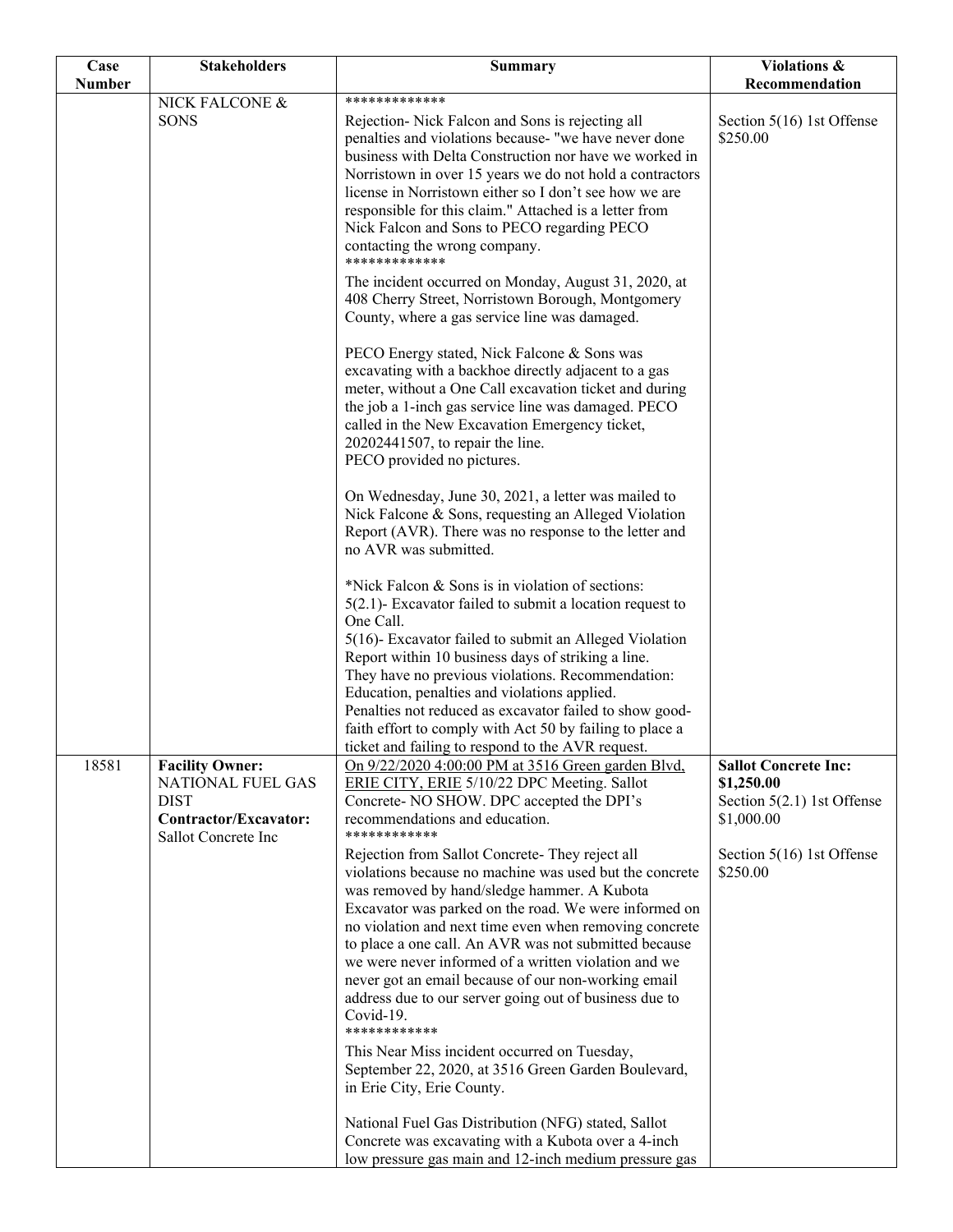| Case Number | Stakeholders | Summary | Violations & Recommendation |
|---|---|---|---|
| | NICK FALCONE & SONS | ************* <br>Rejection- Nick Falcon and Sons is rejecting all penalties and violations because- "we have never done business with Delta Construction nor have we worked in Norristown in over 15 years we do not hold a contractors license in Norristown either so I don't see how we are responsible for this claim." Attached is a letter from Nick Falcon and Sons to PECO regarding PECO contacting the wrong company.<br>*************<br>The incident occurred on Monday, August 31, 2020, at 408 Cherry Street, Norristown Borough, Montgomery County, where a gas service line was damaged.<br><br>PECO Energy stated, Nick Falcone & Sons was excavating with a backhoe directly adjacent to a gas meter, without a One Call excavation ticket and during the job a 1-inch gas service line was damaged. PECO called in the New Excavation Emergency ticket, 20202441507, to repair the line.<br>PECO provided no pictures.<br><br>On Wednesday, June 30, 2021, a letter was mailed to Nick Falcone & Sons, requesting an Alleged Violation Report (AVR). There was no response to the letter and no AVR was submitted.<br><br>*Nick Falcon & Sons is in violation of sections:<br>5(2.1)- Excavator failed to submit a location request to One Call.<br>5(16)- Excavator failed to submit an Alleged Violation Report within 10 business days of striking a line.<br>They have no previous violations. Recommendation: Education, penalties and violations applied.<br>Penalties not reduced as excavator failed to show good-faith effort to comply with Act 50 by failing to place a ticket and failing to respond to the AVR request. | Section 5(16) 1st Offense $250.00 |
| 18581 | **Facility Owner:** NATIONAL FUEL GAS DIST<br>**Contractor/Excavator:** Sallot Concrete Inc | On 9/22/2020 4:00:00 PM at 3516 Green garden Blvd, ERIE CITY, ERIE 5/10/22 DPC Meeting. Sallot Concrete- NO SHOW. DPC accepted the DPI's recommendations and education.<br>************<br>Rejection from Sallot Concrete- They reject all violations because no machine was used but the concrete was removed by hand/sledge hammer. A Kubota Excavator was parked on the road. We were informed on no violation and next time even when removing concrete to place a one call. An AVR was not submitted because we were never informed of a written violation and we never got an email because of our non-working email address due to our server going out of business due to Covid-19.<br>************<br>This Near Miss incident occurred on Tuesday, September 22, 2020, at 3516 Green Garden Boulevard, in Erie City, Erie County.<br><br>National Fuel Gas Distribution (NFG) stated, Sallot Concrete was excavating with a Kubota over a 4-inch low pressure gas main and 12-inch medium pressure gas | **Sallot Concrete Inc: $1,250.00**<br>Section 5(2.1) 1st Offense $1,000.00<br><br>Section 5(16) 1st Offense $250.00 |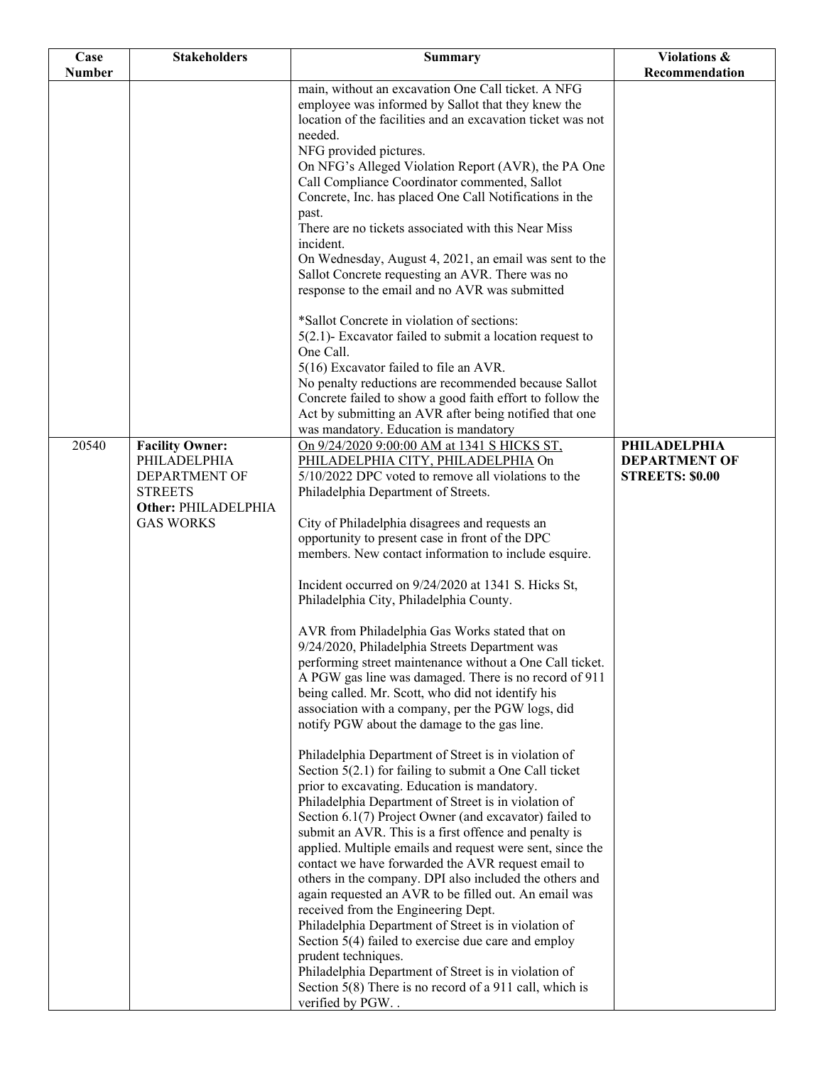| Case Number | Stakeholders | Summary | Violations & Recommendation |
|---|---|---|---|
| | | main, without an excavation One Call ticket. A NFG employee was informed by Sallot that they knew the location of the facilities and an excavation ticket was not needed.<br>NFG provided pictures.<br>On NFG's Alleged Violation Report (AVR), the PA One Call Compliance Coordinator commented, Sallot Concrete, Inc. has placed One Call Notifications in the past.<br>There are no tickets associated with this Near Miss incident.<br>On Wednesday, August 4, 2021, an email was sent to the Sallot Concrete requesting an AVR. There was no response to the email and no AVR was submitted<br><br>*Sallot Concrete in violation of sections:<br>5(2.1)- Excavator failed to submit a location request to One Call.<br>5(16) Excavator failed to file an AVR.<br>No penalty reductions are recommended because Sallot Concrete failed to show a good faith effort to follow the Act by submitting an AVR after being notified that one was mandatory. Education is mandatory | |
| 20540 | **Facility Owner:** PHILADELPHIA DEPARTMENT OF STREETS<br>**Other:** PHILADELPHIA GAS WORKS | On 9/24/2020 9:00:00 AM at 1341 S HICKS ST, PHILADELPHIA CITY, PHILADELPHIA On 5/10/2022 DPC voted to remove all violations to the Philadelphia Department of Streets.<br><br>City of Philadelphia disagrees and requests an opportunity to present case in front of the DPC members. New contact information to include esquire.<br><br>Incident occurred on 9/24/2020 at 1341 S. Hicks St, Philadelphia City, Philadelphia County.<br><br>AVR from Philadelphia Gas Works stated that on 9/24/2020, Philadelphia Streets Department was performing street maintenance without a One Call ticket. A PGW gas line was damaged. There is no record of 911 being called. Mr. Scott, who did not identify his association with a company, per the PGW logs, did notify PGW about the damage to the gas line.<br><br>Philadelphia Department of Street is in violation of Section 5(2.1) for failing to submit a One Call ticket prior to excavating. Education is mandatory.<br>Philadelphia Department of Street is in violation of Section 6.1(7) Project Owner (and excavator) failed to submit an AVR. This is a first offence and penalty is applied. Multiple emails and request were sent, since the contact we have forwarded the AVR request email to others in the company. DPI also included the others and again requested an AVR to be filled out. An email was received from the Engineering Dept.<br>Philadelphia Department of Street is in violation of Section 5(4) failed to exercise due care and employ prudent techniques.<br>Philadelphia Department of Street is in violation of Section 5(8) There is no record of a 911 call, which is verified by PGW. . | **PHILADELPHIA DEPARTMENT OF STREETS: $0.00** |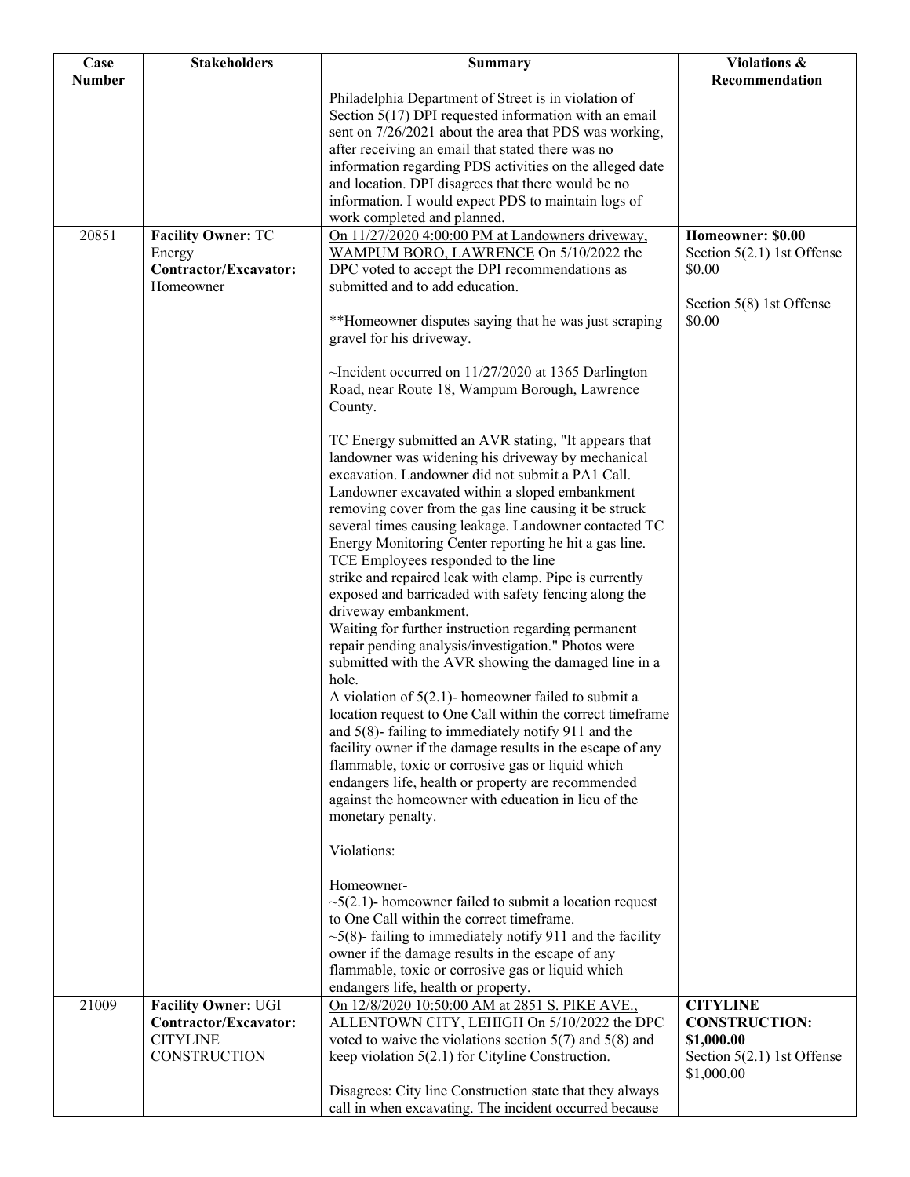| Case Number | Stakeholders | Summary | Violations & Recommendation |
|---|---|---|---|
| | | Philadelphia Department of Street is in violation of Section 5(17) DPI requested information with an email sent on 7/26/2021 about the area that PDS was working, after receiving an email that stated there was no information regarding PDS activities on the alleged date and location. DPI disagrees that there would be no information. I would expect PDS to maintain logs of work completed and planned. | |
| 20851 | **Facility Owner:** TC Energy<br>**Contractor/Excavator:** Homeowner | On 11/27/2020 4:00:00 PM at Landowners driveway, WAMPUM BORO, LAWRENCE On 5/10/2022 the DPC voted to accept the DPI recommendations as submitted and to add education.<br><br>**Homeowner disputes saying that he was just scraping gravel for his driveway.<br><br>~Incident occurred on 11/27/2020 at 1365 Darlington Road, near Route 18, Wampum Borough, Lawrence County.<br><br>TC Energy submitted an AVR stating, "It appears that landowner was widening his driveway by mechanical excavation. Landowner did not submit a PA1 Call. Landowner excavated within a sloped embankment removing cover from the gas line causing it be struck several times causing leakage. Landowner contacted TC Energy Monitoring Center reporting he hit a gas line. TCE Employees responded to the line strike and repaired leak with clamp. Pipe is currently exposed and barricaded with safety fencing along the driveway embankment.<br>Waiting for further instruction regarding permanent repair pending analysis/investigation." Photos were submitted with the AVR showing the damaged line in a hole.<br>A violation of 5(2.1)- homeowner failed to submit a location request to One Call within the correct timeframe and 5(8)- failing to immediately notify 911 and the facility owner if the damage results in the escape of any flammable, toxic or corrosive gas or liquid which endangers life, health or property are recommended against the homeowner with education in lieu of the monetary penalty.<br><br>Violations:<br><br>Homeowner-<br>~5(2.1)- homeowner failed to submit a location request to One Call within the correct timeframe.<br>~5(8)- failing to immediately notify 911 and the facility owner if the damage results in the escape of any flammable, toxic or corrosive gas or liquid which endangers life, health or property. | **Homeowner: $0.00**<br>Section 5(2.1) 1st Offense $0.00<br><br>Section 5(8) 1st Offense $0.00 |
| 21009 | **Facility Owner:** UGI<br>**Contractor/Excavator:** CITYLINE CONSTRUCTION | On 12/8/2020 10:50:00 AM at 2851 S. PIKE AVE., ALLENTOWN CITY, LEHIGH On 5/10/2022 the DPC voted to waive the violations section 5(7) and 5(8) and keep violation 5(2.1) for Cityline Construction.<br><br>Disagrees: City line Construction state that they always call in when excavating. The incident occurred because | **CITYLINE CONSTRUCTION: $1,000.00**<br>Section 5(2.1) 1st Offense $1,000.00 |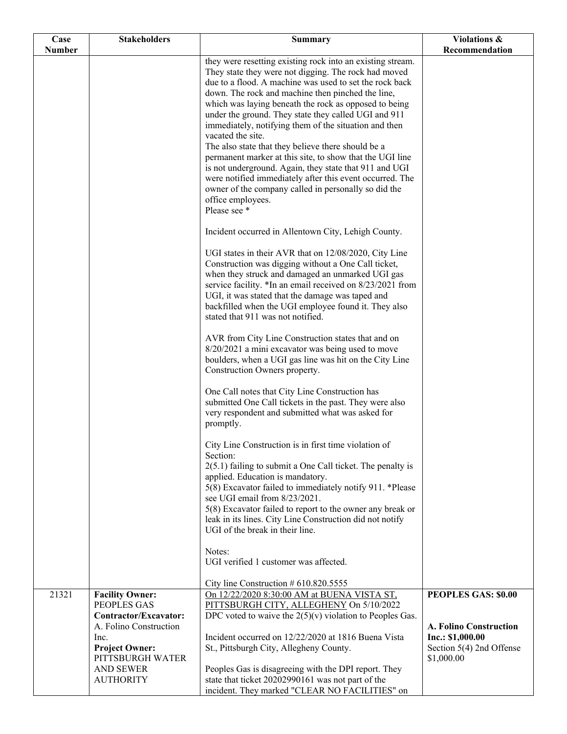| Case Number | Stakeholders | Summary | Violations & Recommendation |
|---|---|---|---|
| | | they were resetting existing rock into an existing stream. They state they were not digging. The rock had moved due to a flood. A machine was used to set the rock back down. The rock and machine then pinched the line, which was laying beneath the rock as opposed to being under the ground. They state they called UGI and 911 immediately, notifying them of the situation and then vacated the site.<br>The also state that they believe there should be a permanent marker at this site, to show that the UGI line is not underground. Again, they state that 911 and UGI were notified immediately after this event occurred. The owner of the company called in personally so did the office employees.<br>Please see *<br><br>Incident occurred in Allentown City, Lehigh County.<br><br>UGI states in their AVR that on 12/08/2020, City Line Construction was digging without a One Call ticket, when they struck and damaged an unmarked UGI gas service facility. *In an email received on 8/23/2021 from UGI, it was stated that the damage was taped and backfilled when the UGI employee found it. They also stated that 911 was not notified.<br><br>AVR from City Line Construction states that and on 8/20/2021 a mini excavator was being used to move boulders, when a UGI gas line was hit on the City Line Construction Owners property.<br><br>One Call notes that City Line Construction has submitted One Call tickets in the past. They were also very respondent and submitted what was asked for promptly.<br><br>City Line Construction is in first time violation of Section:<br>2(5.1) failing to submit a One Call ticket. The penalty is applied. Education is mandatory.<br>5(8) Excavator failed to immediately notify 911. *Please see UGI email from 8/23/2021.<br>5(8) Excavator failed to report to the owner any break or leak in its lines. City Line Construction did not notify UGI of the break in their line.<br><br>Notes:<br>UGI verified 1 customer was affected.<br><br>City line Construction # 610.820.5555 | |
| 21321 | **Facility Owner:**<br>PEOPLES GAS<br>**Contractor/Excavator:**<br>A. Folino Construction Inc.<br>**Project Owner:**<br>PITTSBURGH WATER AND SEWER AUTHORITY | On 12/22/2020 8:30:00 AM at BUENA VISTA ST, PITTSBURGH CITY, ALLEGHENY On 5/10/2022 DPC voted to waive the 2(5)(v) violation to Peoples Gas.<br><br>Incident occurred on 12/22/2020 at 1816 Buena Vista St., Pittsburgh City, Allegheny County.<br><br>Peoples Gas is disagreeing with the DPI report. They state that ticket 20202990161 was not part of the incident. They marked "CLEAR NO FACILITIES" on | **PEOPLES GAS: $0.00**<br><br>**A. Folino Construction Inc.: $1,000.00**<br>Section 5(4) 2nd Offense $1,000.00 |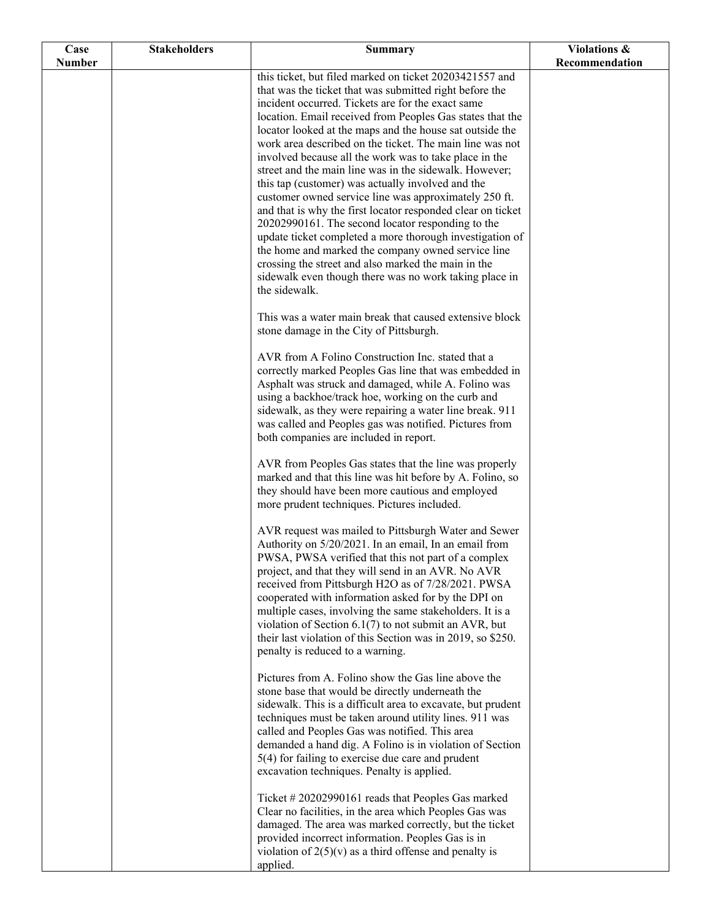| Case Number | Stakeholders | Summary | Violations & Recommendation |
|---|---|---|---|
| | | this ticket, but filed marked on ticket 20203421557 and that was the ticket that was submitted right before the incident occurred. Tickets are for the exact same location. Email received from Peoples Gas states that the locator looked at the maps and the house sat outside the work area described on the ticket. The main line was not involved because all the work was to take place in the street and the main line was in the sidewalk. However; this tap (customer) was actually involved and the customer owned service line was approximately 250 ft. and that is why the first locator responded clear on ticket 20202990161. The second locator responding to the update ticket completed a more thorough investigation of the home and marked the company owned service line crossing the street and also marked the main in the sidewalk even though there was no work taking place in the sidewalk.<br><br>This was a water main break that caused extensive block stone damage in the City of Pittsburgh.<br><br>AVR from A Folino Construction Inc. stated that a correctly marked Peoples Gas line that was embedded in Asphalt was struck and damaged, while A. Folino was using a backhoe/track hoe, working on the curb and sidewalk, as they were repairing a water line break. 911 was called and Peoples gas was notified. Pictures from both companies are included in report.<br><br>AVR from Peoples Gas states that the line was properly marked and that this line was hit before by A. Folino, so they should have been more cautious and employed more prudent techniques. Pictures included.<br><br>AVR request was mailed to Pittsburgh Water and Sewer Authority on 5/20/2021. In an email, In an email from PWSA, PWSA verified that this not part of a complex project, and that they will send in an AVR. No AVR received from Pittsburgh H2O as of 7/28/2021. PWSA cooperated with information asked for by the DPI on multiple cases, involving the same stakeholders. It is a violation of Section 6.1(7) to not submit an AVR, but their last violation of this Section was in 2019, so $250. penalty is reduced to a warning.<br><br>Pictures from A. Folino show the Gas line above the stone base that would be directly underneath the sidewalk. This is a difficult area to excavate, but prudent techniques must be taken around utility lines. 911 was called and Peoples Gas was notified. This area demanded a hand dig. A Folino is in violation of Section 5(4) for failing to exercise due care and prudent excavation techniques. Penalty is applied.<br><br>Ticket # 20202990161 reads that Peoples Gas marked Clear no facilities, in the area which Peoples Gas was damaged. The area was marked correctly, but the ticket provided incorrect information. Peoples Gas is in violation of 2(5)(v) as a third offense and penalty is applied. | |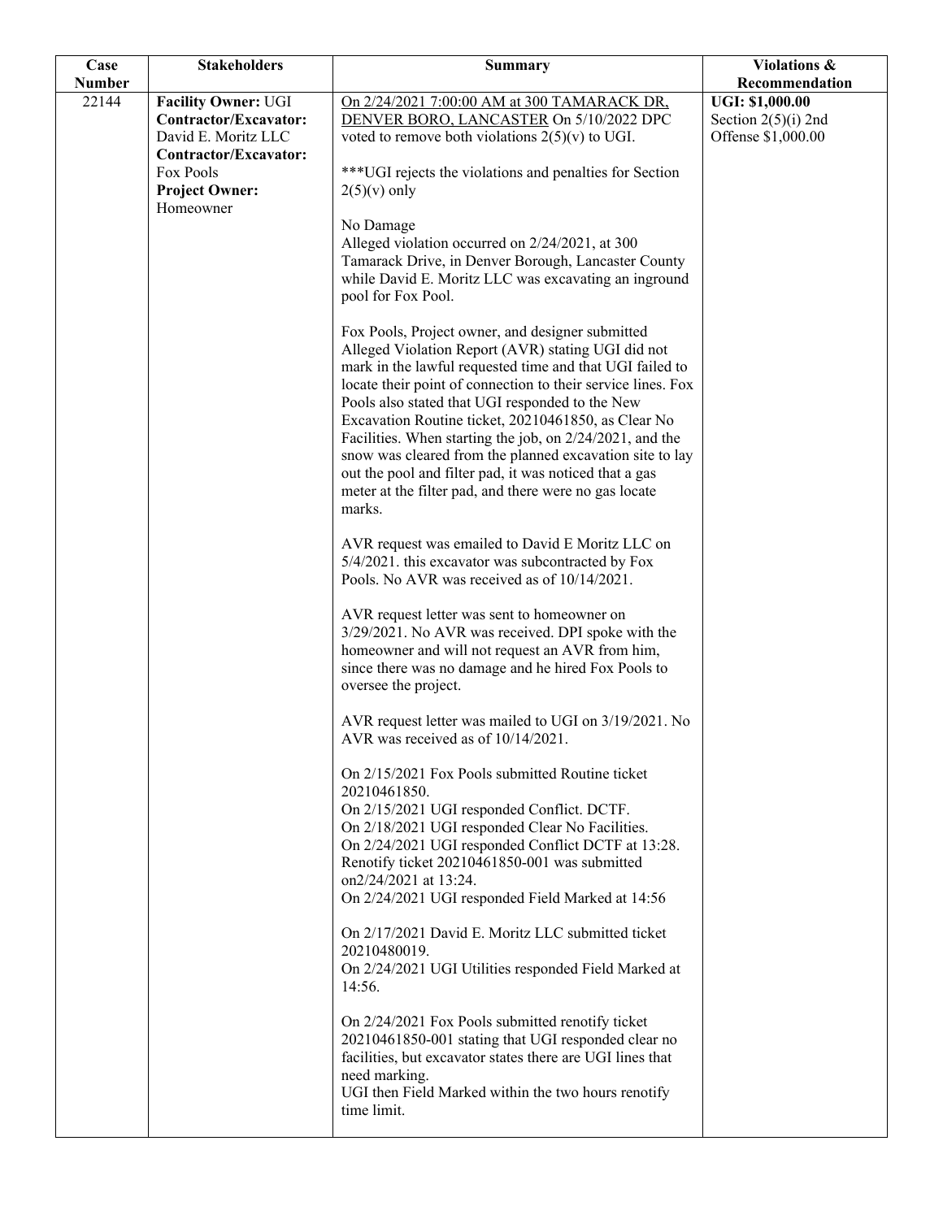| Case Number | Stakeholders | Summary | Violations & Recommendation |
|---|---|---|---|
| 22144 | **Facility Owner:** UGI<br>**Contractor/Excavator:** David E. Moritz LLC<br>**Contractor/Excavator:** Fox Pools<br>**Project Owner:** Homeowner | On 2/24/2021 7:00:00 AM at 300 TAMARACK DR, DENVER BORO, LANCASTER On 5/10/2022 DPC voted to remove both violations 2(5)(v) to UGI.<br><br>***UGI rejects the violations and penalties for Section 2(5)(v) only<br><br>No Damage<br>Alleged violation occurred on 2/24/2021, at 300 Tamarack Drive, in Denver Borough, Lancaster County while David E. Moritz LLC was excavating an inground pool for Fox Pool.<br><br>Fox Pools, Project owner, and designer submitted Alleged Violation Report (AVR) stating UGI did not mark in the lawful requested time and that UGI failed to locate their point of connection to their service lines. Fox Pools also stated that UGI responded to the New Excavation Routine ticket, 20210461850, as Clear No Facilities. When starting the job, on 2/24/2021, and the snow was cleared from the planned excavation site to lay out the pool and filter pad, it was noticed that a gas meter at the filter pad, and there were no gas locate marks.<br><br>AVR request was emailed to David E Moritz LLC on 5/4/2021. this excavator was subcontracted by Fox Pools. No AVR was received as of 10/14/2021.<br><br>AVR request letter was sent to homeowner on 3/29/2021. No AVR was received. DPI spoke with the homeowner and will not request an AVR from him, since there was no damage and he hired Fox Pools to oversee the project.<br><br>AVR request letter was mailed to UGI on 3/19/2021. No AVR was received as of 10/14/2021.<br><br>On 2/15/2021 Fox Pools submitted Routine ticket 20210461850.<br>On 2/15/2021 UGI responded Conflict. DCTF.<br>On 2/18/2021 UGI responded Clear No Facilities.<br>On 2/24/2021 UGI responded Conflict DCTF at 13:28.<br>Renotify ticket 20210461850-001 was submitted on2/24/2021 at 13:24.<br>On 2/24/2021 UGI responded Field Marked at 14:56<br><br>On 2/17/2021 David E. Moritz LLC submitted ticket 20210480019.<br>On 2/24/2021 UGI Utilities responded Field Marked at 14:56.<br><br>On 2/24/2021 Fox Pools submitted renotify ticket 20210461850-001 stating that UGI responded clear no facilities, but excavator states there are UGI lines that need marking.<br>UGI then Field Marked within the two hours renotify time limit. | **UGI: $1,000.00**<br>Section 2(5)(i) 2nd Offense $1,000.00 |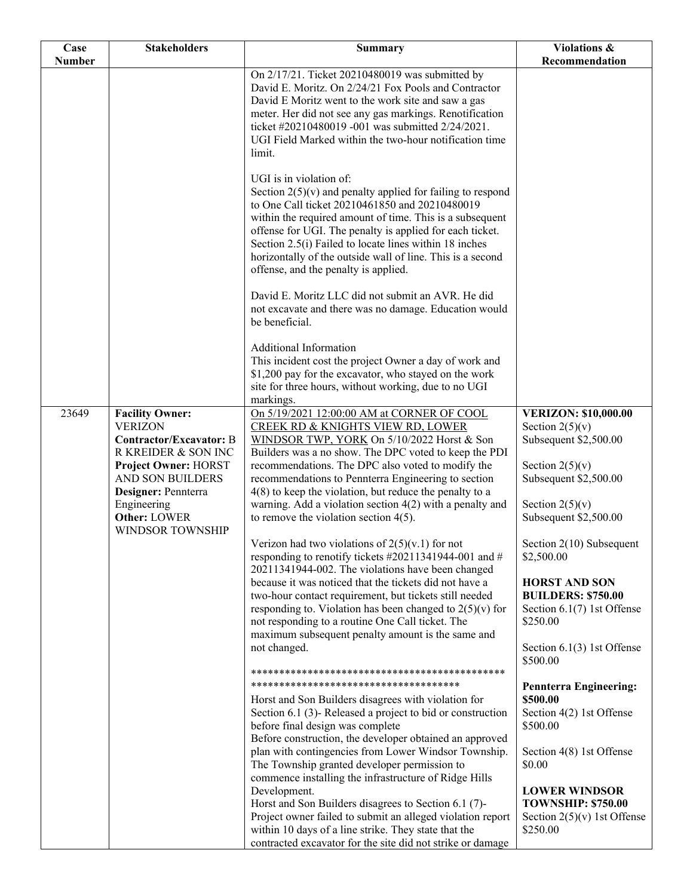| Case Number | Stakeholders | Summary | Violations & Recommendation |
|---|---|---|---|
| | | On 2/17/21. Ticket 20210480019 was submitted by David E. Moritz. On 2/24/21 Fox Pools and Contractor David E Moritz went to the work site and saw a gas meter. Her did not see any gas markings. Renotification ticket #20210480019 -001 was submitted 2/24/2021. UGI Field Marked within the two-hour notification time limit.<br><br>UGI is in violation of:<br>Section 2(5)(v) and penalty applied for failing to respond to One Call ticket 20210461850 and 20210480019 within the required amount of time. This is a subsequent offense for UGI. The penalty is applied for each ticket.<br>Section 2.5(i) Failed to locate lines within 18 inches horizontally of the outside wall of line. This is a second offense, and the penalty is applied.<br><br>David E. Moritz LLC did not submit an AVR. He did not excavate and there was no damage. Education would be beneficial.<br><br>Additional Information<br>This incident cost the project Owner a day of work and $1,200 pay for the excavator, who stayed on the work site for three hours, without working, due to no UGI markings. | |
| 23649 | **Facility Owner:** VERIZON<br>**Contractor/Excavator:** B R KREIDER & SON INC<br>**Project Owner:** HORST AND SON BUILDERS<br>**Designer:** Pennterra Engineering<br>**Other:** LOWER WINDSOR TOWNSHIP | On 5/19/2021 12:00:00 AM at CORNER OF COOL CREEK RD & KNIGHTS VIEW RD, LOWER WINDSOR TWP, YORK On 5/10/2022 Horst & Son Builders was a no show. The DPC voted to keep the PDI recommendations. The DPC also voted to modify the recommendations to Pennterra Engineering to section 4(8) to keep the violation, but reduce the penalty to a warning. Add a violation section 4(2) with a penalty and to remove the violation section 4(5).<br><br>Verizon had two violations of 2(5)(v.1) for not responding to renotify tickets #20211341944-001 and # 20211341944-002. The violations have been changed because it was noticed that the tickets did not have a two-hour contact requirement, but tickets still needed responding to. Violation has been changed to 2(5)(v) for not responding to a routine One Call ticket. The maximum subsequent penalty amount is the same and not changed.<br><br>*************************************************************************************<br>Horst and Son Builders disagrees with violation for Section 6.1 (3)- Released a project to bid or construction before final design was complete<br>Before construction, the developer obtained an approved plan with contingencies from Lower Windsor Township. The Township granted developer permission to commence installing the infrastructure of Ridge Hills Development.<br>Horst and Son Builders disagrees to Section 6.1 (7)- Project owner failed to submit an alleged violation report within 10 days of a line strike. They state that the contracted excavator for the site did not strike or damage | **VERIZON: $10,000.00**<br>Section 2(5)(v) Subsequent $2,500.00<br><br>Section 2(5)(v) Subsequent $2,500.00<br><br>Section 2(5)(v) Subsequent $2,500.00<br><br>Section 2(10) Subsequent $2,500.00<br><br>**HORST AND SON BUILDERS: $750.00**<br>Section 6.1(7) 1st Offense $250.00<br><br>Section 6.1(3) 1st Offense $500.00<br><br>**Pennterra Engineering: $500.00**<br>Section 4(2) 1st Offense $500.00<br><br>Section 4(8) 1st Offense $0.00<br><br>**LOWER WINDSOR TOWNSHIP: $750.00**<br>Section 2(5)(v) 1st Offense $250.00 |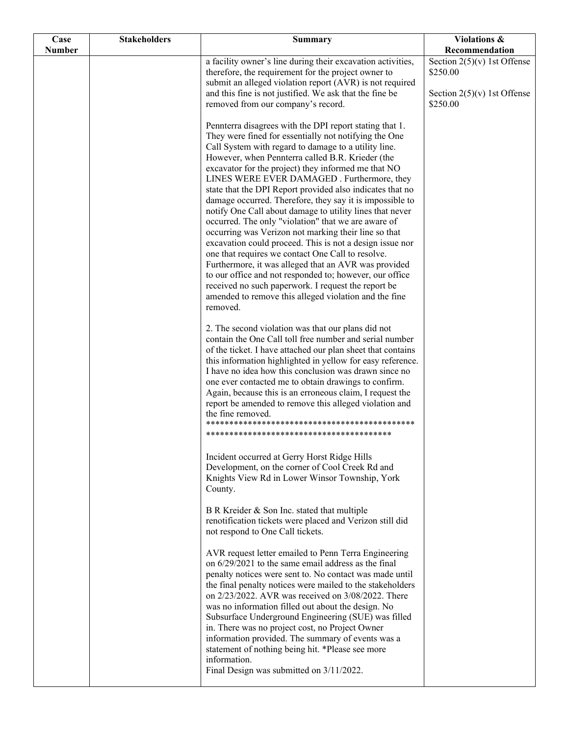| Case Number | Stakeholders | Summary | Violations & Recommendation |
|---|---|---|---|
| | | a facility owner's line during their excavation activities, therefore, the requirement for the project owner to submit an alleged violation report (AVR) is not required and this fine is not justified. We ask that the fine be removed from our company's record.<br><br>Pennterra disagrees with the DPI report stating that 1. They were fined for essentially not notifying the One Call System with regard to damage to a utility line. However, when Pennterra called B.R. Krieder (the excavator for the project) they informed me that NO LINES WERE EVER DAMAGED . Furthermore, they state that the DPI Report provided also indicates that no damage occurred. Therefore, they say it is impossible to notify One Call about damage to utility lines that never occurred. The only "violation" that we are aware of occurring was Verizon not marking their line so that excavation could proceed. This is not a design issue nor one that requires we contact One Call to resolve. Furthermore, it was alleged that an AVR was provided to our office and not responded to; however, our office received no such paperwork. I request the report be amended to remove this alleged violation and the fine removed.<br><br>2. The second violation was that our plans did not contain the One Call toll free number and serial number of the ticket. I have attached our plan sheet that contains this information highlighted in yellow for easy reference. I have no idea how this conclusion was drawn since no one ever contacted me to obtain drawings to confirm. Again, because this is an erroneous claim, I request the report be amended to remove this alleged violation and the fine removed.<br>*********************************************<br>****************************************<br><br>Incident occurred at Gerry Horst Ridge Hills Development, on the corner of Cool Creek Rd and Knights View Rd in Lower Winsor Township, York County.<br><br>B R Kreider & Son Inc. stated that multiple renotification tickets were placed and Verizon still did not respond to One Call tickets.<br><br>AVR request letter emailed to Penn Terra Engineering on 6/29/2021 to the same email address as the final penalty notices were sent to. No contact was made until the final penalty notices were mailed to the stakeholders on 2/23/2022. AVR was received on 3/08/2022. There was no information filled out about the design. No Subsurface Underground Engineering (SUE) was filled in. There was no project cost, no Project Owner information provided. The summary of events was a statement of nothing being hit. *Please see more information.<br>Final Design was submitted on 3/11/2022. | Section 2(5)(v) 1st Offense $250.00<br><br>Section 2(5)(v) 1st Offense $250.00 |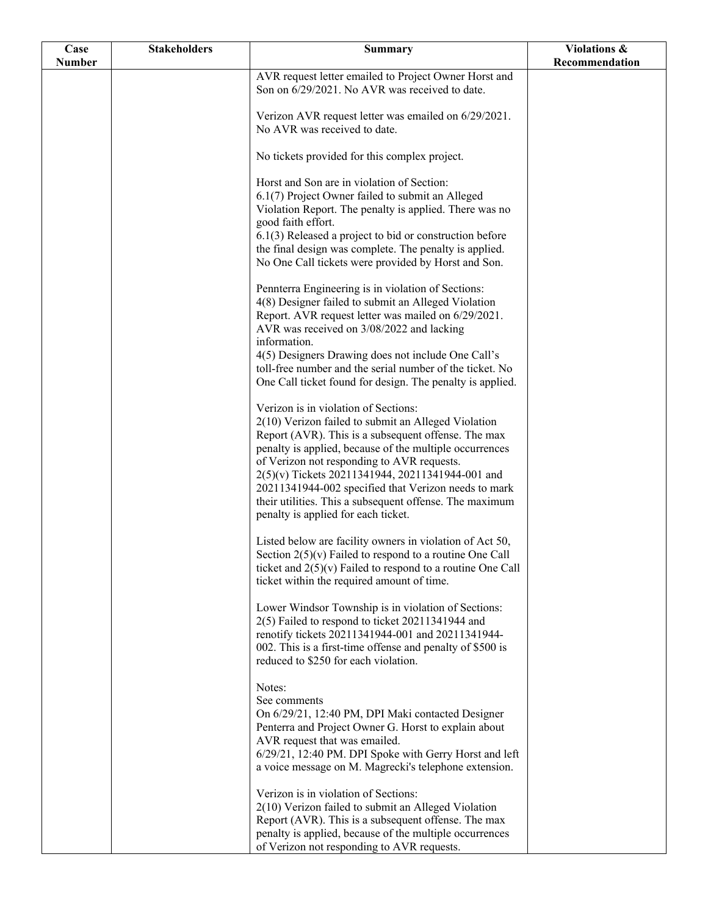| Case Number | Stakeholders | Summary | Violations & Recommendation |
|---|---|---|---|
| | | AVR request letter emailed to Project Owner Horst and Son on 6/29/2021. No AVR was received to date.<br><br>Verizon AVR request letter was emailed on 6/29/2021. No AVR was received to date.<br><br>No tickets provided for this complex project.<br><br>Horst and Son are in violation of Section:<br>6.1(7) Project Owner failed to submit an Alleged Violation Report. The penalty is applied. There was no good faith effort.<br>6.1(3) Released a project to bid or construction before the final design was complete. The penalty is applied. No One Call tickets were provided by Horst and Son.<br><br>Pennterra Engineering is in violation of Sections:<br>4(8) Designer failed to submit an Alleged Violation Report. AVR request letter was mailed on 6/29/2021. AVR was received on 3/08/2022 and lacking information.<br>4(5) Designers Drawing does not include One Call's toll-free number and the serial number of the ticket. No One Call ticket found for design. The penalty is applied.<br><br>Verizon is in violation of Sections:<br>2(10) Verizon failed to submit an Alleged Violation Report (AVR). This is a subsequent offense. The max penalty is applied, because of the multiple occurrences of Verizon not responding to AVR requests.<br>2(5)(v) Tickets 20211341944, 20211341944-001 and 20211341944-002 specified that Verizon needs to mark their utilities. This a subsequent offense. The maximum penalty is applied for each ticket.<br><br>Listed below are facility owners in violation of Act 50, Section 2(5)(v) Failed to respond to a routine One Call ticket and 2(5)(v) Failed to respond to a routine One Call ticket within the required amount of time.<br><br>Lower Windsor Township is in violation of Sections:<br>2(5) Failed to respond to ticket 20211341944 and renotify tickets 20211341944-001 and 20211341944-002. This is a first-time offense and penalty of $500 is reduced to $250 for each violation.<br><br>Notes:<br>See comments<br>On 6/29/21, 12:40 PM, DPI Maki contacted Designer Penterra and Project Owner G. Horst to explain about AVR request that was emailed.<br>6/29/21, 12:40 PM. DPI Spoke with Gerry Horst and left a voice message on M. Magrecki's telephone extension.<br><br>Verizon is in violation of Sections:<br>2(10) Verizon failed to submit an Alleged Violation Report (AVR). This is a subsequent offense. The max penalty is applied, because of the multiple occurrences of Verizon not responding to AVR requests. | |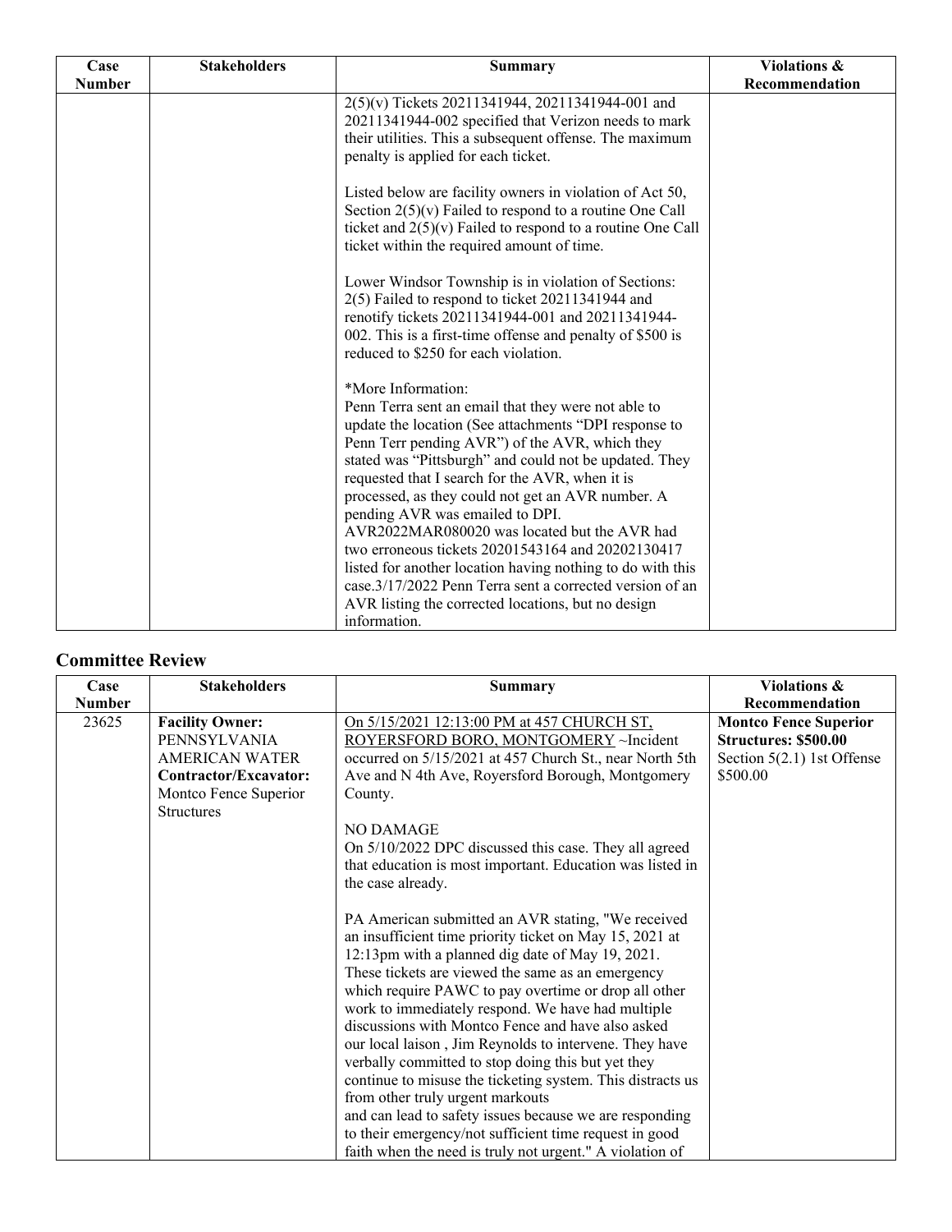| Case Number | Stakeholders | Summary | Violations & Recommendation |
|---|---|---|---|
| | | 2(5)(v) Tickets 20211341944, 20211341944-001 and 20211341944-002 specified that Verizon needs to mark their utilities. This a subsequent offense. The maximum penalty is applied for each ticket.<br><br>Listed below are facility owners in violation of Act 50, Section 2(5)(v) Failed to respond to a routine One Call ticket and 2(5)(v) Failed to respond to a routine One Call ticket within the required amount of time.<br><br>Lower Windsor Township is in violation of Sections: 2(5) Failed to respond to ticket 20211341944 and renotify tickets 20211341944-001 and 20211341944-002. This is a first-time offense and penalty of $500 is reduced to $250 for each violation.<br><br>*More Information:<br>Penn Terra sent an email that they were not able to update the location (See attachments "DPI response to Penn Terr pending AVR") of the AVR, which they stated was "Pittsburgh" and could not be updated. They requested that I search for the AVR, when it is processed, as they could not get an AVR number. A pending AVR was emailed to DPI. AVR2022MAR080020 was located but the AVR had two erroneous tickets 20201543164 and 20202130417 listed for another location having nothing to do with this case.3/17/2022 Penn Terra sent a corrected version of an AVR listing the corrected locations, but no design information. | |

## Committee Review

| Case Number | Stakeholders | Summary | Violations & Recommendation |
|---|---|---|---|
| 23625 | **Facility Owner:** PENNSYLVANIA AMERICAN WATER<br>**Contractor/Excavator:** Montco Fence Superior Structures | On 5/15/2021 12:13:00 PM at 457 CHURCH ST, ROYERSFORD BORO, MONTGOMERY ~Incident occurred on 5/15/2021 at 457 Church St., near North 5th Ave and N 4th Ave, Royersford Borough, Montgomery County.<br><br>NO DAMAGE<br>On 5/10/2022 DPC discussed this case. They all agreed that education is most important. Education was listed in the case already.<br><br>PA American submitted an AVR stating, "We received an insufficient time priority ticket on May 15, 2021 at 12:13pm with a planned dig date of May 19, 2021. These tickets are viewed the same as an emergency which require PAWC to pay overtime or drop all other work to immediately respond. We have had multiple discussions with Montco Fence and have also asked our local laison , Jim Reynolds to intervene. They have verbally committed to stop doing this but yet they continue to misuse the ticketing system. This distracts us from other truly urgent markouts and can lead to safety issues because we are responding to their emergency/not sufficient time request in good faith when the need is truly not urgent." A violation of | **Montco Fence Superior Structures: $500.00**<br>Section 5(2.1) 1st Offense $500.00 |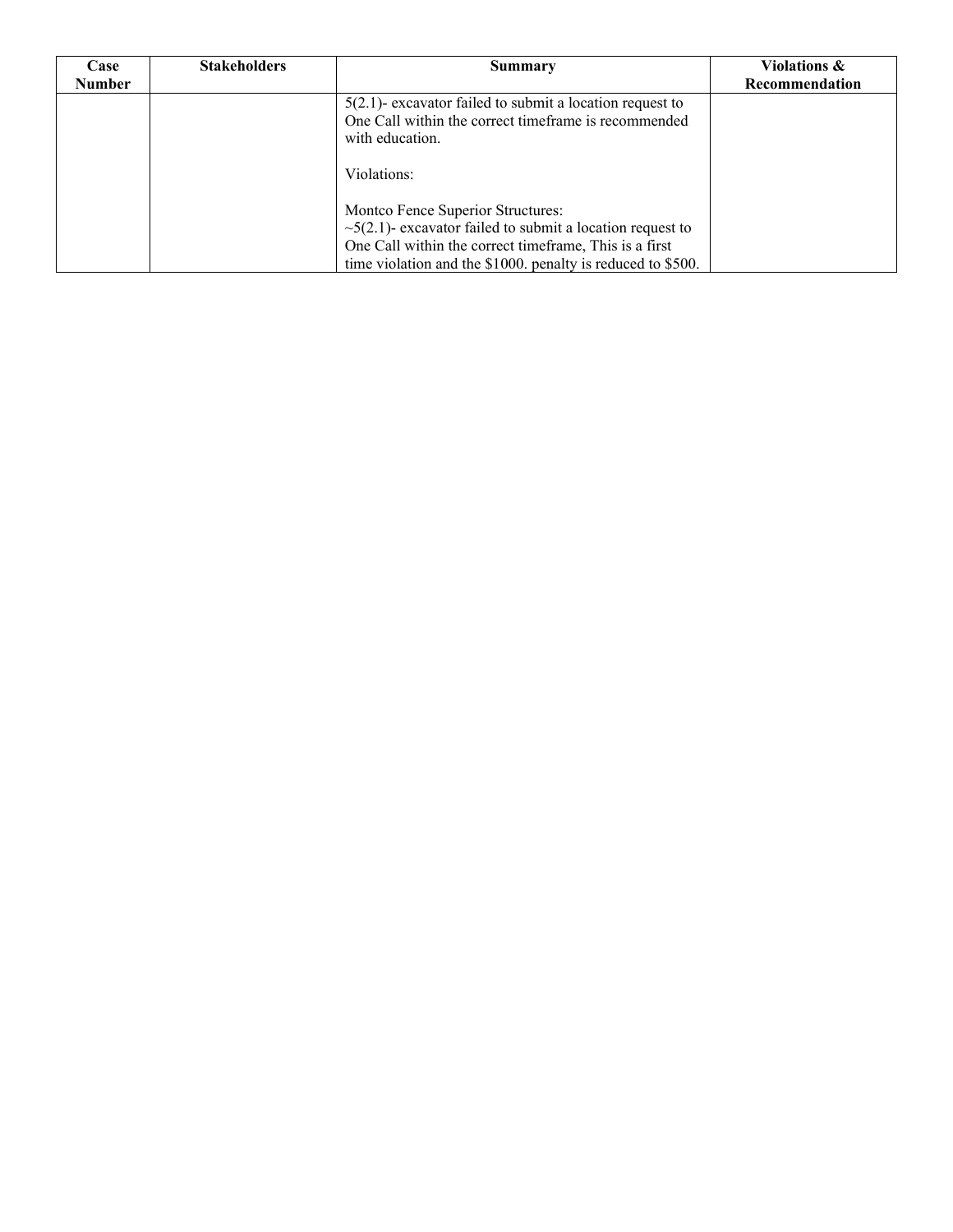| Case Number | Stakeholders | Summary | Violations & Recommendation |
| --- | --- | --- | --- |
| | | 5(2.1)- excavator failed to submit a location request to One Call within the correct timeframe is recommended with education.<br><br>Violations:<br><br>Montco Fence Superior Structures:<br>~5(2.1)- excavator failed to submit a location request to One Call within the correct timeframe, This is a first time violation and the $1000. penalty is reduced to $500. | |